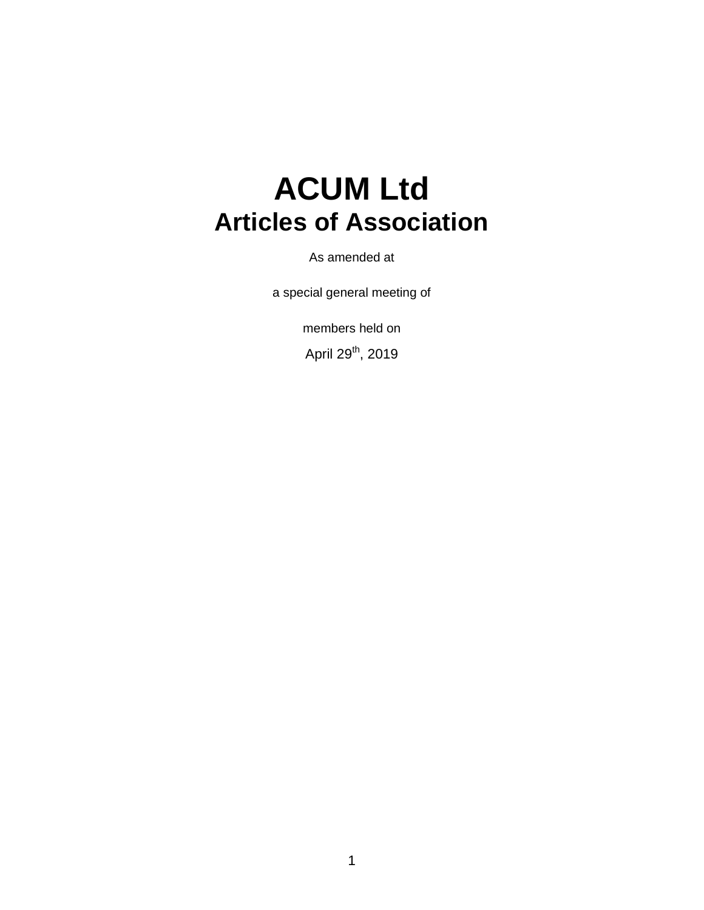# ACUM Ltd

## Articles of Association

As amended at

a special general meeting of

members held on

April 29th, 2019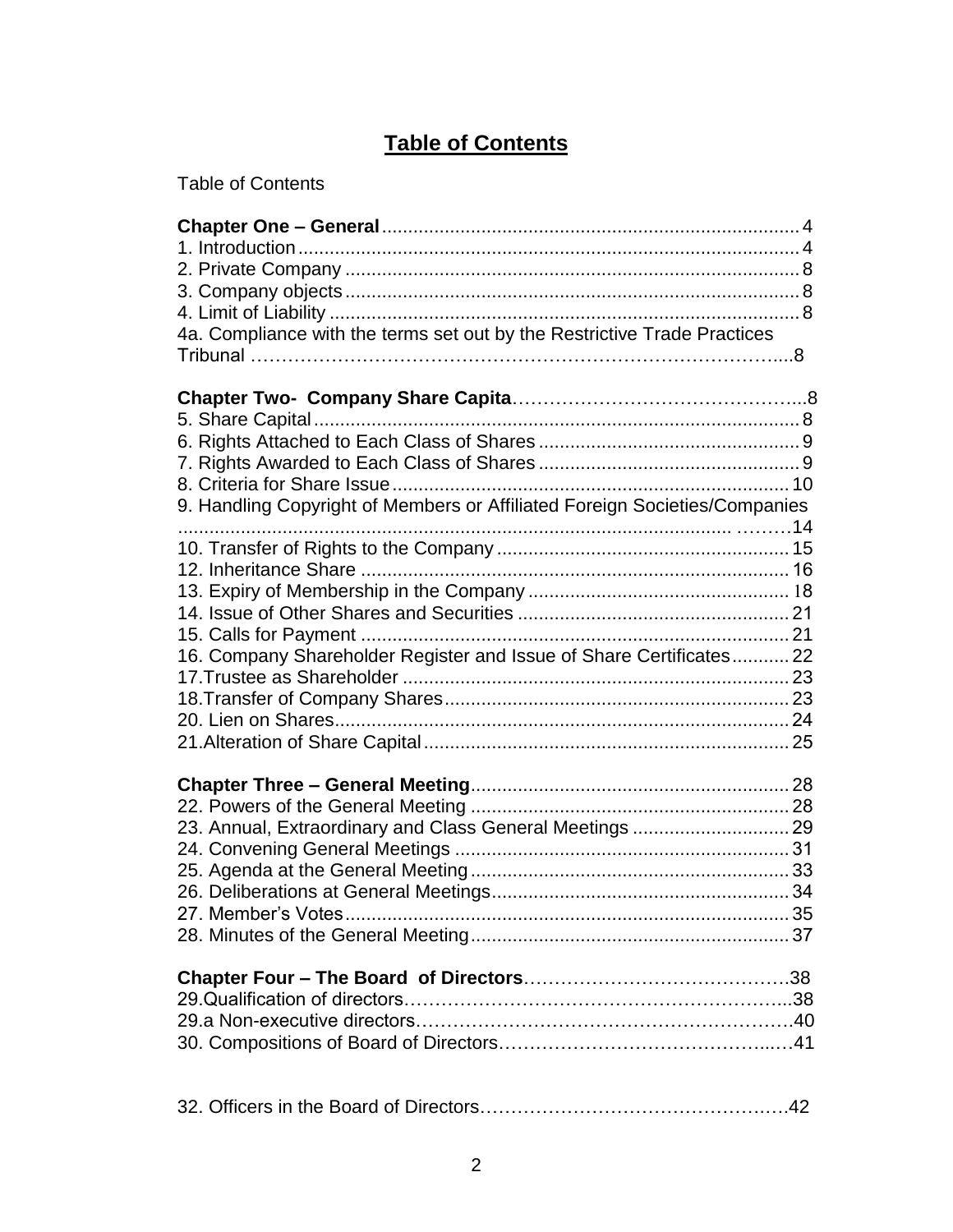# Table of Contents

Table of Contents

**Chapter One – General** ... 4
1. Introduction ... 4
2. Private Company ... 8
3. Company objects ... 8
4. Limit of Liability ... 8

4a. Compliance with the terms set out by the Restrictive Trade Practices Tribunal ... 8

**Chapter Two- Company Share Capita** ... 8
5. Share Capital ... 8
6. Rights Attached to Each Class of Shares ... 9
7. Rights Awarded to Each Class of Shares ... 9
8. Criteria for Share Issue ... 10
9. Handling Copyright of Members or Affiliated Foreign Societies/Companies ... 14
10. Transfer of Rights to the Company ... 15

12. Inheritance Share ... 16
13. Expiry of Membership in the Company ... 18
14. Issue of Other Shares and Securities ... 21
15. Calls for Payment ... 21
16. Company Shareholder Register and Issue of Share Certificates ... 22
17.Trustee as Shareholder ... 23
18.Transfer of Company Shares ... 23

20. Lien on Shares ... 24
21.Alteration of Share Capital ... 25

**Chapter Three – General Meeting** ... 28

22. Powers of the General Meeting ... 28
23. Annual, Extraordinary and Class General Meetings ... 29
24. Convening General Meetings ... 31
25. Agenda at the General Meeting ... 33
26. Deliberations at General Meetings ... 34
27. Member's Votes ... 35
28. Minutes of the General Meeting ... 37

**Chapter Four – The Board of Directors** ... 38

29.Qualification of directors ... 38

29.a Non-executive directors ... 40

30. Compositions of Board of Directors ... 41

32. Officers in the Board of Directors ... 42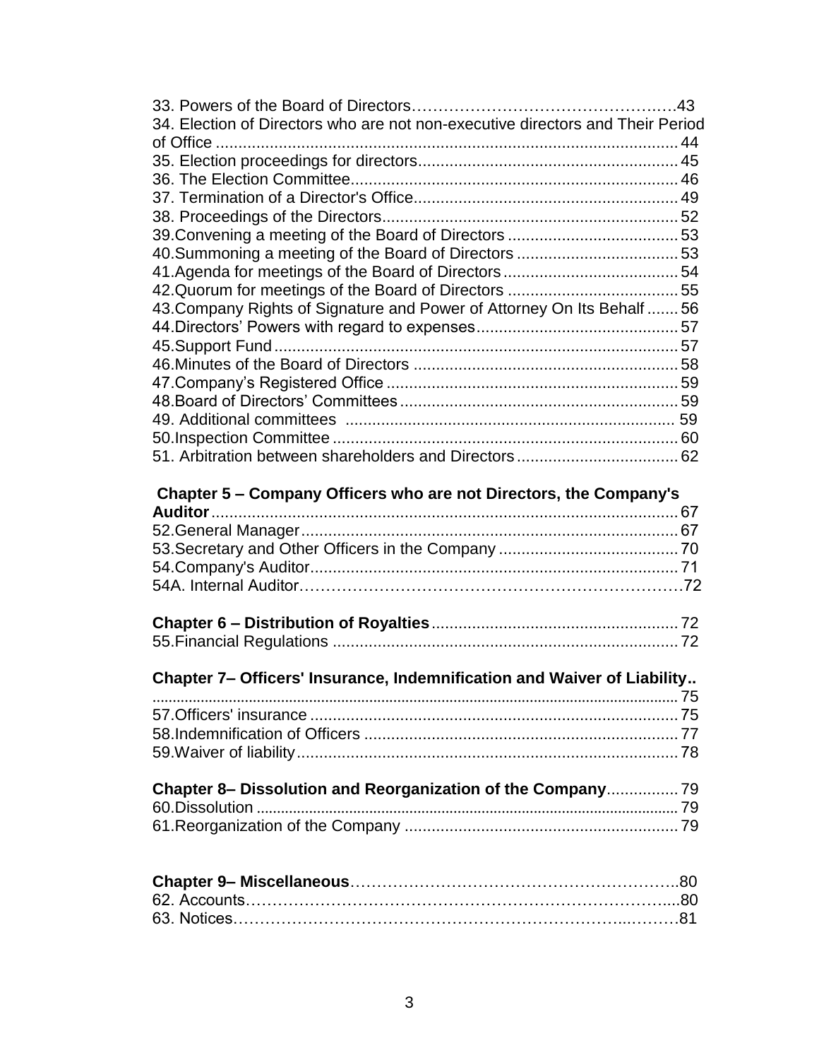33. Powers of the Board of Directors……………………………………………43
34. Election of Directors who are not non-executive directors and Their Period of Office ........................................................................................................ 44
35. Election proceedings for directors.......................................................... 45
36. The Election Committee........................................................................ 46
37. Termination of a Director's Office.......................................................... 49
38. Proceedings of the Directors................................................................. 52
39.Convening a meeting of the Board of Directors ...................................... 53
40.Summoning a meeting of the Board of Directors .................................... 53
41.Agenda for meetings of the Board of Directors....................................... 54
42.Quorum for meetings of the Board of Directors ...................................... 55
43.Company Rights of Signature and Power of Attorney On Its Behalf ....... 56
44.Directors' Powers with regard to expenses............................................ 57
45.Support Fund ........................................................................................ 57
46.Minutes of the Board of Directors .......................................................... 58
47.Company's Registered Office ................................................................ 59
48.Board of Directors' Committees ............................................................. 59
49. Additional committees ......................................................................... 59
50.Inspection Committee ............................................................................ 60
51. Arbitration between shareholders and Directors.................................... 62

**Chapter 5 – Company Officers who are not Directors, the Company's Auditor**........................................................................................................ 67
52.General Manager.................................................................................... 67
53.Secretary and Other Officers in the Company ........................................ 70
54.Company's Auditor.................................................................................. 71
54A. Internal Auditor……………………………………………………………72

**Chapter 6 – Distribution of Royalties**...................................................... 72
55.Financial Regulations ............................................................................. 72

**Chapter 7– Officers' Insurance, Indemnification and Waiver of Liability..** ......................................................................................................................... 75
57.Officers' insurance .................................................................................. 75
58.Indemnification of Officers ...................................................................... 77
59.Waiver of liability...................................................................................... 78

**Chapter 8– Dissolution and Reorganization of the Company**................ 79
60.Dissolution ................................................................................................ 79
61.Reorganization of the Company ............................................................. 79

**Chapter 9– Miscellaneous**…………………………………………………..80
62. Accounts……………………………………………………………………....80
63. Notices…………………………………………………………………..………81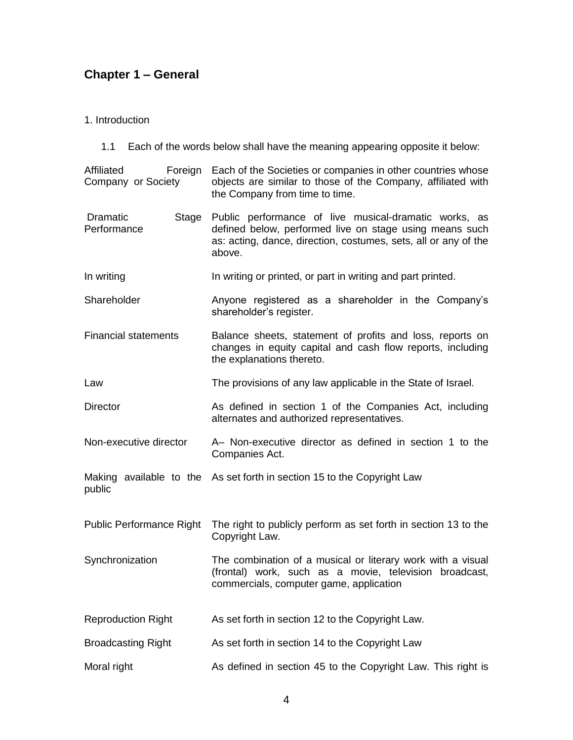## Chapter 1 – General

1. Introduction

1.1 Each of the words below shall have the meaning appearing opposite it below:

| | |
|---|---|
| Affiliated Foreign Company or Society | Each of the Societies or companies in other countries whose objects are similar to those of the Company, affiliated with the Company from time to time. |
| Dramatic Stage Performance | Public performance of live musical-dramatic works, as defined below, performed live on stage using means such as: acting, dance, direction, costumes, sets, all or any of the above. |
| In writing | In writing or printed, or part in writing and part printed. |
| Shareholder | Anyone registered as a shareholder in the Company's shareholder's register. |
| Financial statements | Balance sheets, statement of profits and loss, reports on changes in equity capital and cash flow reports, including the explanations thereto. |
| Law | The provisions of any law applicable in the State of Israel. |
| Director | As defined in section 1 of the Companies Act, including alternates and authorized representatives. |
| Non-executive director | A– Non-executive director as defined in section 1 to the Companies Act. |
| Making available to the public | As set forth in section 15 to the Copyright Law |
| Public Performance Right | The right to publicly perform as set forth in section 13 to the Copyright Law. |
| Synchronization | The combination of a musical or literary work with a visual (frontal) work, such as a movie, television broadcast, commercials, computer game, application |
| Reproduction Right | As set forth in section 12 to the Copyright Law. |
| Broadcasting Right | As set forth in section 14 to the Copyright Law |
| Moral right | As defined in section 45 to the Copyright Law. This right is |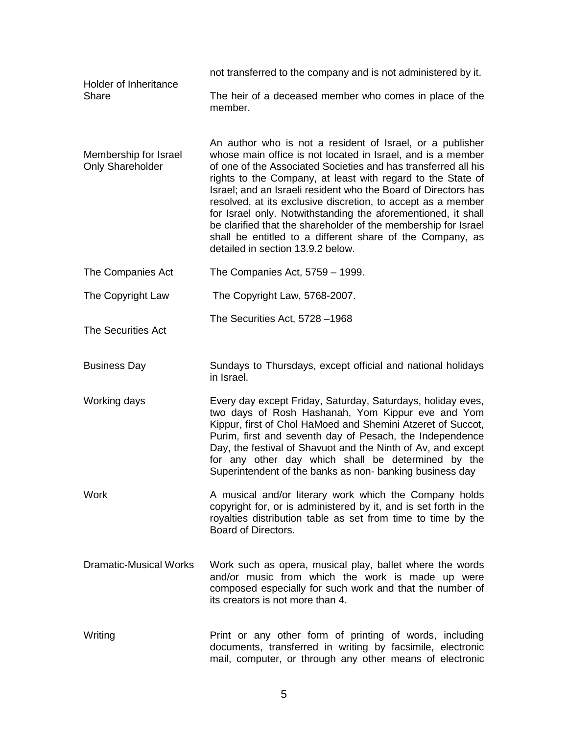| | |
|---|---|
| | not transferred to the company and is not administered by it. |
| Holder of Inheritance Share | The heir of a deceased member who comes in place of the member. |
| Membership for Israel Only Shareholder | An author who is not a resident of Israel, or a publisher whose main office is not located in Israel, and is a member of one of the Associated Societies and has transferred all his rights to the Company, at least with regard to the State of Israel; and an Israeli resident who the Board of Directors has resolved, at its exclusive discretion, to accept as a member for Israel only. Notwithstanding the aforementioned, it shall be clarified that the shareholder of the membership for Israel shall be entitled to a different share of the Company, as detailed in section 13.9.2 below. |
| The Companies Act | The Companies Act, 5759 – 1999. |
| The Copyright Law | The Copyright Law, 5768-2007. |
| The Securities Act | The Securities Act, 5728 –1968 |
| Business Day | Sundays to Thursdays, except official and national holidays in Israel. |
| Working days | Every day except Friday, Saturday, Saturdays, holiday eves, two days of Rosh Hashanah, Yom Kippur eve and Yom Kippur, first of Chol HaMoed and Shemini Atzeret of Succot, Purim, first and seventh day of Pesach, the Independence Day, the festival of Shavuot and the Ninth of Av, and except for any other day which shall be determined by the Superintendent of the banks as non- banking business day |
| Work | A musical and/or literary work which the Company holds copyright for, or is administered by it, and is set forth in the royalties distribution table as set from time to time by the Board of Directors. |
| Dramatic-Musical Works | Work such as opera, musical play, ballet where the words and/or music from which the work is made up were composed especially for such work and that the number of its creators is not more than 4. |
| Writing | Print or any other form of printing of words, including documents, transferred in writing by facsimile, electronic mail, computer, or through any other means of electronic |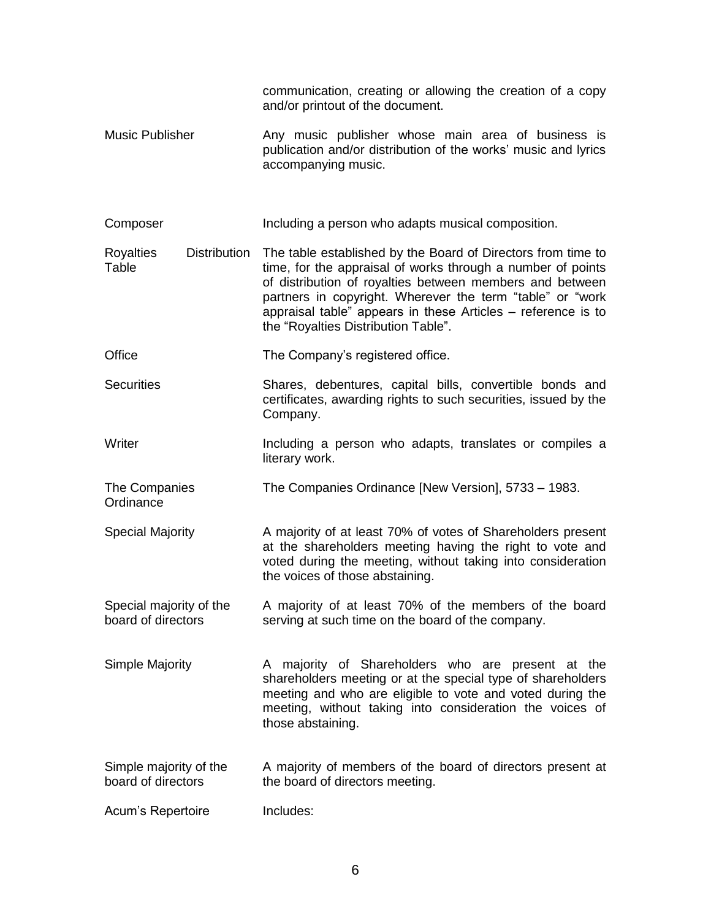| | |
|---|---|
| | communication, creating or allowing the creation of a copy and/or printout of the document. |
| Music Publisher | Any music publisher whose main area of business is publication and/or distribution of the works' music and lyrics accompanying music. |
| Composer | Including a person who adapts musical composition. |
| Royalties Distribution Table | The table established by the Board of Directors from time to time, for the appraisal of works through a number of points of distribution of royalties between members and between partners in copyright. Wherever the term "table" or "work appraisal table" appears in these Articles – reference is to the "Royalties Distribution Table". |
| Office | The Company's registered office. |
| Securities | Shares, debentures, capital bills, convertible bonds and certificates, awarding rights to such securities, issued by the Company. |
| Writer | Including a person who adapts, translates or compiles a literary work. |
| The Companies Ordinance | The Companies Ordinance [New Version], 5733 – 1983. |
| Special Majority | A majority of at least 70% of votes of Shareholders present at the shareholders meeting having the right to vote and voted during the meeting, without taking into consideration the voices of those abstaining. |
| Special majority of the board of directors | A majority of at least 70% of the members of the board serving at such time on the board of the company. |
| Simple Majority | A majority of Shareholders who are present at the shareholders meeting or at the special type of shareholders meeting and who are eligible to vote and voted during the meeting, without taking into consideration the voices of those abstaining. |
| Simple majority of the board of directors | A majority of members of the board of directors present at the board of directors meeting. |
| Acum's Repertoire | Includes: |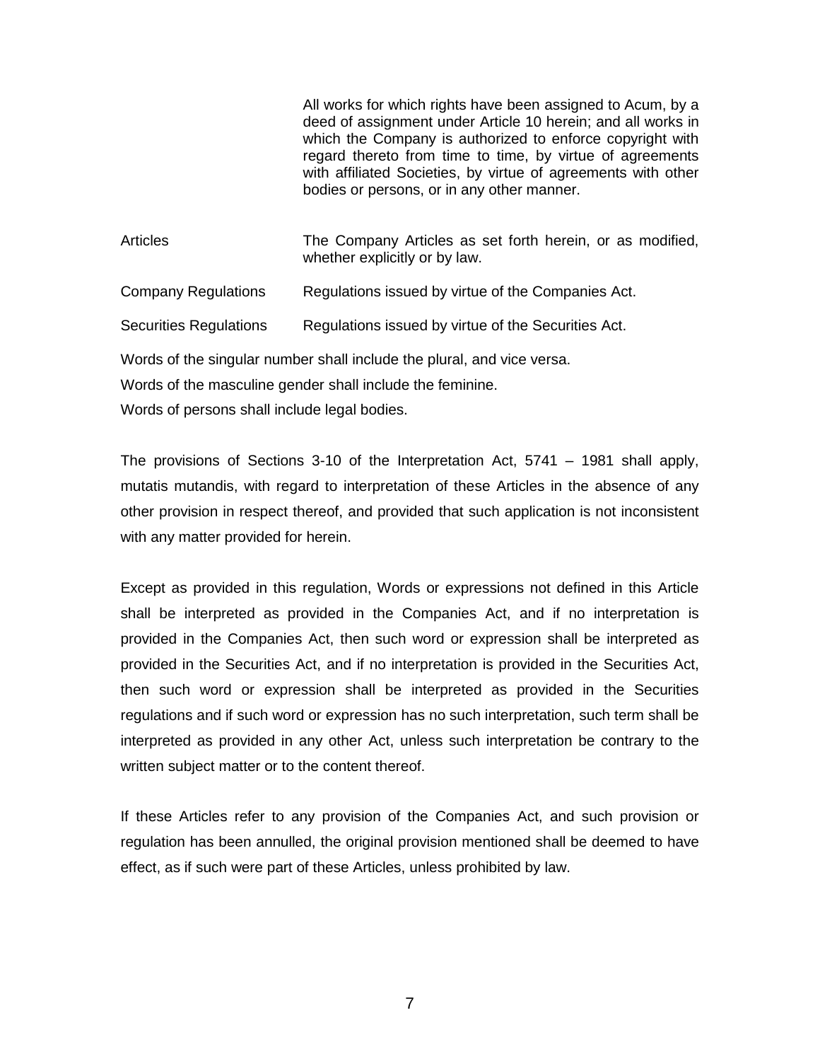| | |
|---|---|
| | All works for which rights have been assigned to Acum, by a deed of assignment under Article 10 herein; and all works in which the Company is authorized to enforce copyright with regard thereto from time to time, by virtue of agreements with affiliated Societies, by virtue of agreements with other bodies or persons, or in any other manner. |
| Articles | The Company Articles as set forth herein, or as modified, whether explicitly or by law. |
| Company Regulations | Regulations issued by virtue of the Companies Act. |
| Securities Regulations | Regulations issued by virtue of the Securities Act. |

Words of the singular number shall include the plural, and vice versa.

Words of the masculine gender shall include the feminine.

Words of persons shall include legal bodies.

The provisions of Sections 3-10 of the Interpretation Act, 5741 – 1981 shall apply, mutatis mutandis, with regard to interpretation of these Articles in the absence of any other provision in respect thereof, and provided that such application is not inconsistent with any matter provided for herein.

Except as provided in this regulation, Words or expressions not defined in this Article shall be interpreted as provided in the Companies Act, and if no interpretation is provided in the Companies Act, then such word or expression shall be interpreted as provided in the Securities Act, and if no interpretation is provided in the Securities Act, then such word or expression shall be interpreted as provided in the Securities regulations and if such word or expression has no such interpretation, such term shall be interpreted as provided in any other Act, unless such interpretation be contrary to the written subject matter or to the content thereof.

If these Articles refer to any provision of the Companies Act, and such provision or regulation has been annulled, the original provision mentioned shall be deemed to have effect, as if such were part of these Articles, unless prohibited by law.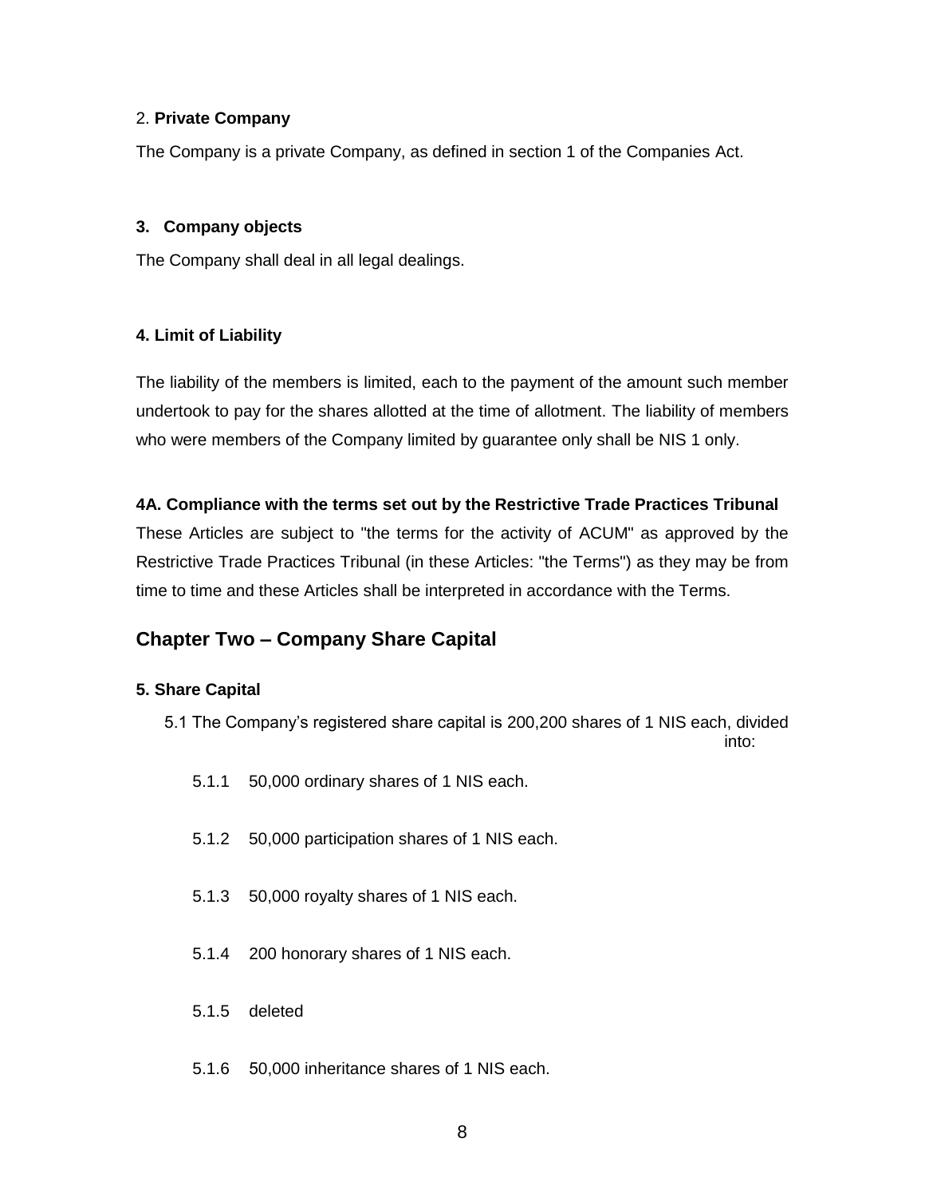### 2. Private Company

The Company is a private Company, as defined in section 1 of the Companies Act.

### 3. Company objects

The Company shall deal in all legal dealings.

### 4. Limit of Liability

The liability of the members is limited, each to the payment of the amount such member undertook to pay for the shares allotted at the time of allotment. The liability of members who were members of the Company limited by guarantee only shall be NIS 1 only.

### 4A. Compliance with the terms set out by the Restrictive Trade Practices Tribunal

These Articles are subject to "the terms for the activity of ACUM" as approved by the Restrictive Trade Practices Tribunal (in these Articles: "the Terms") as they may be from time to time and these Articles shall be interpreted in accordance with the Terms.

## Chapter Two – Company Share Capital

### 5. Share Capital

5.1 The Company's registered share capital is 200,200 shares of 1 NIS each, divided into:

- 5.1.1 50,000 ordinary shares of 1 NIS each.
- 5.1.2 50,000 participation shares of 1 NIS each.
- 5.1.3 50,000 royalty shares of 1 NIS each.
- 5.1.4 200 honorary shares of 1 NIS each.
- 5.1.5 deleted
- 5.1.6 50,000 inheritance shares of 1 NIS each.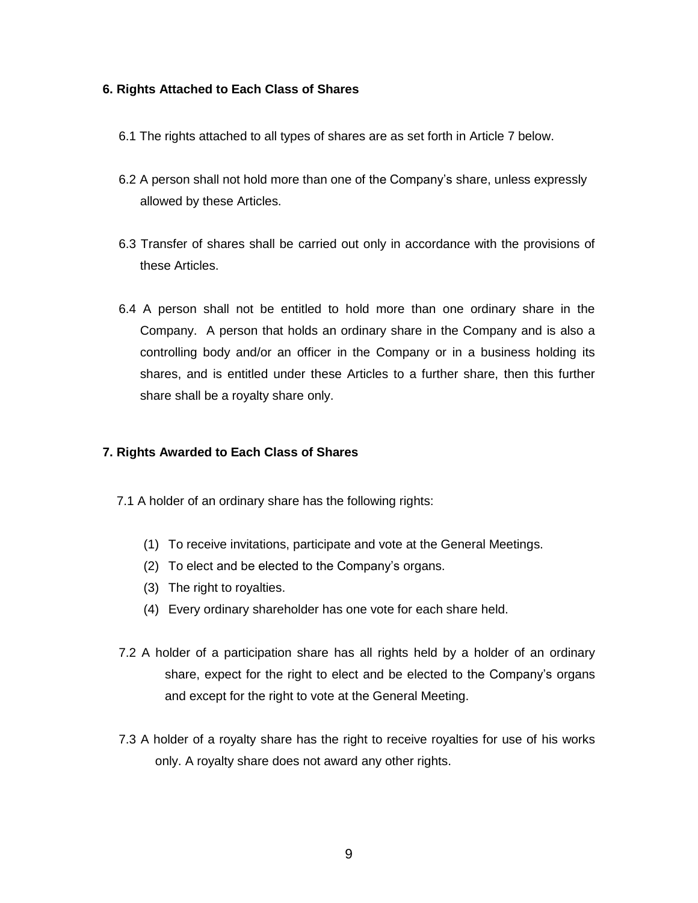## 6. Rights Attached to Each Class of Shares

6.1 The rights attached to all types of shares are as set forth in Article 7 below.

6.2 A person shall not hold more than one of the Company's share, unless expressly allowed by these Articles.

6.3 Transfer of shares shall be carried out only in accordance with the provisions of these Articles.

6.4 A person shall not be entitled to hold more than one ordinary share in the Company. A person that holds an ordinary share in the Company and is also a controlling body and/or an officer in the Company or in a business holding its shares, and is entitled under these Articles to a further share, then this further share shall be a royalty share only.

## 7. Rights Awarded to Each Class of Shares

7.1 A holder of an ordinary share has the following rights:

(1) To receive invitations, participate and vote at the General Meetings.
(2) To elect and be elected to the Company's organs.
(3) The right to royalties.
(4) Every ordinary shareholder has one vote for each share held.

7.2 A holder of a participation share has all rights held by a holder of an ordinary share, expect for the right to elect and be elected to the Company's organs and except for the right to vote at the General Meeting.

7.3 A holder of a royalty share has the right to receive royalties for use of his works only. A royalty share does not award any other rights.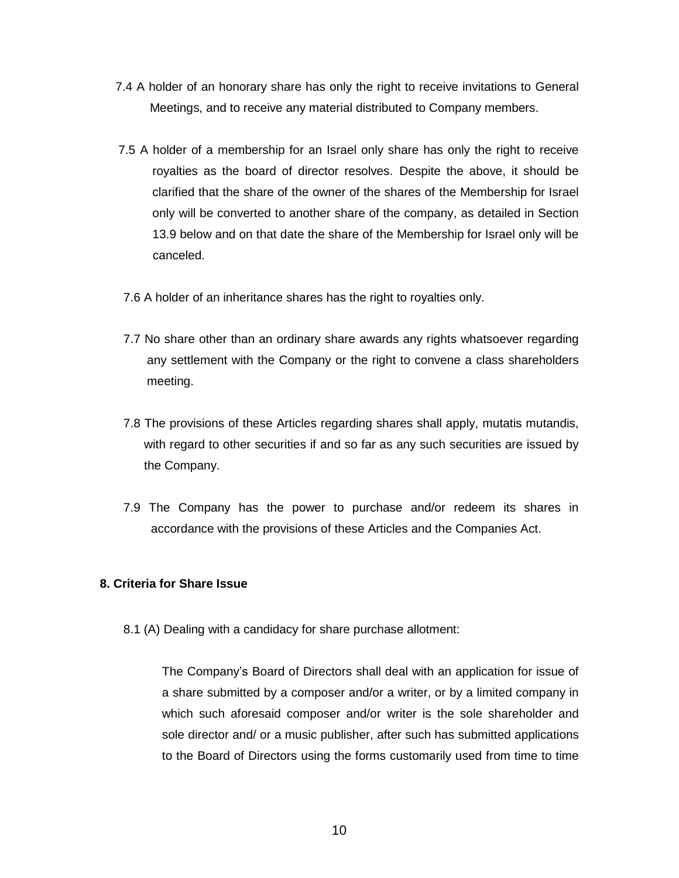7.4 A holder of an honorary share has only the right to receive invitations to General Meetings, and to receive any material distributed to Company members.

7.5 A holder of a membership for an Israel only share has only the right to receive royalties as the board of director resolves. Despite the above, it should be clarified that the share of the owner of the shares of the Membership for Israel only will be converted to another share of the company, as detailed in Section 13.9 below and on that date the share of the Membership for Israel only will be canceled.

7.6 A holder of an inheritance shares has the right to royalties only.

7.7 No share other than an ordinary share awards any rights whatsoever regarding any settlement with the Company or the right to convene a class shareholders meeting.

7.8 The provisions of these Articles regarding shares shall apply, mutatis mutandis, with regard to other securities if and so far as any such securities are issued by the Company.

7.9 The Company has the power to purchase and/or redeem its shares in accordance with the provisions of these Articles and the Companies Act.

**8. Criteria for Share Issue**

8.1 (A) Dealing with a candidacy for share purchase allotment:

The Company's Board of Directors shall deal with an application for issue of a share submitted by a composer and/or a writer, or by a limited company in which such aforesaid composer and/or writer is the sole shareholder and sole director and/ or a music publisher, after such has submitted applications to the Board of Directors using the forms customarily used from time to time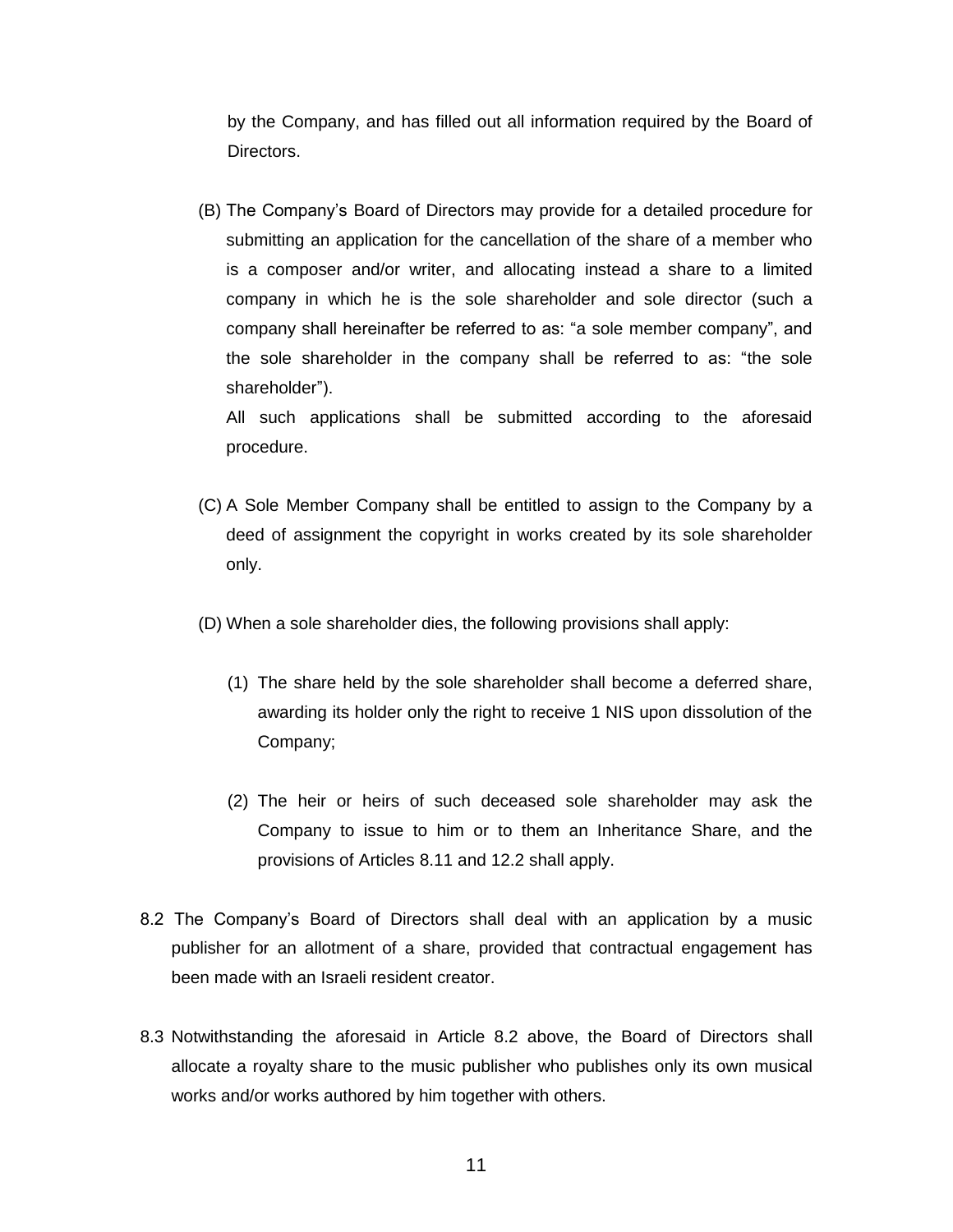by the Company, and has filled out all information required by the Board of Directors.

(B) The Company's Board of Directors may provide for a detailed procedure for submitting an application for the cancellation of the share of a member who is a composer and/or writer, and allocating instead a share to a limited company in which he is the sole shareholder and sole director (such a company shall hereinafter be referred to as: "a sole member company", and the sole shareholder in the company shall be referred to as: "the sole shareholder").
All such applications shall be submitted according to the aforesaid procedure.

(C) A Sole Member Company shall be entitled to assign to the Company by a deed of assignment the copyright in works created by its sole shareholder only.

(D) When a sole shareholder dies, the following provisions shall apply:

(1) The share held by the sole shareholder shall become a deferred share, awarding its holder only the right to receive 1 NIS upon dissolution of the Company;

(2) The heir or heirs of such deceased sole shareholder may ask the Company to issue to him or to them an Inheritance Share, and the provisions of Articles 8.11 and 12.2 shall apply.

8.2 The Company's Board of Directors shall deal with an application by a music publisher for an allotment of a share, provided that contractual engagement has been made with an Israeli resident creator.

8.3 Notwithstanding the aforesaid in Article 8.2 above, the Board of Directors shall allocate a royalty share to the music publisher who publishes only its own musical works and/or works authored by him together with others.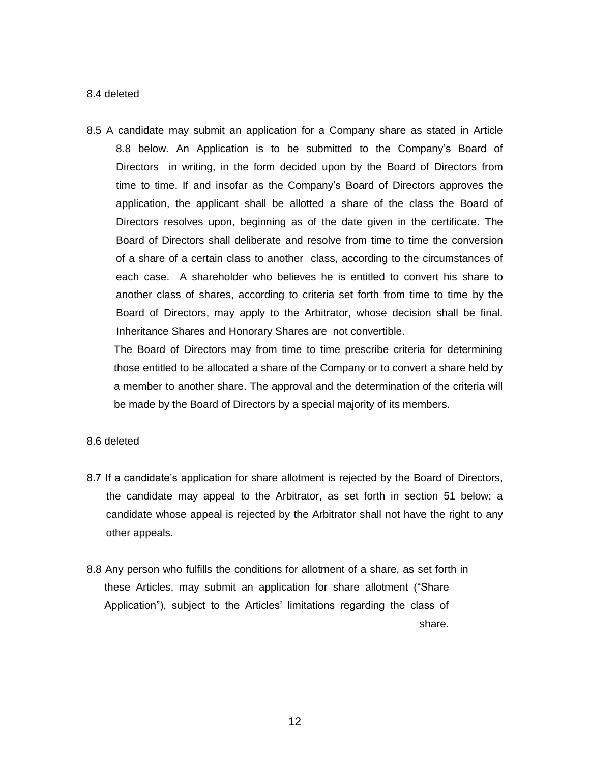8.4 deleted

8.5 A candidate may submit an application for a Company share as stated in Article 8.8 below. An Application is to be submitted to the Company's Board of Directors in writing, in the form decided upon by the Board of Directors from time to time. If and insofar as the Company's Board of Directors approves the application, the applicant shall be allotted a share of the class the Board of Directors resolves upon, beginning as of the date given in the certificate. The Board of Directors shall deliberate and resolve from time to time the conversion of a share of a certain class to another class, according to the circumstances of each case. A shareholder who believes he is entitled to convert his share to another class of shares, according to criteria set forth from time to time by the Board of Directors, may apply to the Arbitrator, whose decision shall be final. Inheritance Shares and Honorary Shares are not convertible.

The Board of Directors may from time to time prescribe criteria for determining those entitled to be allocated a share of the Company or to convert a share held by a member to another share. The approval and the determination of the criteria will be made by the Board of Directors by a special majority of its members.

8.6 deleted

8.7 If a candidate's application for share allotment is rejected by the Board of Directors, the candidate may appeal to the Arbitrator, as set forth in section 51 below; a candidate whose appeal is rejected by the Arbitrator shall not have the right to any other appeals.

8.8 Any person who fulfills the conditions for allotment of a share, as set forth in these Articles, may submit an application for share allotment ("Share Application"), subject to the Articles' limitations regarding the class of share.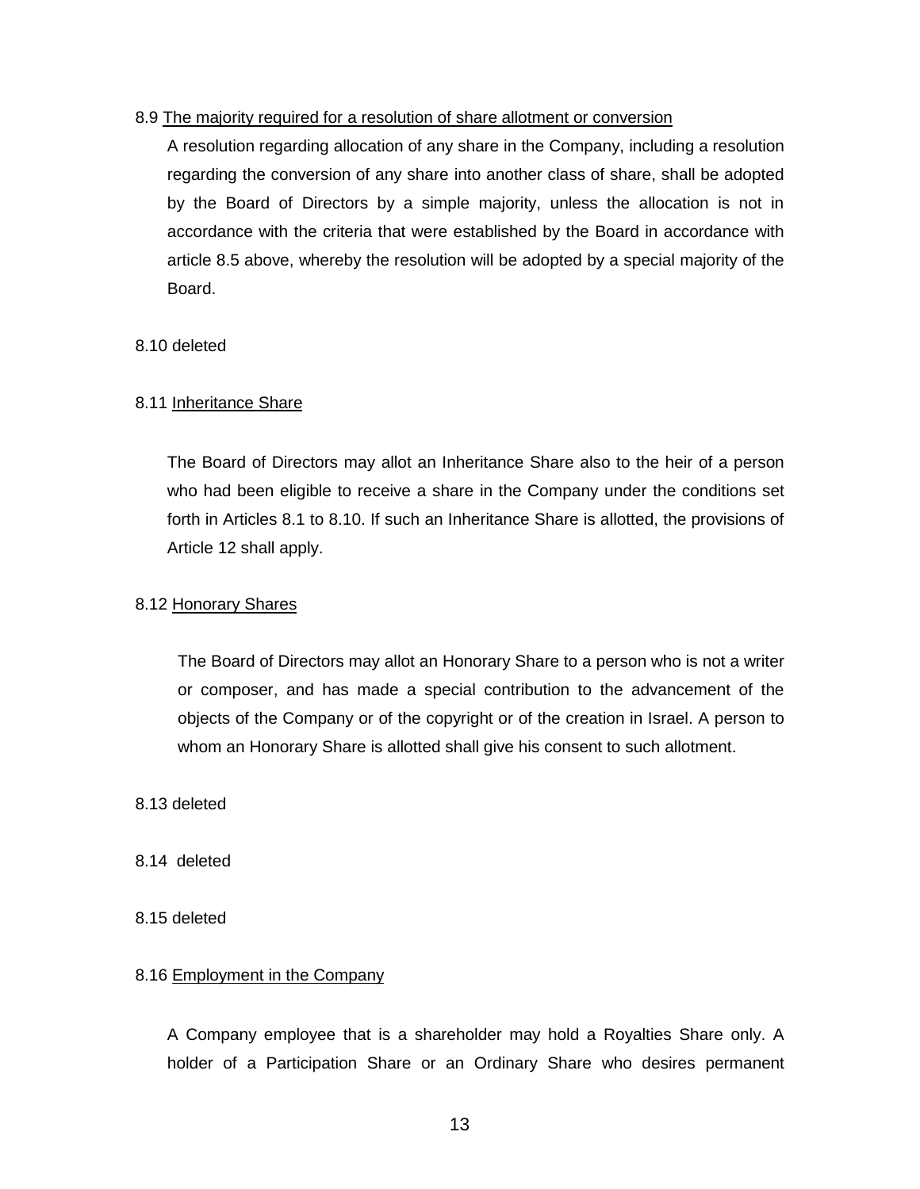8.9 <u>The majority required for a resolution of share allotment or conversion</u>

A resolution regarding allocation of any share in the Company, including a resolution regarding the conversion of any share into another class of share, shall be adopted by the Board of Directors by a simple majority, unless the allocation is not in accordance with the criteria that were established by the Board in accordance with article 8.5 above, whereby the resolution will be adopted by a special majority of the Board.

8.10 deleted

8.11 <u>Inheritance Share</u>

The Board of Directors may allot an Inheritance Share also to the heir of a person who had been eligible to receive a share in the Company under the conditions set forth in Articles 8.1 to 8.10. If such an Inheritance Share is allotted, the provisions of Article 12 shall apply.

8.12 <u>Honorary Shares</u>

The Board of Directors may allot an Honorary Share to a person who is not a writer or composer, and has made a special contribution to the advancement of the objects of the Company or of the copyright or of the creation in Israel. A person to whom an Honorary Share is allotted shall give his consent to such allotment.

8.13 deleted

8.14 deleted

8.15 deleted

8.16 <u>Employment in the Company</u>

A Company employee that is a shareholder may hold a Royalties Share only. A holder of a Participation Share or an Ordinary Share who desires permanent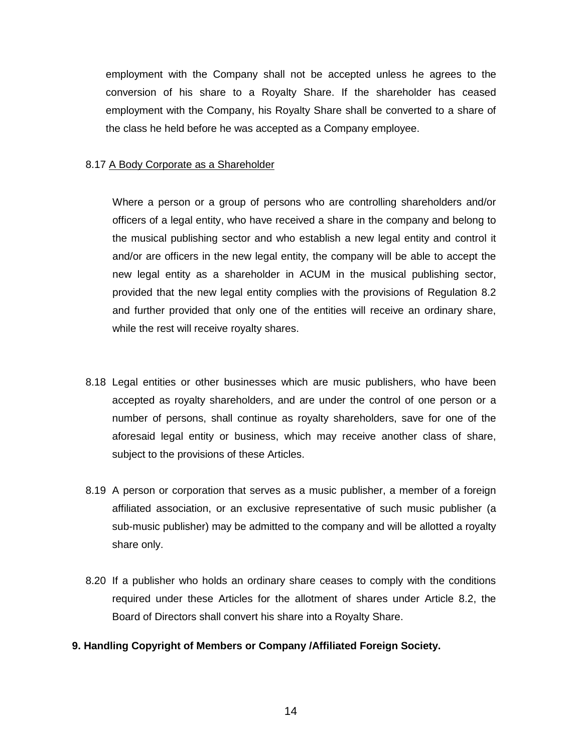employment with the Company shall not be accepted unless he agrees to the conversion of his share to a Royalty Share. If the shareholder has ceased employment with the Company, his Royalty Share shall be converted to a share of the class he held before he was accepted as a Company employee.

8.17 <u>A Body Corporate as a Shareholder</u>

Where a person or a group of persons who are controlling shareholders and/or officers of a legal entity, who have received a share in the company and belong to the musical publishing sector and who establish a new legal entity and control it and/or are officers in the new legal entity, the company will be able to accept the new legal entity as a shareholder in ACUM in the musical publishing sector, provided that the new legal entity complies with the provisions of Regulation 8.2 and further provided that only one of the entities will receive an ordinary share, while the rest will receive royalty shares.

8.18 Legal entities or other businesses which are music publishers, who have been accepted as royalty shareholders, and are under the control of one person or a number of persons, shall continue as royalty shareholders, save for one of the aforesaid legal entity or business, which may receive another class of share, subject to the provisions of these Articles.

8.19 A person or corporation that serves as a music publisher, a member of a foreign affiliated association, or an exclusive representative of such music publisher (a sub-music publisher) may be admitted to the company and will be allotted a royalty share only.

8.20 If a publisher who holds an ordinary share ceases to comply with the conditions required under these Articles for the allotment of shares under Article 8.2, the Board of Directors shall convert his share into a Royalty Share.

**9. Handling Copyright of Members or Company /Affiliated Foreign Society.**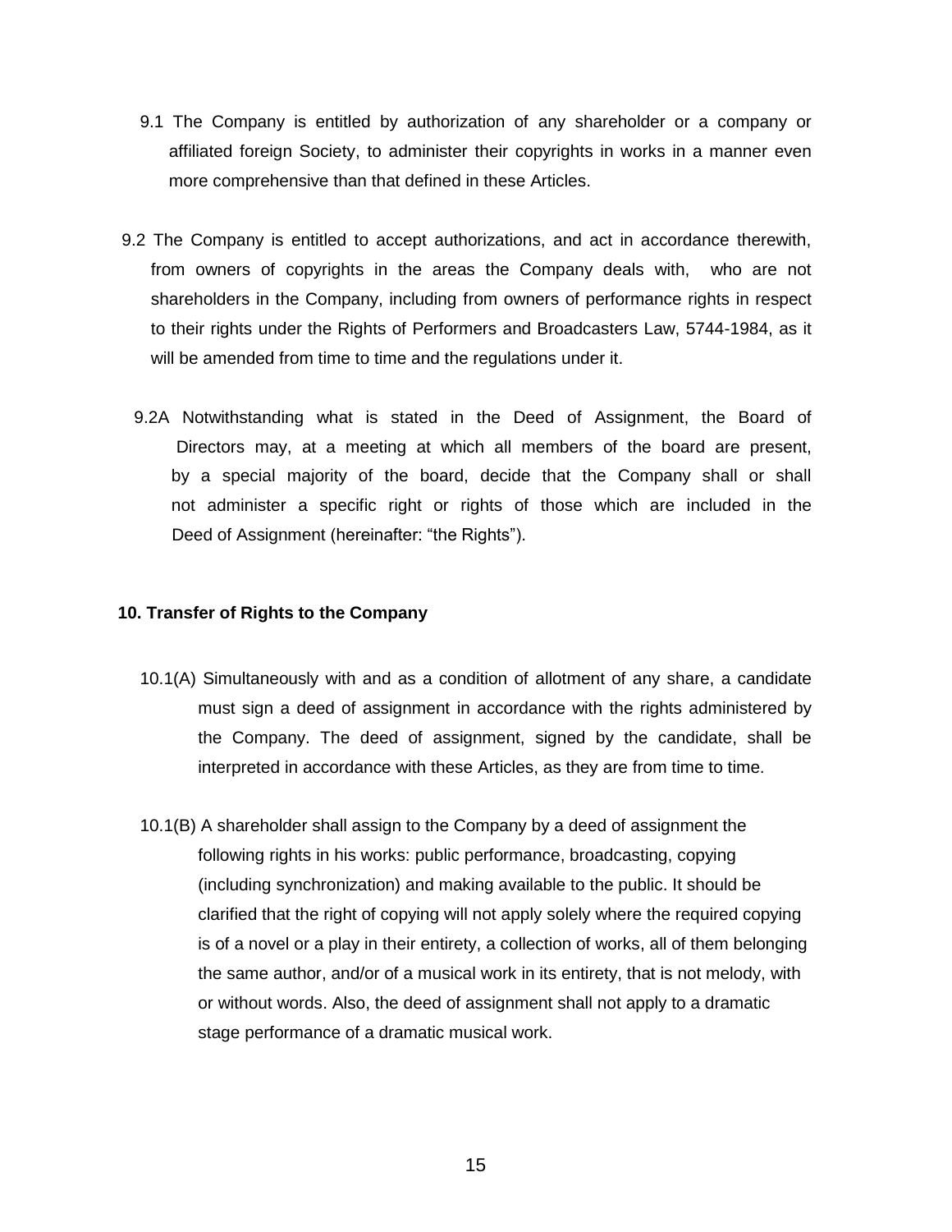9.1 The Company is entitled by authorization of any shareholder or a company or affiliated foreign Society, to administer their copyrights in works in a manner even more comprehensive than that defined in these Articles.

9.2 The Company is entitled to accept authorizations, and act in accordance therewith, from owners of copyrights in the areas the Company deals with, who are not shareholders in the Company, including from owners of performance rights in respect to their rights under the Rights of Performers and Broadcasters Law, 5744-1984, as it will be amended from time to time and the regulations under it.

9.2A Notwithstanding what is stated in the Deed of Assignment, the Board of Directors may, at a meeting at which all members of the board are present, by a special majority of the board, decide that the Company shall or shall not administer a specific right or rights of those which are included in the Deed of Assignment (hereinafter: "the Rights").

**10. Transfer of Rights to the Company**

10.1(A) Simultaneously with and as a condition of allotment of any share, a candidate must sign a deed of assignment in accordance with the rights administered by the Company. The deed of assignment, signed by the candidate, shall be interpreted in accordance with these Articles, as they are from time to time.

10.1(B) A shareholder shall assign to the Company by a deed of assignment the following rights in his works: public performance, broadcasting, copying (including synchronization) and making available to the public. It should be clarified that the right of copying will not apply solely where the required copying is of a novel or a play in their entirety, a collection of works, all of them belonging the same author, and/or of a musical work in its entirety, that is not melody, with or without words. Also, the deed of assignment shall not apply to a dramatic stage performance of a dramatic musical work.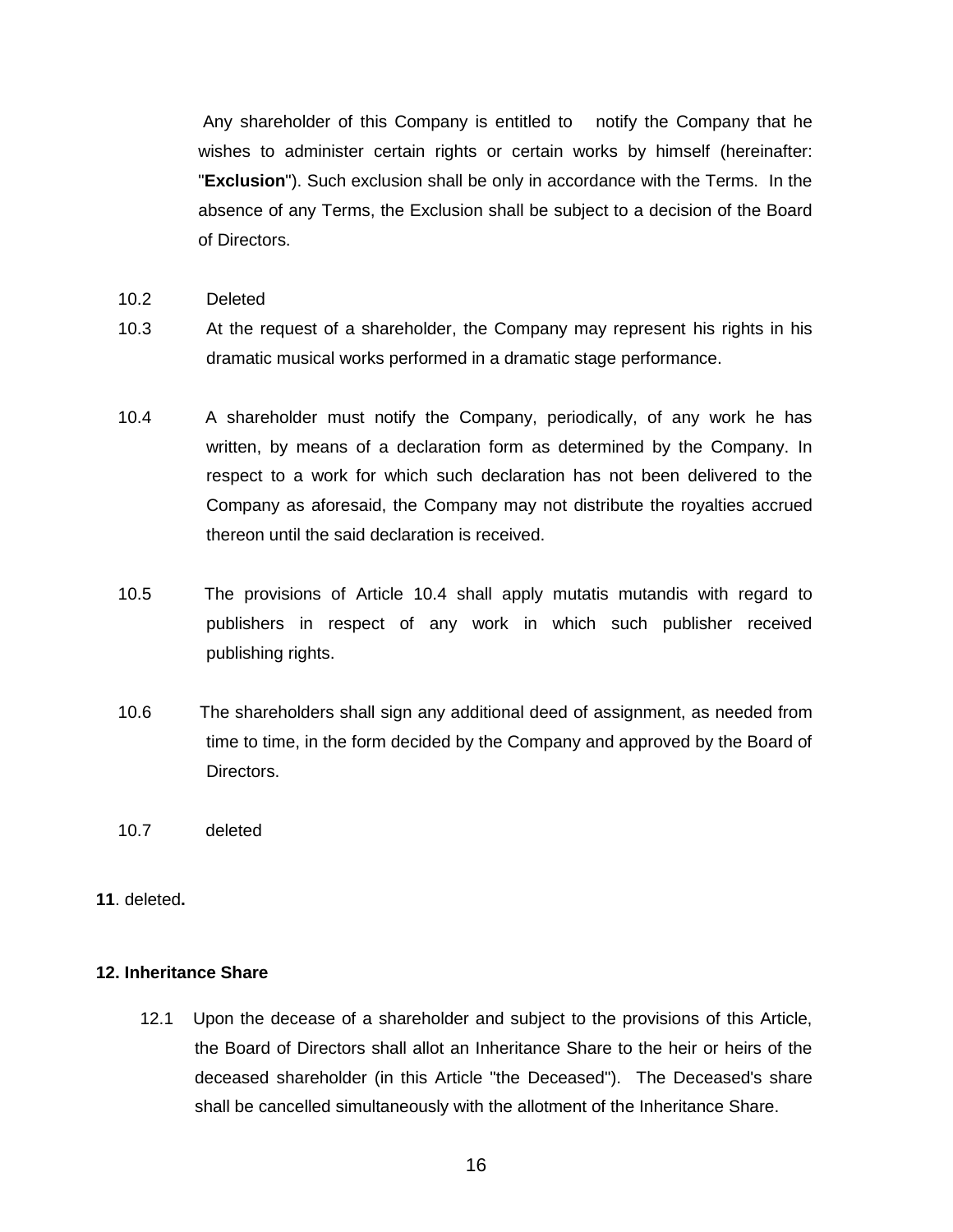Any shareholder of this Company is entitled to notify the Company that he wishes to administer certain rights or certain works by himself (hereinafter: "**Exclusion**"). Such exclusion shall be only in accordance with the Terms. In the absence of any Terms, the Exclusion shall be subject to a decision of the Board of Directors.

10.2 Deleted

10.3 At the request of a shareholder, the Company may represent his rights in his dramatic musical works performed in a dramatic stage performance.

10.4 A shareholder must notify the Company, periodically, of any work he has written, by means of a declaration form as determined by the Company. In respect to a work for which such declaration has not been delivered to the Company as aforesaid, the Company may not distribute the royalties accrued thereon until the said declaration is received.

10.5 The provisions of Article 10.4 shall apply mutatis mutandis with regard to publishers in respect of any work in which such publisher received publishing rights.

10.6 The shareholders shall sign any additional deed of assignment, as needed from time to time, in the form decided by the Company and approved by the Board of Directors.

10.7 deleted

**11**. deleted**.**

**12. Inheritance Share**

12.1 Upon the decease of a shareholder and subject to the provisions of this Article, the Board of Directors shall allot an Inheritance Share to the heir or heirs of the deceased shareholder (in this Article "the Deceased"). The Deceased's share shall be cancelled simultaneously with the allotment of the Inheritance Share.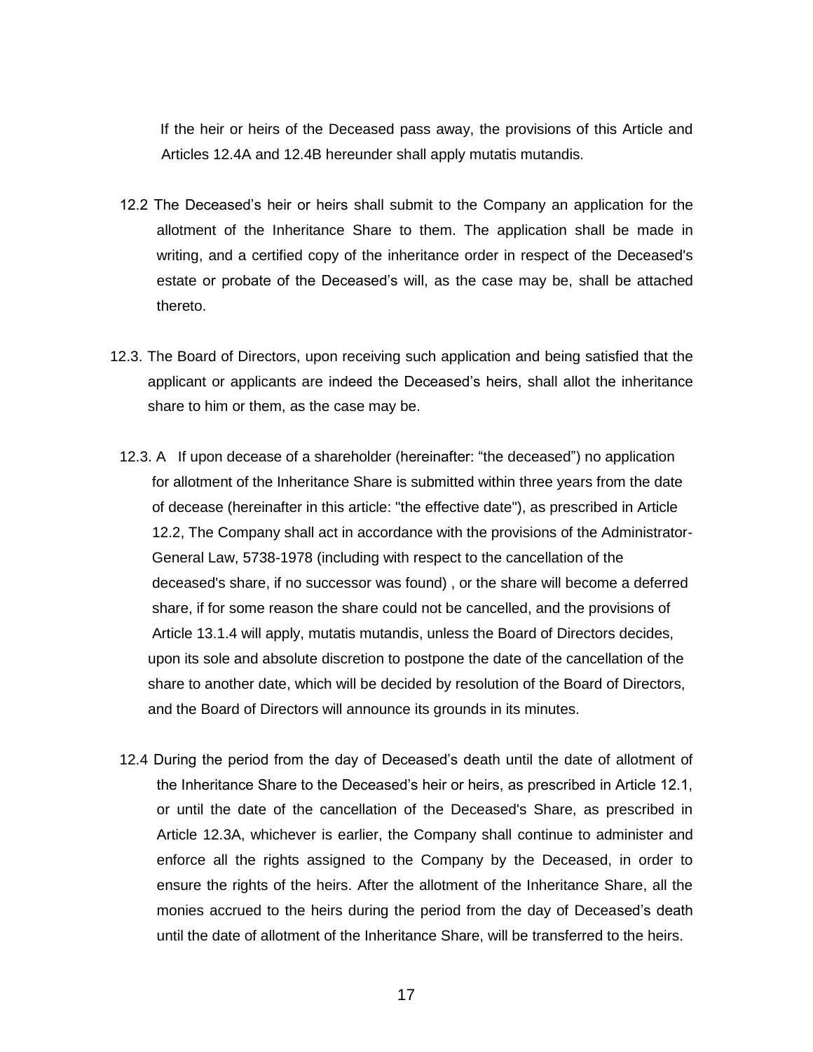If the heir or heirs of the Deceased pass away, the provisions of this Article and Articles 12.4A and 12.4B hereunder shall apply mutatis mutandis.

12.2 The Deceased's heir or heirs shall submit to the Company an application for the allotment of the Inheritance Share to them. The application shall be made in writing, and a certified copy of the inheritance order in respect of the Deceased's estate or probate of the Deceased's will, as the case may be, shall be attached thereto.

12.3. The Board of Directors, upon receiving such application and being satisfied that the applicant or applicants are indeed the Deceased's heirs, shall allot the inheritance share to him or them, as the case may be.

12.3. A If upon decease of a shareholder (hereinafter: "the deceased") no application for allotment of the Inheritance Share is submitted within three years from the date of decease (hereinafter in this article: "the effective date"), as prescribed in Article 12.2, The Company shall act in accordance with the provisions of the Administrator-General Law, 5738-1978 (including with respect to the cancellation of the deceased's share, if no successor was found) , or the share will become a deferred share, if for some reason the share could not be cancelled, and the provisions of Article 13.1.4 will apply, mutatis mutandis, unless the Board of Directors decides, upon its sole and absolute discretion to postpone the date of the cancellation of the share to another date, which will be decided by resolution of the Board of Directors, and the Board of Directors will announce its grounds in its minutes.

12.4 During the period from the day of Deceased's death until the date of allotment of the Inheritance Share to the Deceased's heir or heirs, as prescribed in Article 12.1, or until the date of the cancellation of the Deceased's Share, as prescribed in Article 12.3A, whichever is earlier, the Company shall continue to administer and enforce all the rights assigned to the Company by the Deceased, in order to ensure the rights of the heirs. After the allotment of the Inheritance Share, all the monies accrued to the heirs during the period from the day of Deceased's death until the date of allotment of the Inheritance Share, will be transferred to the heirs.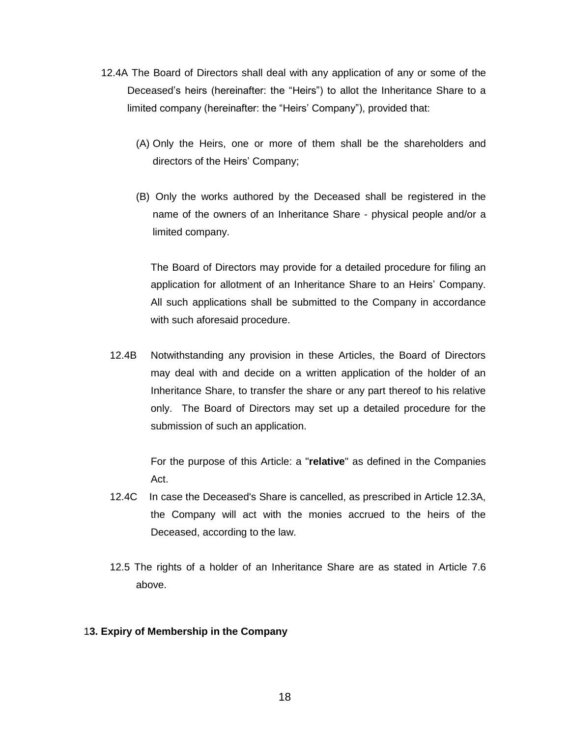12.4A The Board of Directors shall deal with any application of any or some of the Deceased's heirs (hereinafter: the "Heirs") to allot the Inheritance Share to a limited company (hereinafter: the "Heirs' Company"), provided that:

(A) Only the Heirs, one or more of them shall be the shareholders and directors of the Heirs' Company;

(B) Only the works authored by the Deceased shall be registered in the name of the owners of an Inheritance Share - physical people and/or a limited company.

The Board of Directors may provide for a detailed procedure for filing an application for allotment of an Inheritance Share to an Heirs' Company. All such applications shall be submitted to the Company in accordance with such aforesaid procedure.

12.4B Notwithstanding any provision in these Articles, the Board of Directors may deal with and decide on a written application of the holder of an Inheritance Share, to transfer the share or any part thereof to his relative only. The Board of Directors may set up a detailed procedure for the submission of such an application.

For the purpose of this Article: a "**relative**" as defined in the Companies Act.

12.4C In case the Deceased's Share is cancelled, as prescribed in Article 12.3A, the Company will act with the monies accrued to the heirs of the Deceased, according to the law.

12.5 The rights of a holder of an Inheritance Share are as stated in Article 7.6 above.

**13. Expiry of Membership in the Company**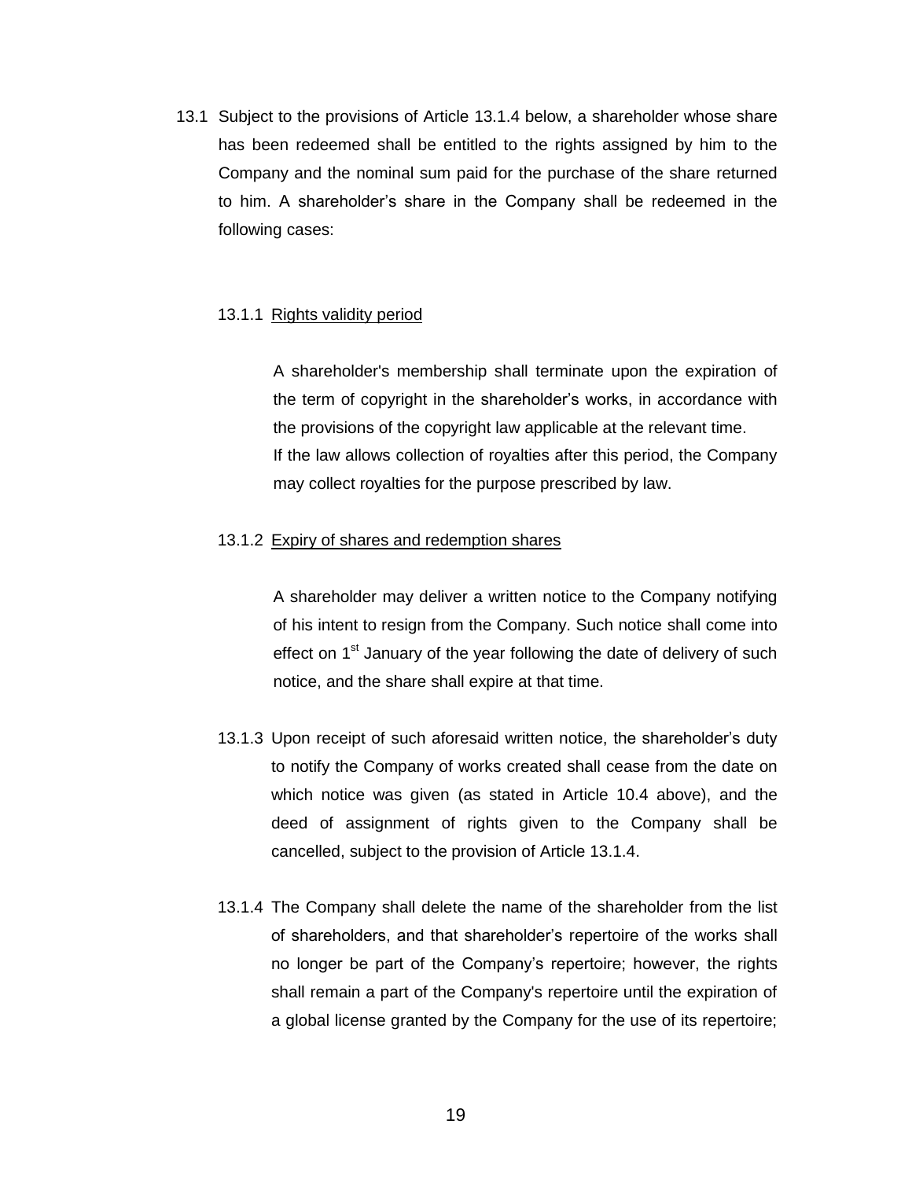13.1 Subject to the provisions of Article 13.1.4 below, a shareholder whose share has been redeemed shall be entitled to the rights assigned by him to the Company and the nominal sum paid for the purchase of the share returned to him. A shareholder's share in the Company shall be redeemed in the following cases:

13.1.1 <u>Rights validity period</u>

A shareholder's membership shall terminate upon the expiration of the term of copyright in the shareholder's works, in accordance with the provisions of the copyright law applicable at the relevant time. If the law allows collection of royalties after this period, the Company may collect royalties for the purpose prescribed by law.

13.1.2 <u>Expiry of shares and redemption shares</u>

A shareholder may deliver a written notice to the Company notifying of his intent to resign from the Company. Such notice shall come into effect on 1st January of the year following the date of delivery of such notice, and the share shall expire at that time.

13.1.3 Upon receipt of such aforesaid written notice, the shareholder's duty to notify the Company of works created shall cease from the date on which notice was given (as stated in Article 10.4 above), and the deed of assignment of rights given to the Company shall be cancelled, subject to the provision of Article 13.1.4.

13.1.4 The Company shall delete the name of the shareholder from the list of shareholders, and that shareholder's repertoire of the works shall no longer be part of the Company's repertoire; however, the rights shall remain a part of the Company's repertoire until the expiration of a global license granted by the Company for the use of its repertoire;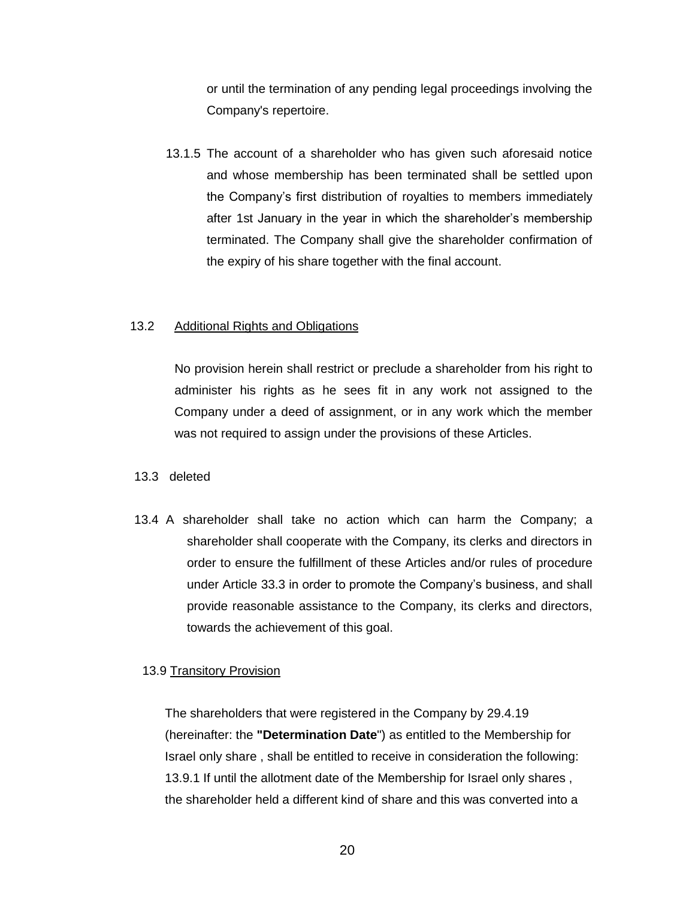or until the termination of any pending legal proceedings involving the Company's repertoire.

13.1.5 The account of a shareholder who has given such aforesaid notice and whose membership has been terminated shall be settled upon the Company's first distribution of royalties to members immediately after 1st January in the year in which the shareholder's membership terminated. The Company shall give the shareholder confirmation of the expiry of his share together with the final account.

13.2 Additional Rights and Obligations

No provision herein shall restrict or preclude a shareholder from his right to administer his rights as he sees fit in any work not assigned to the Company under a deed of assignment, or in any work which the member was not required to assign under the provisions of these Articles.

13.3 deleted

13.4 A shareholder shall take no action which can harm the Company; a shareholder shall cooperate with the Company, its clerks and directors in order to ensure the fulfillment of these Articles and/or rules of procedure under Article 33.3 in order to promote the Company's business, and shall provide reasonable assistance to the Company, its clerks and directors, towards the achievement of this goal.

13.9 Transitory Provision

The shareholders that were registered in the Company by 29.4.19 (hereinafter: the **"Determination Date**") as entitled to the Membership for Israel only share , shall be entitled to receive in consideration the following:
13.9.1 If until the allotment date of the Membership for Israel only shares , the shareholder held a different kind of share and this was converted into a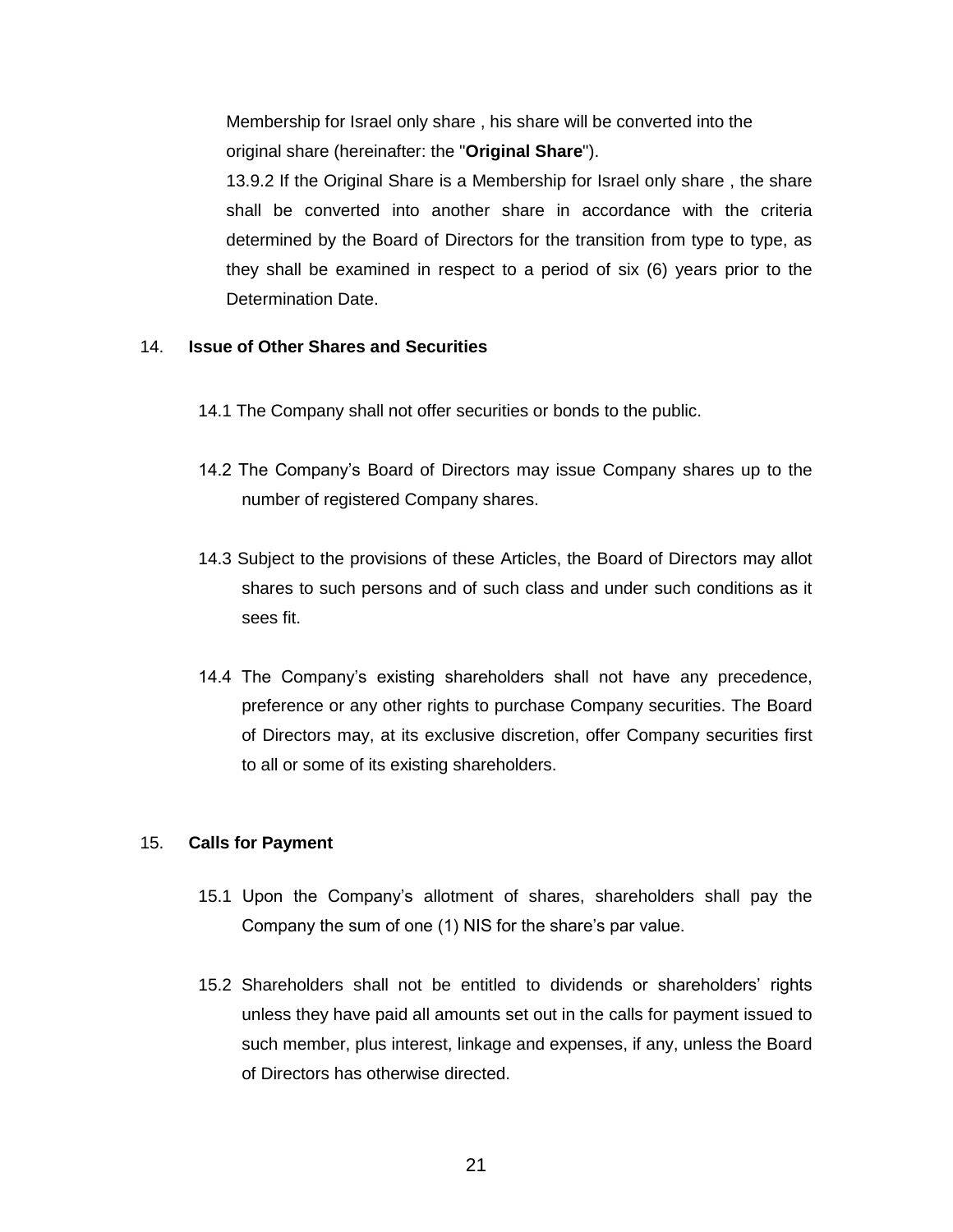Membership for Israel only share , his share will be converted into the original share (hereinafter: the "**Original Share**").

13.9.2 If the Original Share is a Membership for Israel only share , the share shall be converted into another share in accordance with the criteria determined by the Board of Directors for the transition from type to type, as they shall be examined in respect to a period of six (6) years prior to the Determination Date.

## 14. Issue of Other Shares and Securities

14.1 The Company shall not offer securities or bonds to the public.

14.2 The Company's Board of Directors may issue Company shares up to the number of registered Company shares.

14.3 Subject to the provisions of these Articles, the Board of Directors may allot shares to such persons and of such class and under such conditions as it sees fit.

14.4 The Company's existing shareholders shall not have any precedence, preference or any other rights to purchase Company securities. The Board of Directors may, at its exclusive discretion, offer Company securities first to all or some of its existing shareholders.

## 15. Calls for Payment

15.1 Upon the Company's allotment of shares, shareholders shall pay the Company the sum of one (1) NIS for the share's par value.

15.2 Shareholders shall not be entitled to dividends or shareholders' rights unless they have paid all amounts set out in the calls for payment issued to such member, plus interest, linkage and expenses, if any, unless the Board of Directors has otherwise directed.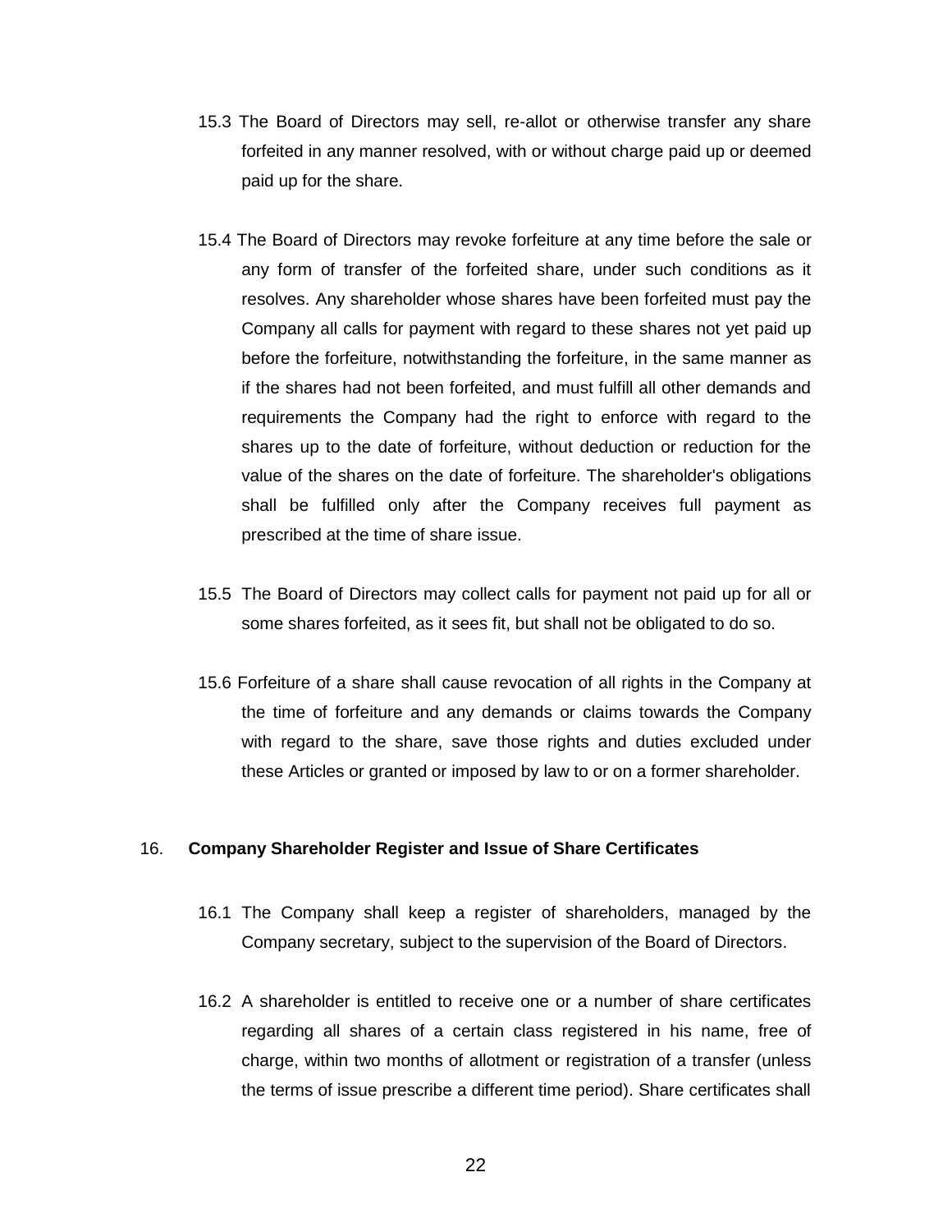15.3 The Board of Directors may sell, re-allot or otherwise transfer any share forfeited in any manner resolved, with or without charge paid up or deemed paid up for the share.

15.4 The Board of Directors may revoke forfeiture at any time before the sale or any form of transfer of the forfeited share, under such conditions as it resolves. Any shareholder whose shares have been forfeited must pay the Company all calls for payment with regard to these shares not yet paid up before the forfeiture, notwithstanding the forfeiture, in the same manner as if the shares had not been forfeited, and must fulfill all other demands and requirements the Company had the right to enforce with regard to the shares up to the date of forfeiture, without deduction or reduction for the value of the shares on the date of forfeiture. The shareholder's obligations shall be fulfilled only after the Company receives full payment as prescribed at the time of share issue.

15.5 The Board of Directors may collect calls for payment not paid up for all or some shares forfeited, as it sees fit, but shall not be obligated to do so.

15.6 Forfeiture of a share shall cause revocation of all rights in the Company at the time of forfeiture and any demands or claims towards the Company with regard to the share, save those rights and duties excluded under these Articles or granted or imposed by law to or on a former shareholder.

## 16. Company Shareholder Register and Issue of Share Certificates

16.1 The Company shall keep a register of shareholders, managed by the Company secretary, subject to the supervision of the Board of Directors.

16.2 A shareholder is entitled to receive one or a number of share certificates regarding all shares of a certain class registered in his name, free of charge, within two months of allotment or registration of a transfer (unless the terms of issue prescribe a different time period). Share certificates shall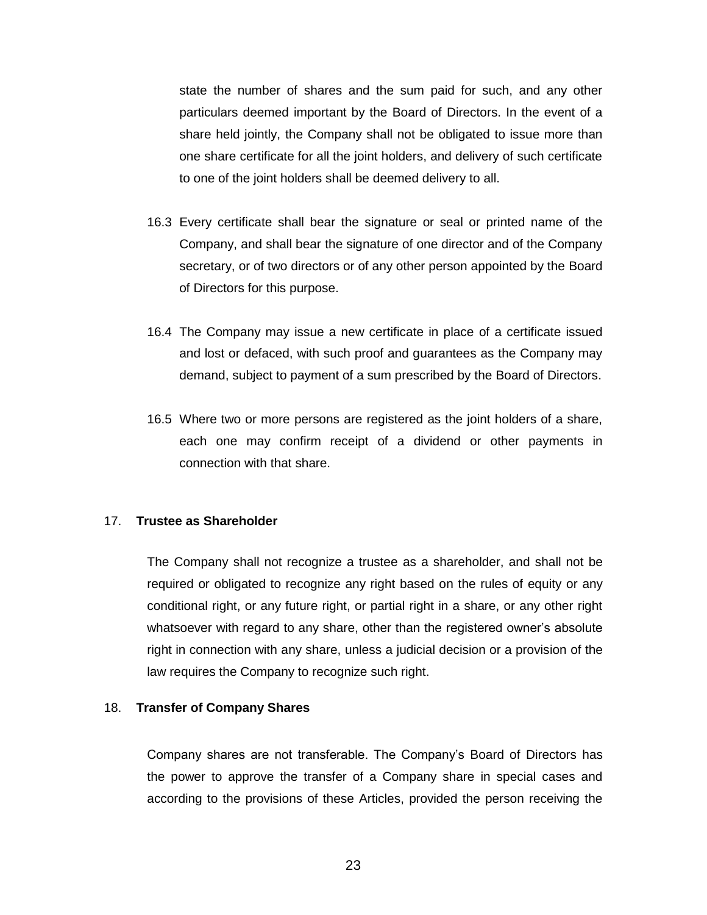state the number of shares and the sum paid for such, and any other particulars deemed important by the Board of Directors. In the event of a share held jointly, the Company shall not be obligated to issue more than one share certificate for all the joint holders, and delivery of such certificate to one of the joint holders shall be deemed delivery to all.

16.3 Every certificate shall bear the signature or seal or printed name of the Company, and shall bear the signature of one director and of the Company secretary, or of two directors or of any other person appointed by the Board of Directors for this purpose.

16.4 The Company may issue a new certificate in place of a certificate issued and lost or defaced, with such proof and guarantees as the Company may demand, subject to payment of a sum prescribed by the Board of Directors.

16.5 Where two or more persons are registered as the joint holders of a share, each one may confirm receipt of a dividend or other payments in connection with that share.

## 17. **Trustee as Shareholder**

The Company shall not recognize a trustee as a shareholder, and shall not be required or obligated to recognize any right based on the rules of equity or any conditional right, or any future right, or partial right in a share, or any other right whatsoever with regard to any share, other than the registered owner's absolute right in connection with any share, unless a judicial decision or a provision of the law requires the Company to recognize such right.

## 18. **Transfer of Company Shares**

Company shares are not transferable. The Company's Board of Directors has the power to approve the transfer of a Company share in special cases and according to the provisions of these Articles, provided the person receiving the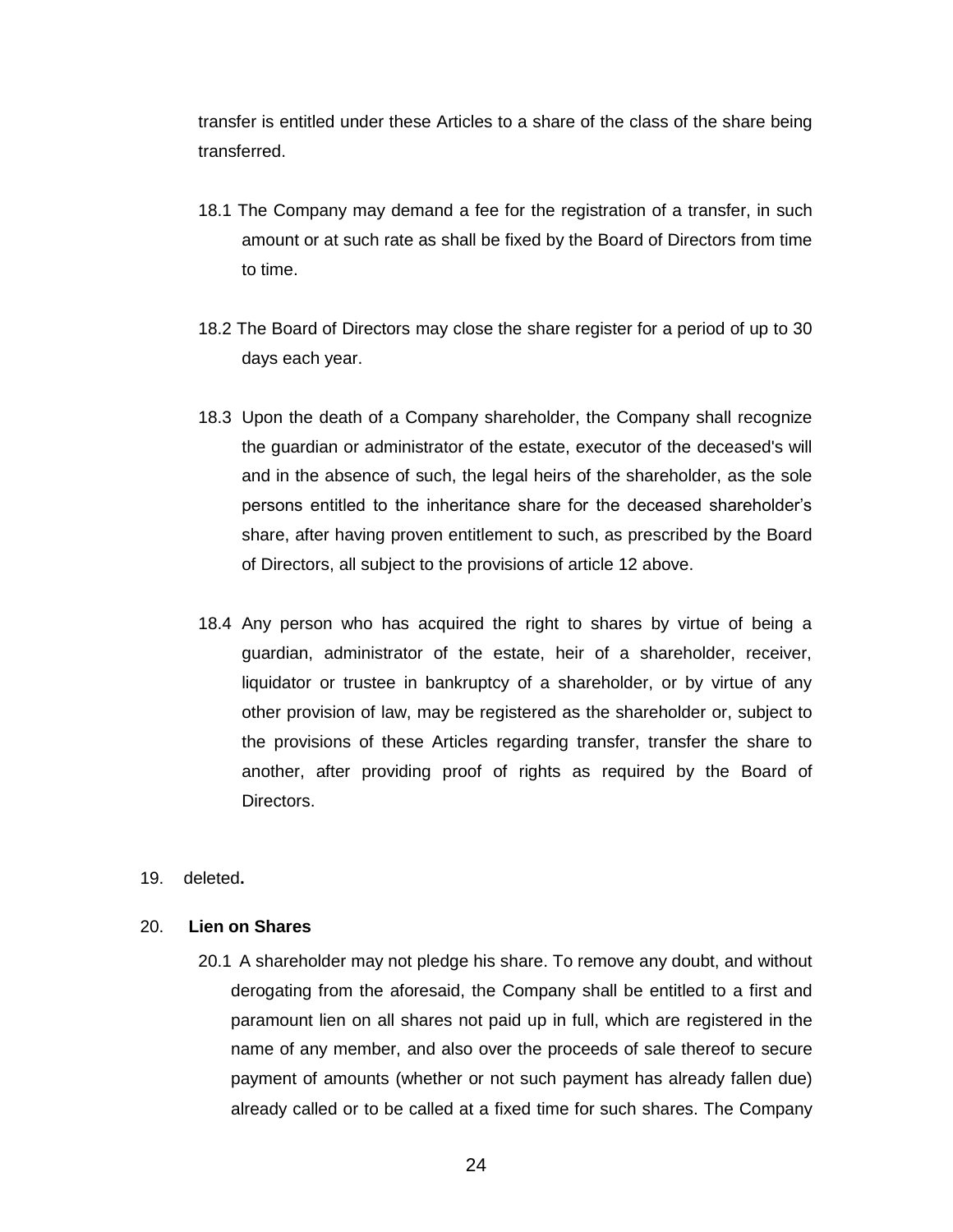transfer is entitled under these Articles to a share of the class of the share being transferred.

18.1 The Company may demand a fee for the registration of a transfer, in such amount or at such rate as shall be fixed by the Board of Directors from time to time.

18.2 The Board of Directors may close the share register for a period of up to 30 days each year.

18.3 Upon the death of a Company shareholder, the Company shall recognize the guardian or administrator of the estate, executor of the deceased's will and in the absence of such, the legal heirs of the shareholder, as the sole persons entitled to the inheritance share for the deceased shareholder's share, after having proven entitlement to such, as prescribed by the Board of Directors, all subject to the provisions of article 12 above.

18.4 Any person who has acquired the right to shares by virtue of being a guardian, administrator of the estate, heir of a shareholder, receiver, liquidator or trustee in bankruptcy of a shareholder, or by virtue of any other provision of law, may be registered as the shareholder or, subject to the provisions of these Articles regarding transfer, transfer the share to another, after providing proof of rights as required by the Board of Directors.

19. deleted**.**

20. **Lien on Shares**

20.1 A shareholder may not pledge his share. To remove any doubt, and without derogating from the aforesaid, the Company shall be entitled to a first and paramount lien on all shares not paid up in full, which are registered in the name of any member, and also over the proceeds of sale thereof to secure payment of amounts (whether or not such payment has already fallen due) already called or to be called at a fixed time for such shares. The Company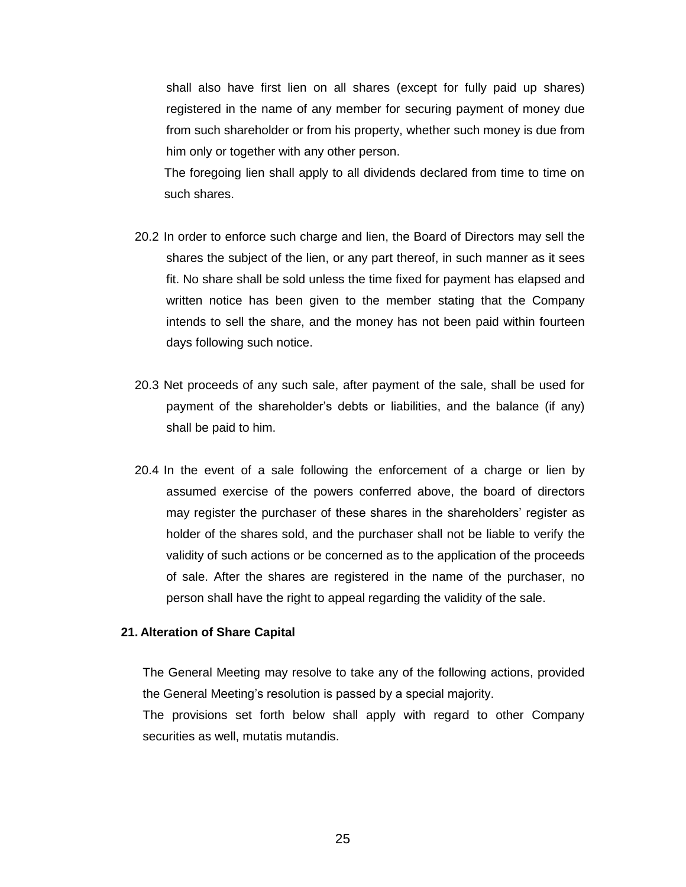shall also have first lien on all shares (except for fully paid up shares) registered in the name of any member for securing payment of money due from such shareholder or from his property, whether such money is due from him only or together with any other person.

The foregoing lien shall apply to all dividends declared from time to time on such shares.

20.2 In order to enforce such charge and lien, the Board of Directors may sell the shares the subject of the lien, or any part thereof, in such manner as it sees fit. No share shall be sold unless the time fixed for payment has elapsed and written notice has been given to the member stating that the Company intends to sell the share, and the money has not been paid within fourteen days following such notice.

20.3 Net proceeds of any such sale, after payment of the sale, shall be used for payment of the shareholder's debts or liabilities, and the balance (if any) shall be paid to him.

20.4 In the event of a sale following the enforcement of a charge or lien by assumed exercise of the powers conferred above, the board of directors may register the purchaser of these shares in the shareholders' register as holder of the shares sold, and the purchaser shall not be liable to verify the validity of such actions or be concerned as to the application of the proceeds of sale. After the shares are registered in the name of the purchaser, no person shall have the right to appeal regarding the validity of the sale.

**21. Alteration of Share Capital**

The General Meeting may resolve to take any of the following actions, provided the General Meeting's resolution is passed by a special majority.

The provisions set forth below shall apply with regard to other Company securities as well, mutatis mutandis.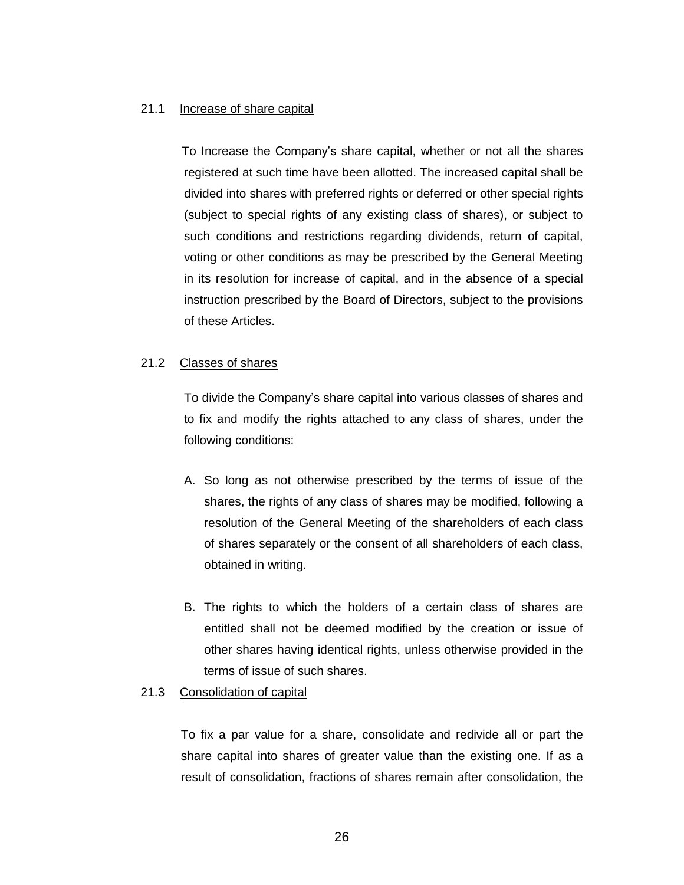21.1 Increase of share capital

To Increase the Company's share capital, whether or not all the shares registered at such time have been allotted. The increased capital shall be divided into shares with preferred rights or deferred or other special rights (subject to special rights of any existing class of shares), or subject to such conditions and restrictions regarding dividends, return of capital, voting or other conditions as may be prescribed by the General Meeting in its resolution for increase of capital, and in the absence of a special instruction prescribed by the Board of Directors, subject to the provisions of these Articles.

21.2 Classes of shares

To divide the Company's share capital into various classes of shares and to fix and modify the rights attached to any class of shares, under the following conditions:

A. So long as not otherwise prescribed by the terms of issue of the shares, the rights of any class of shares may be modified, following a resolution of the General Meeting of the shareholders of each class of shares separately or the consent of all shareholders of each class, obtained in writing.

B. The rights to which the holders of a certain class of shares are entitled shall not be deemed modified by the creation or issue of other shares having identical rights, unless otherwise provided in the terms of issue of such shares.

21.3 Consolidation of capital

To fix a par value for a share, consolidate and redivide all or part the share capital into shares of greater value than the existing one. If as a result of consolidation, fractions of shares remain after consolidation, the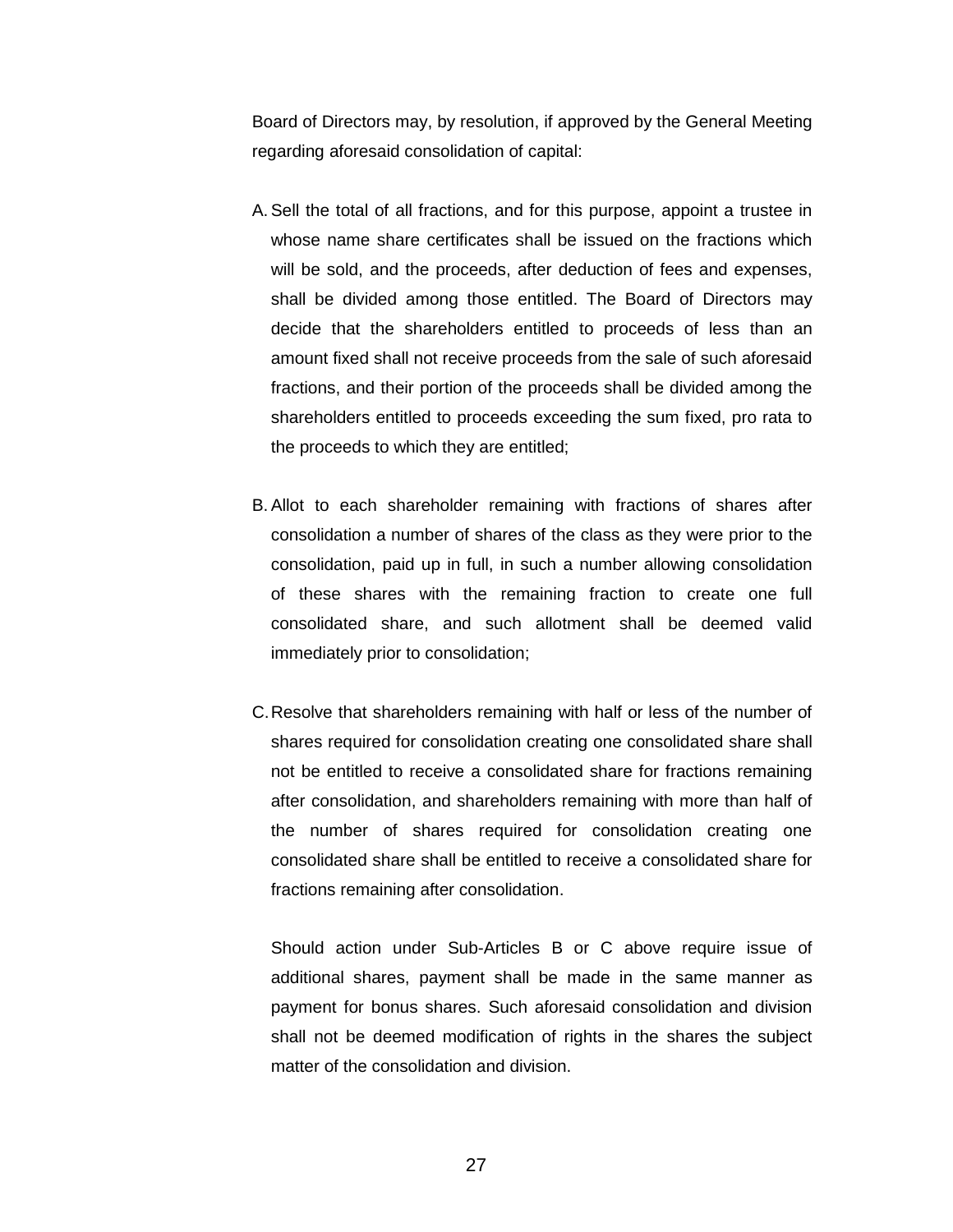Board of Directors may, by resolution, if approved by the General Meeting regarding aforesaid consolidation of capital:

A. Sell the total of all fractions, and for this purpose, appoint a trustee in whose name share certificates shall be issued on the fractions which will be sold, and the proceeds, after deduction of fees and expenses, shall be divided among those entitled. The Board of Directors may decide that the shareholders entitled to proceeds of less than an amount fixed shall not receive proceeds from the sale of such aforesaid fractions, and their portion of the proceeds shall be divided among the shareholders entitled to proceeds exceeding the sum fixed, pro rata to the proceeds to which they are entitled;

B. Allot to each shareholder remaining with fractions of shares after consolidation a number of shares of the class as they were prior to the consolidation, paid up in full, in such a number allowing consolidation of these shares with the remaining fraction to create one full consolidated share, and such allotment shall be deemed valid immediately prior to consolidation;

C. Resolve that shareholders remaining with half or less of the number of shares required for consolidation creating one consolidated share shall not be entitled to receive a consolidated share for fractions remaining after consolidation, and shareholders remaining with more than half of the number of shares required for consolidation creating one consolidated share shall be entitled to receive a consolidated share for fractions remaining after consolidation.

   Should action under Sub-Articles B or C above require issue of additional shares, payment shall be made in the same manner as payment for bonus shares. Such aforesaid consolidation and division shall not be deemed modification of rights in the shares the subject matter of the consolidation and division.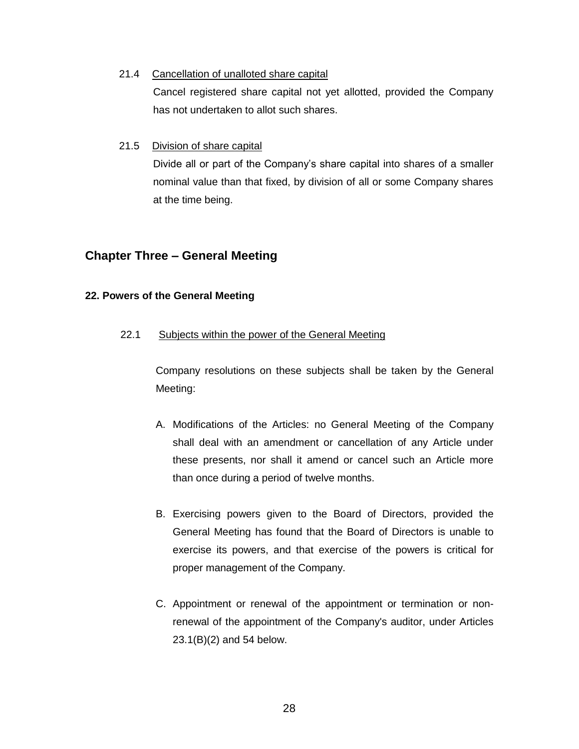21.4 Cancellation of unalloted share capital

Cancel registered share capital not yet allotted, provided the Company has not undertaken to allot such shares.

21.5 Division of share capital

Divide all or part of the Company's share capital into shares of a smaller nominal value than that fixed, by division of all or some Company shares at the time being.

## Chapter Three – General Meeting

### 22. Powers of the General Meeting

22.1 Subjects within the power of the General Meeting

Company resolutions on these subjects shall be taken by the General Meeting:

A. Modifications of the Articles: no General Meeting of the Company shall deal with an amendment or cancellation of any Article under these presents, nor shall it amend or cancel such an Article more than once during a period of twelve months.

B. Exercising powers given to the Board of Directors, provided the General Meeting has found that the Board of Directors is unable to exercise its powers, and that exercise of the powers is critical for proper management of the Company.

C. Appointment or renewal of the appointment or termination or non-renewal of the appointment of the Company's auditor, under Articles 23.1(B)(2) and 54 below.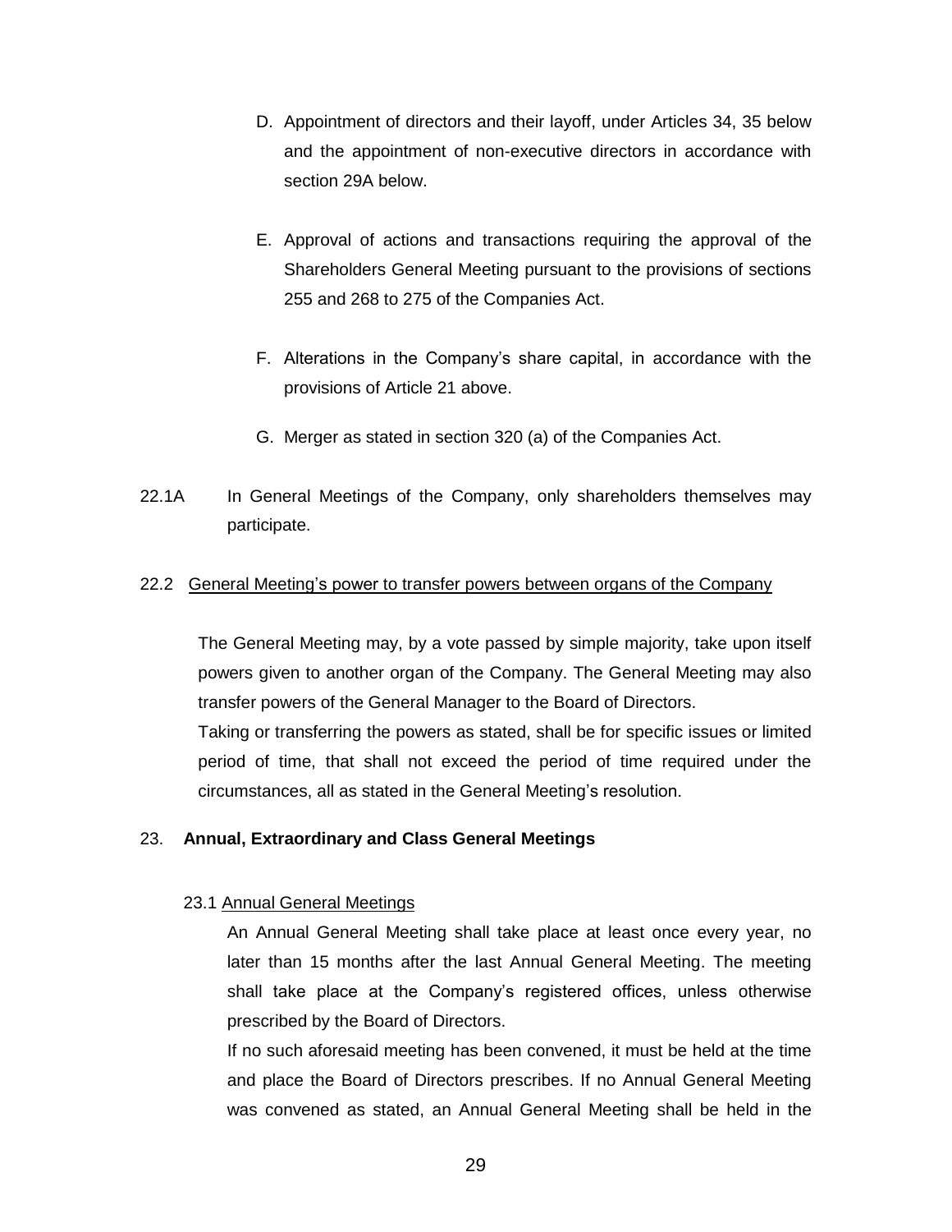D. Appointment of directors and their layoff, under Articles 34, 35 below and the appointment of non-executive directors in accordance with section 29A below.

E. Approval of actions and transactions requiring the approval of the Shareholders General Meeting pursuant to the provisions of sections 255 and 268 to 275 of the Companies Act.

F. Alterations in the Company's share capital, in accordance with the provisions of Article 21 above.

G. Merger as stated in section 320 (a) of the Companies Act.

22.1A In General Meetings of the Company, only shareholders themselves may participate.

22.2 <u>General Meeting's power to transfer powers between organs of the Company</u>

The General Meeting may, by a vote passed by simple majority, take upon itself powers given to another organ of the Company. The General Meeting may also transfer powers of the General Manager to the Board of Directors.

Taking or transferring the powers as stated, shall be for specific issues or limited period of time, that shall not exceed the period of time required under the circumstances, all as stated in the General Meeting's resolution.

23. **Annual, Extraordinary and Class General Meetings**

23.1 <u>Annual General Meetings</u>

An Annual General Meeting shall take place at least once every year, no later than 15 months after the last Annual General Meeting. The meeting shall take place at the Company's registered offices, unless otherwise prescribed by the Board of Directors.

If no such aforesaid meeting has been convened, it must be held at the time and place the Board of Directors prescribes. If no Annual General Meeting was convened as stated, an Annual General Meeting shall be held in the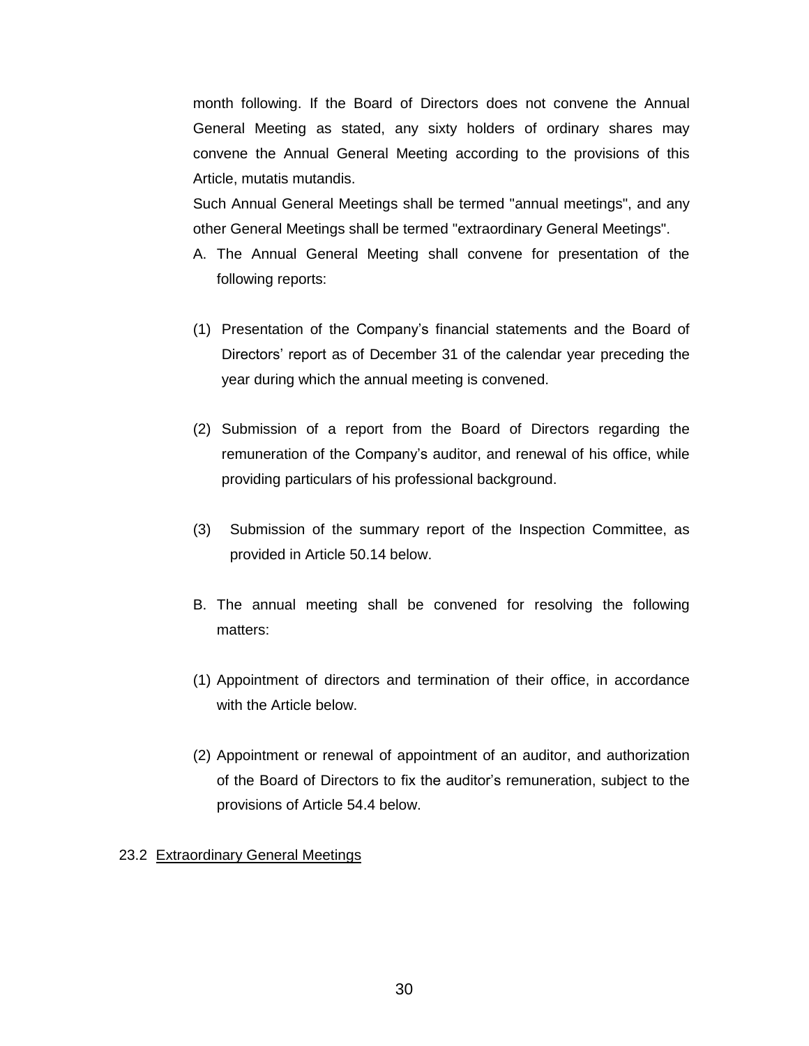month following. If the Board of Directors does not convene the Annual General Meeting as stated, any sixty holders of ordinary shares may convene the Annual General Meeting according to the provisions of this Article, mutatis mutandis.

Such Annual General Meetings shall be termed "annual meetings", and any other General Meetings shall be termed "extraordinary General Meetings".

A. The Annual General Meeting shall convene for presentation of the following reports:

(1) Presentation of the Company's financial statements and the Board of Directors' report as of December 31 of the calendar year preceding the year during which the annual meeting is convened.

(2) Submission of a report from the Board of Directors regarding the remuneration of the Company's auditor, and renewal of his office, while providing particulars of his professional background.

(3) Submission of the summary report of the Inspection Committee, as provided in Article 50.14 below.

B. The annual meeting shall be convened for resolving the following matters:

(1) Appointment of directors and termination of their office, in accordance with the Article below.

(2) Appointment or renewal of appointment of an auditor, and authorization of the Board of Directors to fix the auditor's remuneration, subject to the provisions of Article 54.4 below.

23.2 Extraordinary General Meetings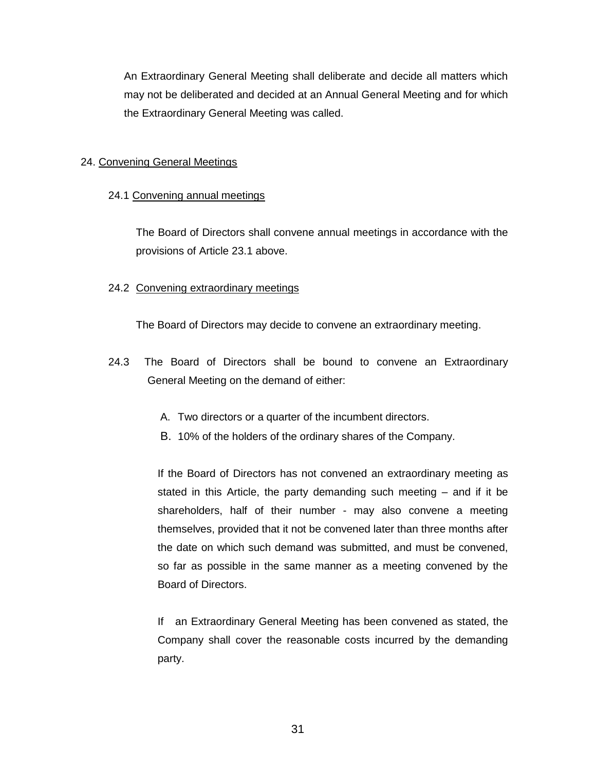An Extraordinary General Meeting shall deliberate and decide all matters which may not be deliberated and decided at an Annual General Meeting and for which the Extraordinary General Meeting was called.

24. Convening General Meetings

24.1 Convening annual meetings

The Board of Directors shall convene annual meetings in accordance with the provisions of Article 23.1 above.

24.2 Convening extraordinary meetings

The Board of Directors may decide to convene an extraordinary meeting.

24.3 The Board of Directors shall be bound to convene an Extraordinary General Meeting on the demand of either:

A. Two directors or a quarter of the incumbent directors.
B. 10% of the holders of the ordinary shares of the Company.

If the Board of Directors has not convened an extraordinary meeting as stated in this Article, the party demanding such meeting – and if it be shareholders, half of their number - may also convene a meeting themselves, provided that it not be convened later than three months after the date on which such demand was submitted, and must be convened, so far as possible in the same manner as a meeting convened by the Board of Directors.

If an Extraordinary General Meeting has been convened as stated, the Company shall cover the reasonable costs incurred by the demanding party.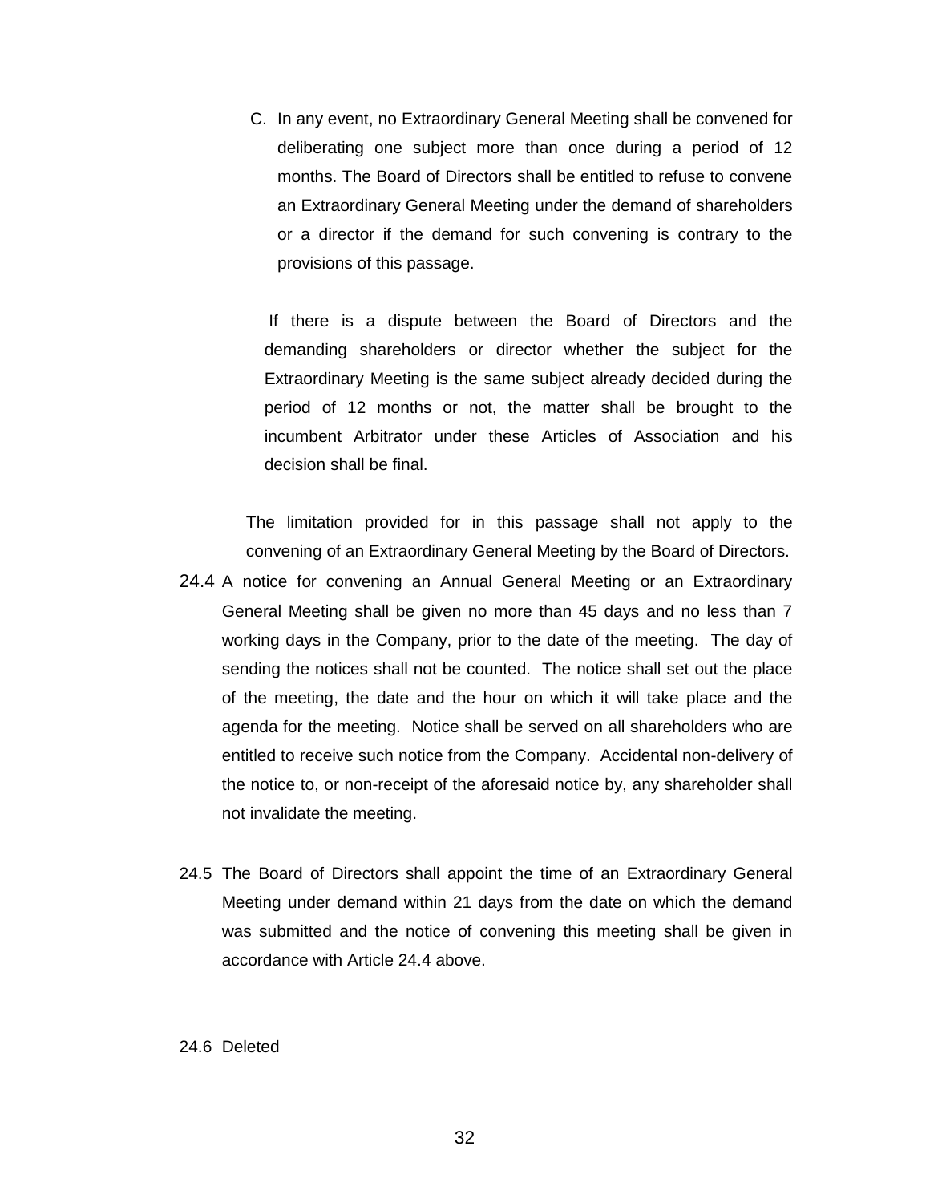C. In any event, no Extraordinary General Meeting shall be convened for deliberating one subject more than once during a period of 12 months. The Board of Directors shall be entitled to refuse to convene an Extraordinary General Meeting under the demand of shareholders or a director if the demand for such convening is contrary to the provisions of this passage.

   If there is a dispute between the Board of Directors and the demanding shareholders or director whether the subject for the Extraordinary Meeting is the same subject already decided during the period of 12 months or not, the matter shall be brought to the incumbent Arbitrator under these Articles of Association and his decision shall be final.

The limitation provided for in this passage shall not apply to the convening of an Extraordinary General Meeting by the Board of Directors.

24.4 A notice for convening an Annual General Meeting or an Extraordinary General Meeting shall be given no more than 45 days and no less than 7 working days in the Company, prior to the date of the meeting. The day of sending the notices shall not be counted. The notice shall set out the place of the meeting, the date and the hour on which it will take place and the agenda for the meeting. Notice shall be served on all shareholders who are entitled to receive such notice from the Company. Accidental non-delivery of the notice to, or non-receipt of the aforesaid notice by, any shareholder shall not invalidate the meeting.

24.5 The Board of Directors shall appoint the time of an Extraordinary General Meeting under demand within 21 days from the date on which the demand was submitted and the notice of convening this meeting shall be given in accordance with Article 24.4 above.

24.6 Deleted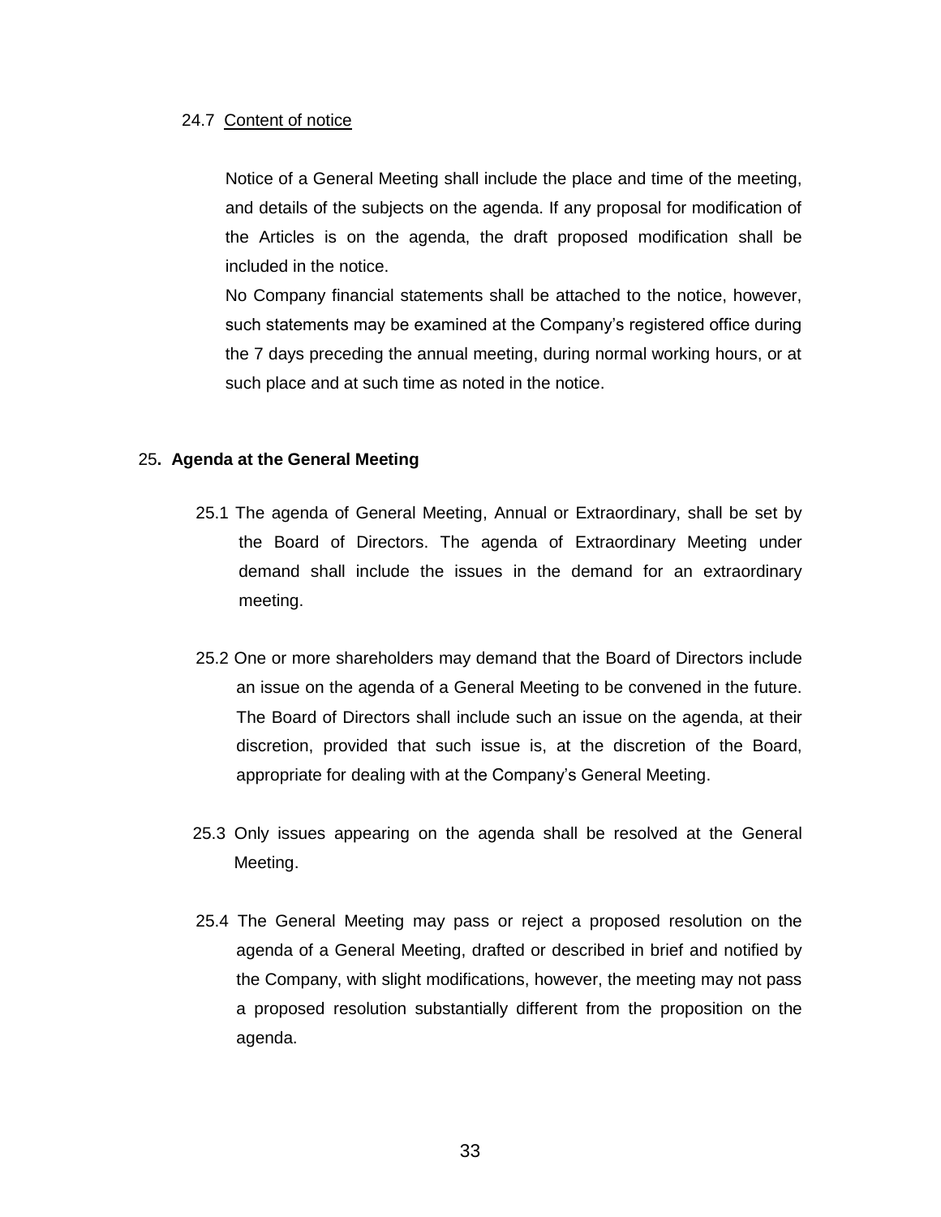24.7 Content of notice

Notice of a General Meeting shall include the place and time of the meeting, and details of the subjects on the agenda. If any proposal for modification of the Articles is on the agenda, the draft proposed modification shall be included in the notice.

No Company financial statements shall be attached to the notice, however, such statements may be examined at the Company's registered office during the 7 days preceding the annual meeting, during normal working hours, or at such place and at such time as noted in the notice.

## 25. Agenda at the General Meeting

25.1 The agenda of General Meeting, Annual or Extraordinary, shall be set by the Board of Directors. The agenda of Extraordinary Meeting under demand shall include the issues in the demand for an extraordinary meeting.

25.2 One or more shareholders may demand that the Board of Directors include an issue on the agenda of a General Meeting to be convened in the future. The Board of Directors shall include such an issue on the agenda, at their discretion, provided that such issue is, at the discretion of the Board, appropriate for dealing with at the Company's General Meeting.

25.3 Only issues appearing on the agenda shall be resolved at the General Meeting.

25.4 The General Meeting may pass or reject a proposed resolution on the agenda of a General Meeting, drafted or described in brief and notified by the Company, with slight modifications, however, the meeting may not pass a proposed resolution substantially different from the proposition on the agenda.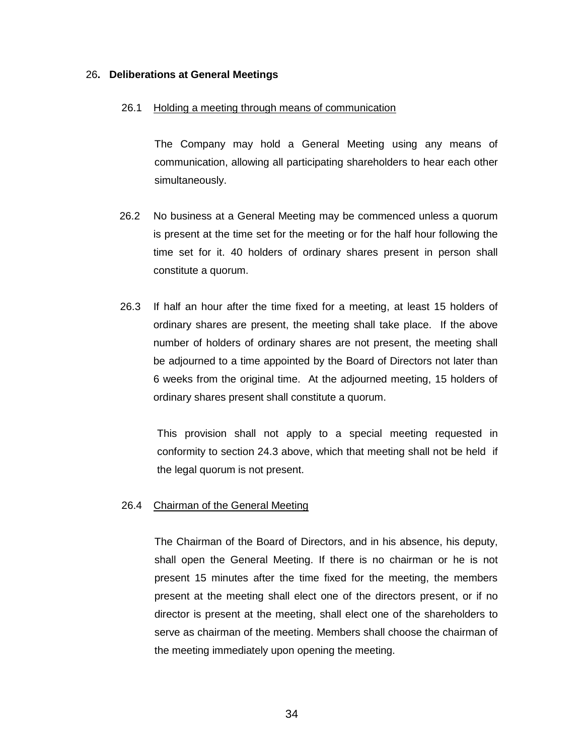## 26. Deliberations at General Meetings

26.1 <u>Holding a meeting through means of communication</u>

The Company may hold a General Meeting using any means of communication, allowing all participating shareholders to hear each other simultaneously.

26.2 No business at a General Meeting may be commenced unless a quorum is present at the time set for the meeting or for the half hour following the time set for it. 40 holders of ordinary shares present in person shall constitute a quorum.

26.3 If half an hour after the time fixed for a meeting, at least 15 holders of ordinary shares are present, the meeting shall take place. If the above number of holders of ordinary shares are not present, the meeting shall be adjourned to a time appointed by the Board of Directors not later than 6 weeks from the original time. At the adjourned meeting, 15 holders of ordinary shares present shall constitute a quorum.

This provision shall not apply to a special meeting requested in conformity to section 24.3 above, which that meeting shall not be held if the legal quorum is not present.

26.4 <u>Chairman of the General Meeting</u>

The Chairman of the Board of Directors, and in his absence, his deputy, shall open the General Meeting. If there is no chairman or he is not present 15 minutes after the time fixed for the meeting, the members present at the meeting shall elect one of the directors present, or if no director is present at the meeting, shall elect one of the shareholders to serve as chairman of the meeting. Members shall choose the chairman of the meeting immediately upon opening the meeting.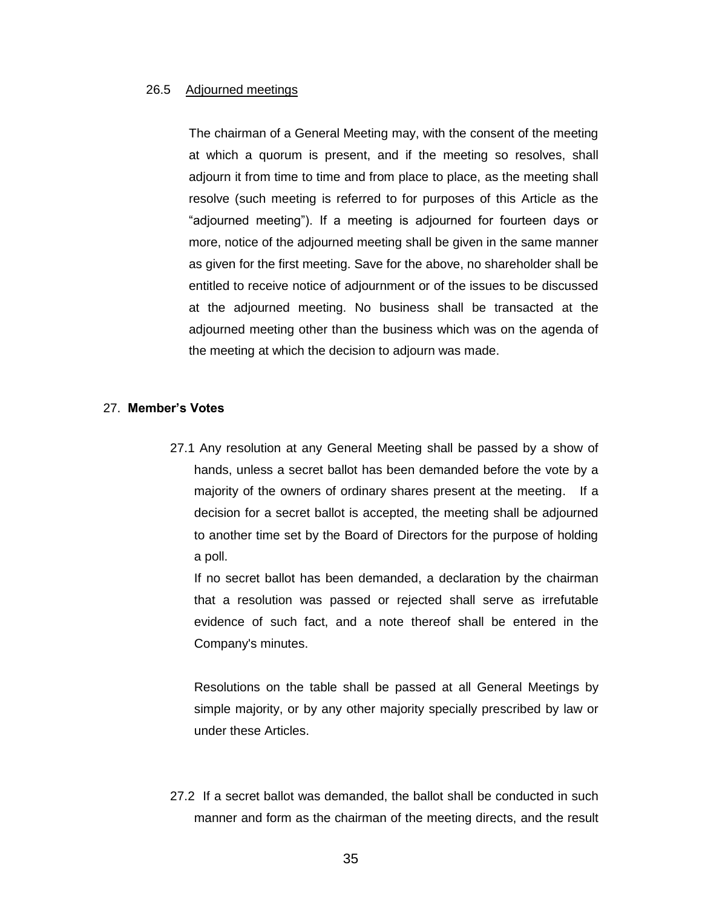26.5 Adjourned meetings

The chairman of a General Meeting may, with the consent of the meeting at which a quorum is present, and if the meeting so resolves, shall adjourn it from time to time and from place to place, as the meeting shall resolve (such meeting is referred to for purposes of this Article as the "adjourned meeting"). If a meeting is adjourned for fourteen days or more, notice of the adjourned meeting shall be given in the same manner as given for the first meeting. Save for the above, no shareholder shall be entitled to receive notice of adjournment or of the issues to be discussed at the adjourned meeting. No business shall be transacted at the adjourned meeting other than the business which was on the agenda of the meeting at which the decision to adjourn was made.

27. **Member's Votes**

27.1 Any resolution at any General Meeting shall be passed by a show of hands, unless a secret ballot has been demanded before the vote by a majority of the owners of ordinary shares present at the meeting. If a decision for a secret ballot is accepted, the meeting shall be adjourned to another time set by the Board of Directors for the purpose of holding a poll.

If no secret ballot has been demanded, a declaration by the chairman that a resolution was passed or rejected shall serve as irrefutable evidence of such fact, and a note thereof shall be entered in the Company's minutes.

Resolutions on the table shall be passed at all General Meetings by simple majority, or by any other majority specially prescribed by law or under these Articles.

27.2 If a secret ballot was demanded, the ballot shall be conducted in such manner and form as the chairman of the meeting directs, and the result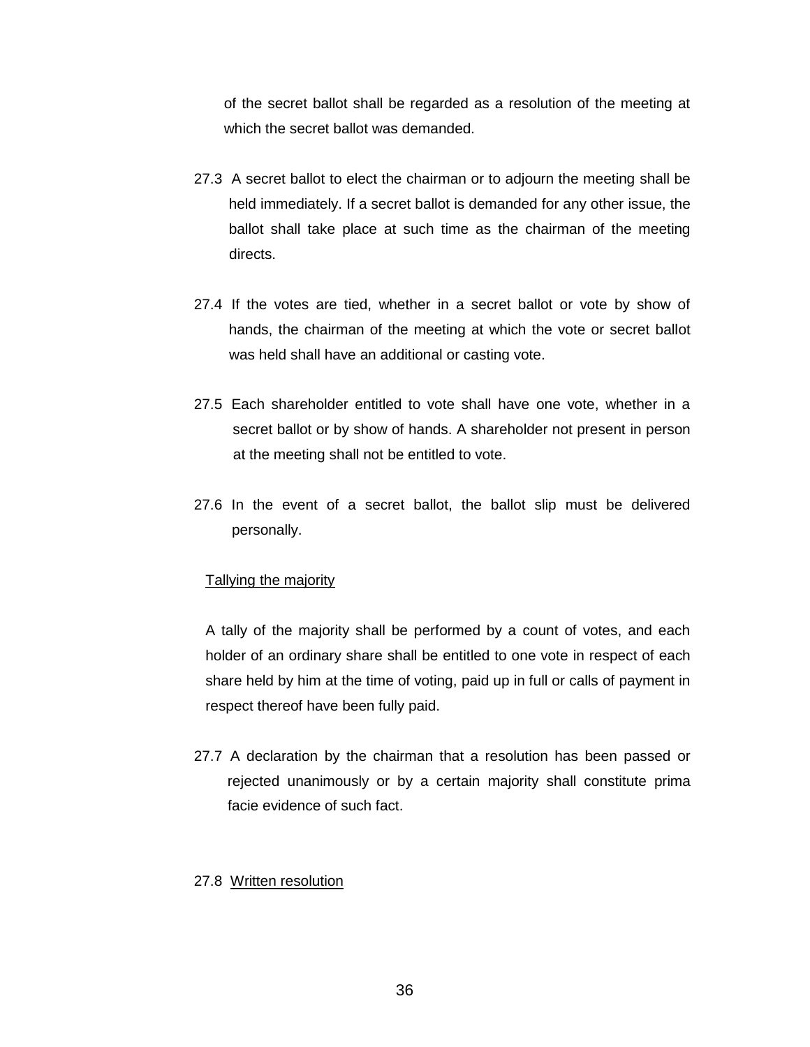of the secret ballot shall be regarded as a resolution of the meeting at which the secret ballot was demanded.

27.3 A secret ballot to elect the chairman or to adjourn the meeting shall be held immediately. If a secret ballot is demanded for any other issue, the ballot shall take place at such time as the chairman of the meeting directs.

27.4 If the votes are tied, whether in a secret ballot or vote by show of hands, the chairman of the meeting at which the vote or secret ballot was held shall have an additional or casting vote.

27.5 Each shareholder entitled to vote shall have one vote, whether in a secret ballot or by show of hands. A shareholder not present in person at the meeting shall not be entitled to vote.

27.6 In the event of a secret ballot, the ballot slip must be delivered personally.

<u>Tallying the majority</u>

A tally of the majority shall be performed by a count of votes, and each holder of an ordinary share shall be entitled to one vote in respect of each share held by him at the time of voting, paid up in full or calls of payment in respect thereof have been fully paid.

27.7 A declaration by the chairman that a resolution has been passed or rejected unanimously or by a certain majority shall constitute prima facie evidence of such fact.

27.8 <u>Written resolution</u>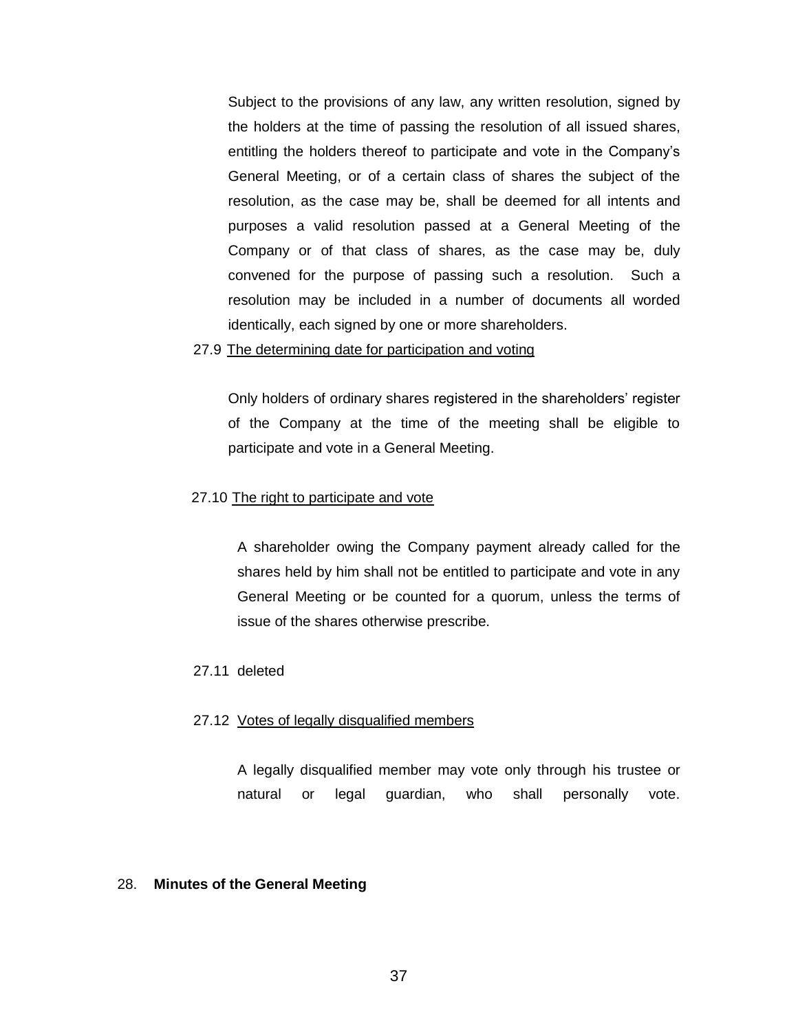Subject to the provisions of any law, any written resolution, signed by the holders at the time of passing the resolution of all issued shares, entitling the holders thereof to participate and vote in the Company's General Meeting, or of a certain class of shares the subject of the resolution, as the case may be, shall be deemed for all intents and purposes a valid resolution passed at a General Meeting of the Company or of that class of shares, as the case may be, duly convened for the purpose of passing such a resolution. Such a resolution may be included in a number of documents all worded identically, each signed by one or more shareholders.

27.9 <u>The determining date for participation and voting</u>

Only holders of ordinary shares registered in the shareholders' register of the Company at the time of the meeting shall be eligible to participate and vote in a General Meeting.

27.10 <u>The right to participate and vote</u>

A shareholder owing the Company payment already called for the shares held by him shall not be entitled to participate and vote in any General Meeting or be counted for a quorum, unless the terms of issue of the shares otherwise prescribe.

27.11 deleted

27.12 <u>Votes of legally disqualified members</u>

A legally disqualified member may vote only through his trustee or natural or legal guardian, who shall personally vote.

## 28. **Minutes of the General Meeting**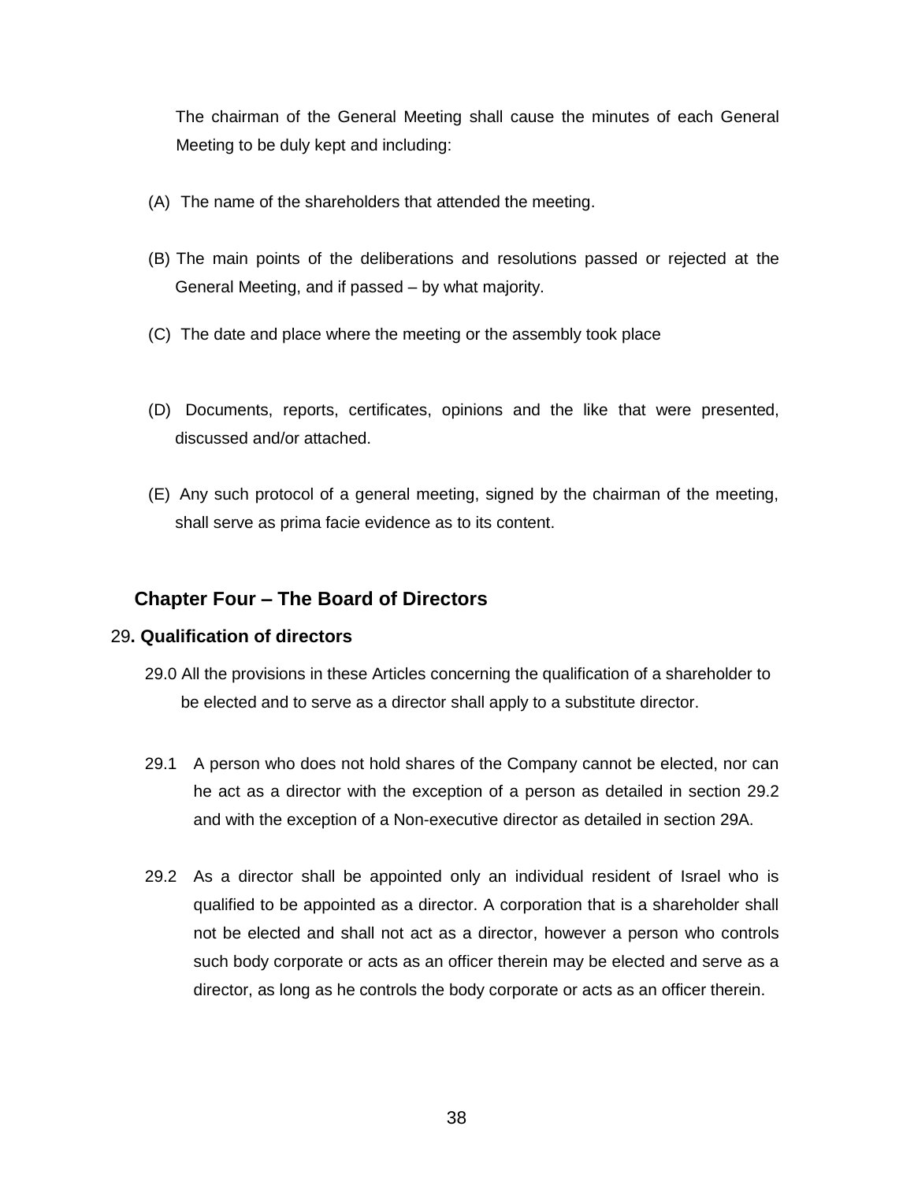The chairman of the General Meeting shall cause the minutes of each General Meeting to be duly kept and including:

(A) The name of the shareholders that attended the meeting.

(B) The main points of the deliberations and resolutions passed or rejected at the General Meeting, and if passed – by what majority.

(C) The date and place where the meeting or the assembly took place

(D) Documents, reports, certificates, opinions and the like that were presented, discussed and/or attached.

(E) Any such protocol of a general meeting, signed by the chairman of the meeting, shall serve as prima facie evidence as to its content.

## Chapter Four – The Board of Directors

### 29. Qualification of directors

29.0 All the provisions in these Articles concerning the qualification of a shareholder to be elected and to serve as a director shall apply to a substitute director.

29.1 A person who does not hold shares of the Company cannot be elected, nor can he act as a director with the exception of a person as detailed in section 29.2 and with the exception of a Non-executive director as detailed in section 29A.

29.2 As a director shall be appointed only an individual resident of Israel who is qualified to be appointed as a director. A corporation that is a shareholder shall not be elected and shall not act as a director, however a person who controls such body corporate or acts as an officer therein may be elected and serve as a director, as long as he controls the body corporate or acts as an officer therein.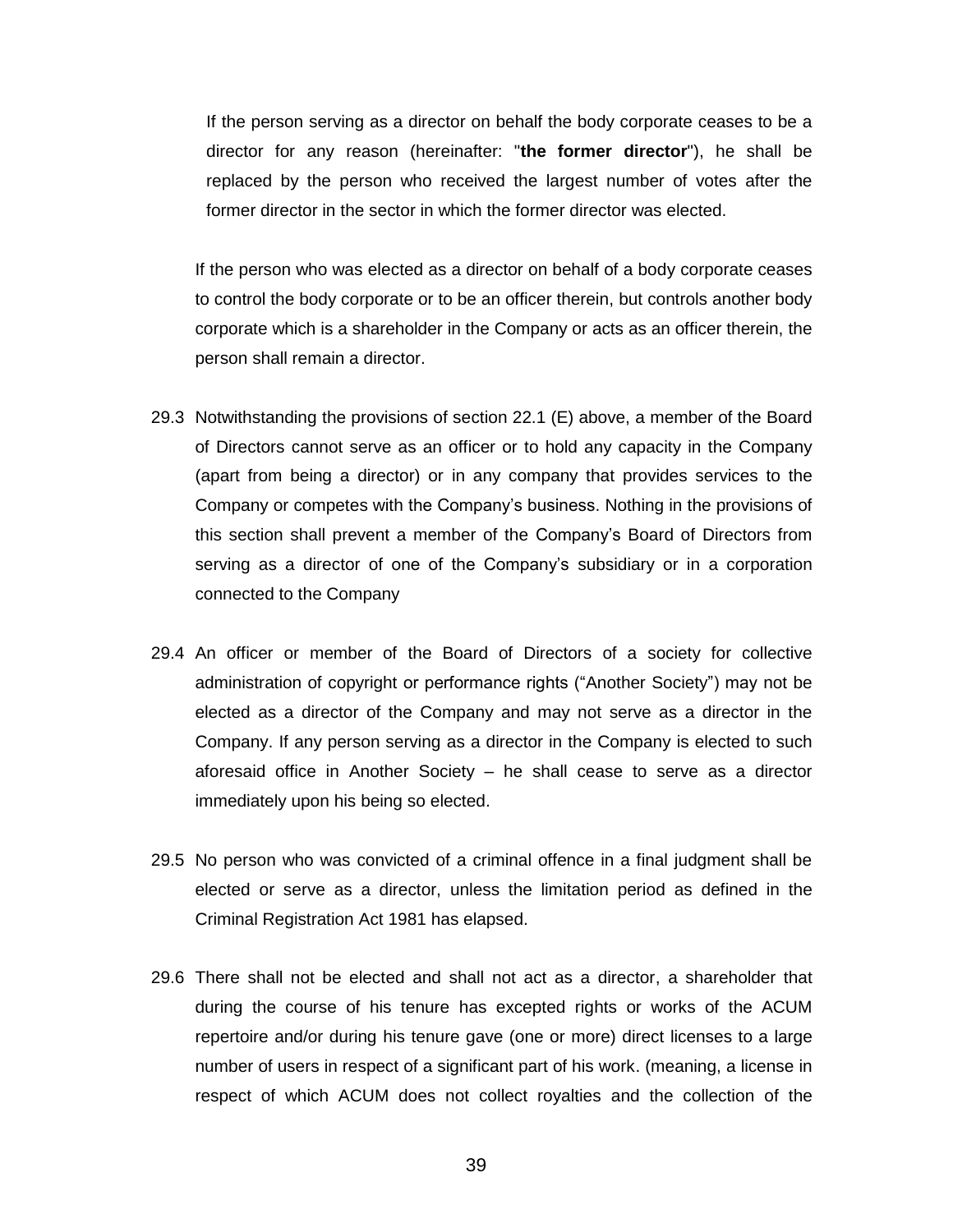If the person serving as a director on behalf the body corporate ceases to be a director for any reason (hereinafter: "**the former director**"), he shall be replaced by the person who received the largest number of votes after the former director in the sector in which the former director was elected.

If the person who was elected as a director on behalf of a body corporate ceases to control the body corporate or to be an officer therein, but controls another body corporate which is a shareholder in the Company or acts as an officer therein, the person shall remain a director.

29.3 Notwithstanding the provisions of section 22.1 (E) above, a member of the Board of Directors cannot serve as an officer or to hold any capacity in the Company (apart from being a director) or in any company that provides services to the Company or competes with the Company's business. Nothing in the provisions of this section shall prevent a member of the Company's Board of Directors from serving as a director of one of the Company's subsidiary or in a corporation connected to the Company

29.4 An officer or member of the Board of Directors of a society for collective administration of copyright or performance rights ("Another Society") may not be elected as a director of the Company and may not serve as a director in the Company. If any person serving as a director in the Company is elected to such aforesaid office in Another Society – he shall cease to serve as a director immediately upon his being so elected.

29.5 No person who was convicted of a criminal offence in a final judgment shall be elected or serve as a director, unless the limitation period as defined in the Criminal Registration Act 1981 has elapsed.

29.6 There shall not be elected and shall not act as a director, a shareholder that during the course of his tenure has excepted rights or works of the ACUM repertoire and/or during his tenure gave (one or more) direct licenses to a large number of users in respect of a significant part of his work. (meaning, a license in respect of which ACUM does not collect royalties and the collection of the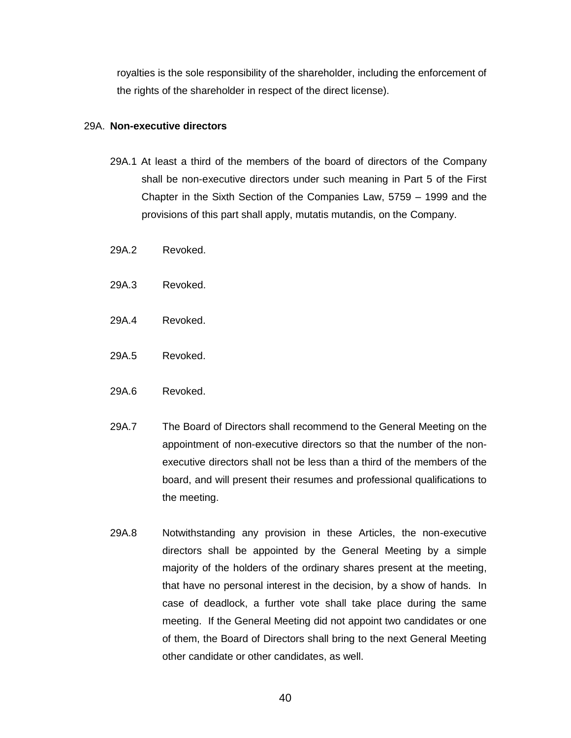royalties is the sole responsibility of the shareholder, including the enforcement of the rights of the shareholder in respect of the direct license).

29A. **Non-executive directors**

29A.1 At least a third of the members of the board of directors of the Company shall be non-executive directors under such meaning in Part 5 of the First Chapter in the Sixth Section of the Companies Law, 5759 – 1999 and the provisions of this part shall apply, mutatis mutandis, on the Company.

29A.2 Revoked.

29A.3 Revoked.

29A.4 Revoked.

29A.5 Revoked.

29A.6 Revoked.

29A.7 The Board of Directors shall recommend to the General Meeting on the appointment of non-executive directors so that the number of the non-executive directors shall not be less than a third of the members of the board, and will present their resumes and professional qualifications to the meeting.

29A.8 Notwithstanding any provision in these Articles, the non-executive directors shall be appointed by the General Meeting by a simple majority of the holders of the ordinary shares present at the meeting, that have no personal interest in the decision, by a show of hands. In case of deadlock, a further vote shall take place during the same meeting. If the General Meeting did not appoint two candidates or one of them, the Board of Directors shall bring to the next General Meeting other candidate or other candidates, as well.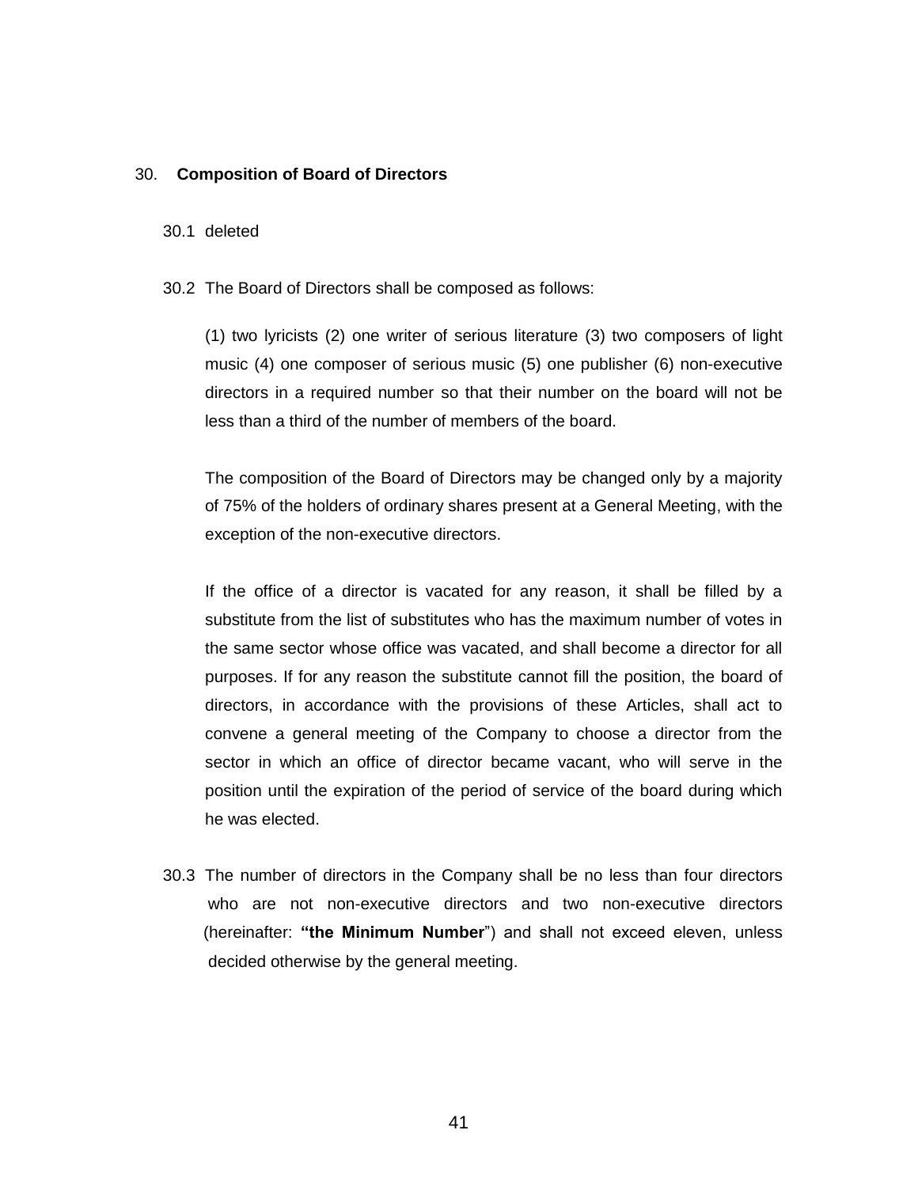## 30. Composition of Board of Directors

30.1 deleted

30.2 The Board of Directors shall be composed as follows:

(1) two lyricists (2) one writer of serious literature (3) two composers of light music (4) one composer of serious music (5) one publisher (6) non-executive directors in a required number so that their number on the board will not be less than a third of the number of members of the board.

The composition of the Board of Directors may be changed only by a majority of 75% of the holders of ordinary shares present at a General Meeting, with the exception of the non-executive directors.

If the office of a director is vacated for any reason, it shall be filled by a substitute from the list of substitutes who has the maximum number of votes in the same sector whose office was vacated, and shall become a director for all purposes. If for any reason the substitute cannot fill the position, the board of directors, in accordance with the provisions of these Articles, shall act to convene a general meeting of the Company to choose a director from the sector in which an office of director became vacant, who will serve in the position until the expiration of the period of service of the board during which he was elected.

30.3 The number of directors in the Company shall be no less than four directors who are not non-executive directors and two non-executive directors (hereinafter: **"the Minimum Number**") and shall not exceed eleven, unless decided otherwise by the general meeting.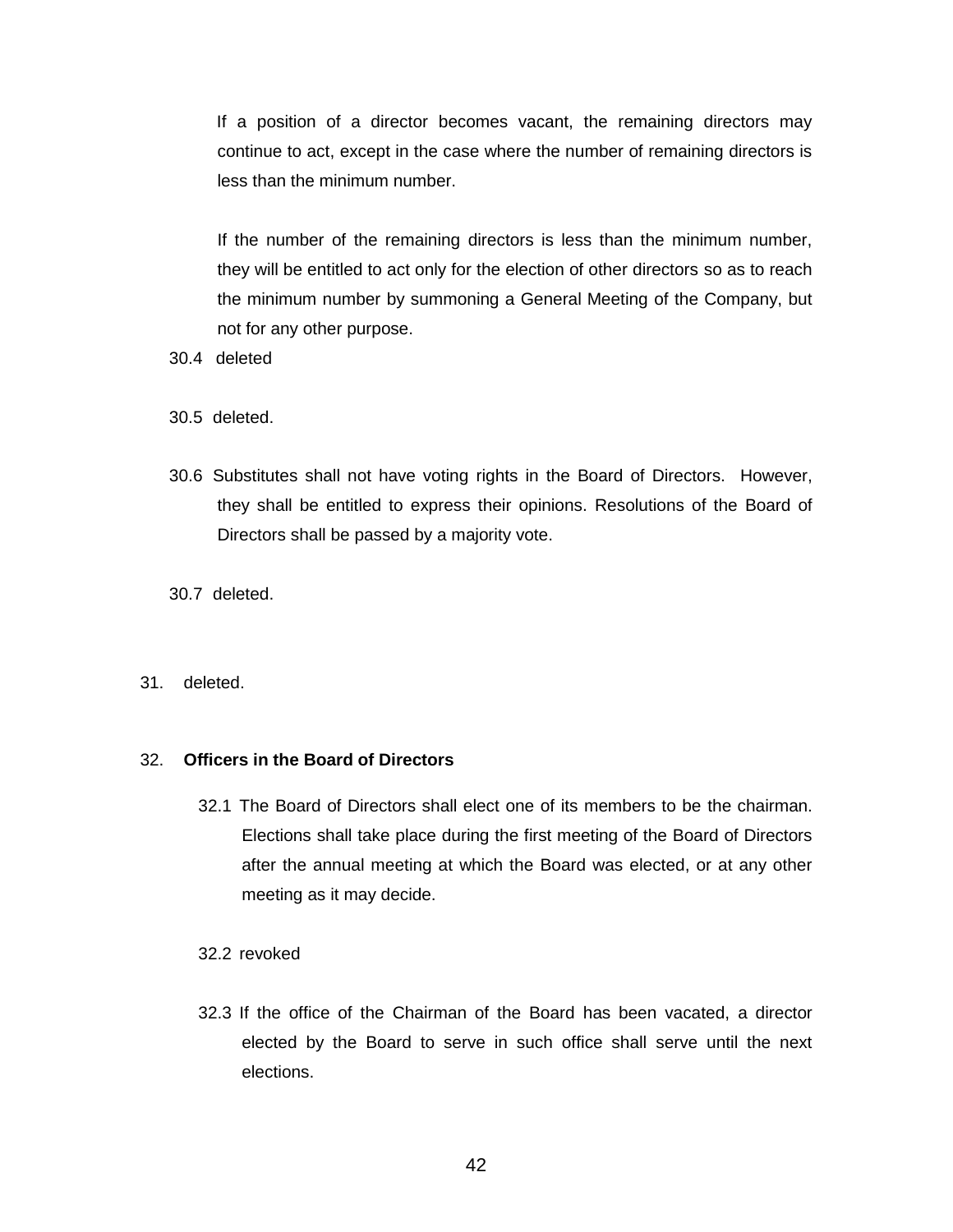If a position of a director becomes vacant, the remaining directors may continue to act, except in the case where the number of remaining directors is less than the minimum number.

If the number of the remaining directors is less than the minimum number, they will be entitled to act only for the election of other directors so as to reach the minimum number by summoning a General Meeting of the Company, but not for any other purpose.

30.4 deleted

30.5 deleted.

30.6 Substitutes shall not have voting rights in the Board of Directors. However, they shall be entitled to express their opinions. Resolutions of the Board of Directors shall be passed by a majority vote.

30.7 deleted.

31. deleted.

32. **Officers in the Board of Directors**

32.1 The Board of Directors shall elect one of its members to be the chairman. Elections shall take place during the first meeting of the Board of Directors after the annual meeting at which the Board was elected, or at any other meeting as it may decide.

32.2 revoked

32.3 If the office of the Chairman of the Board has been vacated, a director elected by the Board to serve in such office shall serve until the next elections.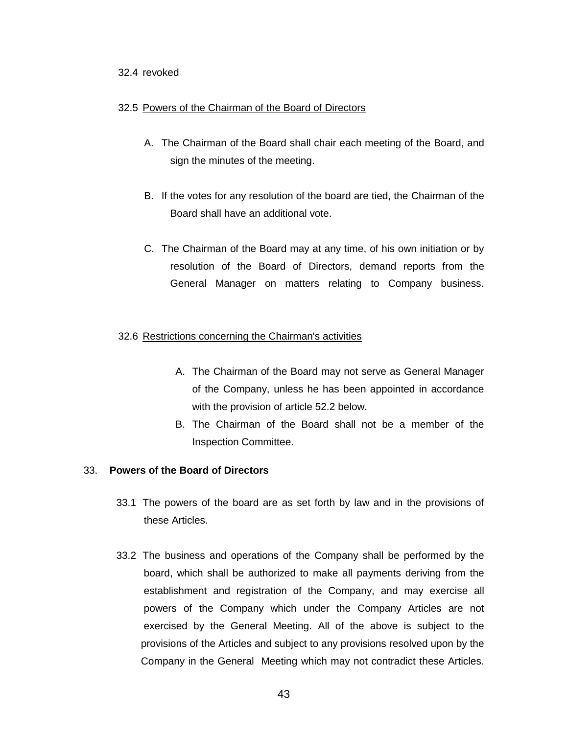32.4 revoked

32.5 <u>Powers of the Chairman of the Board of Directors</u>

A. The Chairman of the Board shall chair each meeting of the Board, and sign the minutes of the meeting.

B. If the votes for any resolution of the board are tied, the Chairman of the Board shall have an additional vote.

C. The Chairman of the Board may at any time, of his own initiation or by resolution of the Board of Directors, demand reports from the General Manager on matters relating to Company business.

32.6 <u>Restrictions concerning the Chairman's activities</u>

A. The Chairman of the Board may not serve as General Manager of the Company, unless he has been appointed in accordance with the provision of article 52.2 below.
B. The Chairman of the Board shall not be a member of the Inspection Committee.

33. **Powers of the Board of Directors**

33.1 The powers of the board are as set forth by law and in the provisions of these Articles.

33.2 The business and operations of the Company shall be performed by the board, which shall be authorized to make all payments deriving from the establishment and registration of the Company, and may exercise all powers of the Company which under the Company Articles are not exercised by the General Meeting. All of the above is subject to the provisions of the Articles and subject to any provisions resolved upon by the Company in the General Meeting which may not contradict these Articles.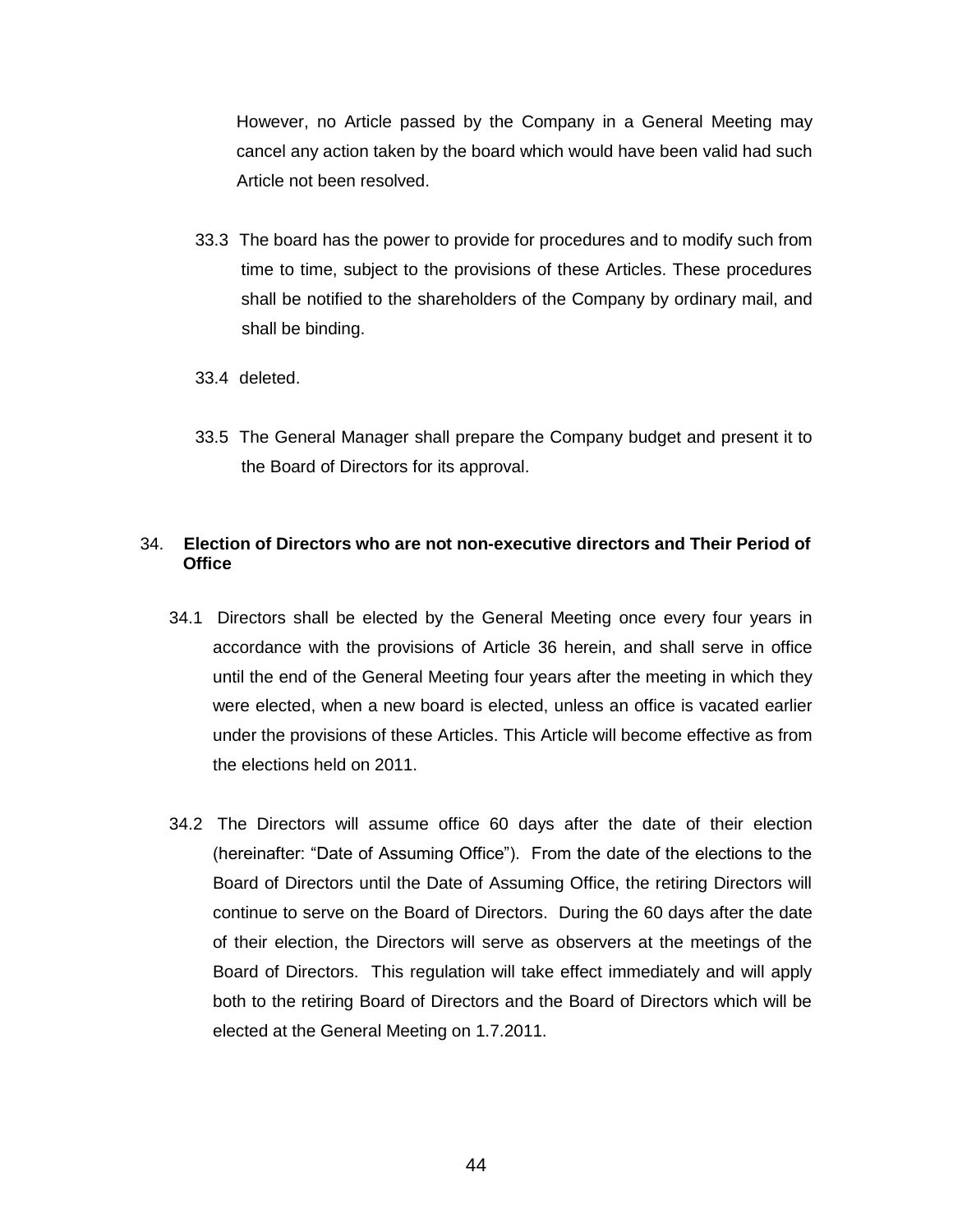However, no Article passed by the Company in a General Meeting may cancel any action taken by the board which would have been valid had such Article not been resolved.

33.3 The board has the power to provide for procedures and to modify such from time to time, subject to the provisions of these Articles. These procedures shall be notified to the shareholders of the Company by ordinary mail, and shall be binding.

33.4 deleted.

33.5 The General Manager shall prepare the Company budget and present it to the Board of Directors for its approval.

## 34. Election of Directors who are not non-executive directors and Their Period of Office

34.1 Directors shall be elected by the General Meeting once every four years in accordance with the provisions of Article 36 herein, and shall serve in office until the end of the General Meeting four years after the meeting in which they were elected, when a new board is elected, unless an office is vacated earlier under the provisions of these Articles. This Article will become effective as from the elections held on 2011.

34.2 The Directors will assume office 60 days after the date of their election (hereinafter: "Date of Assuming Office"). From the date of the elections to the Board of Directors until the Date of Assuming Office, the retiring Directors will continue to serve on the Board of Directors. During the 60 days after the date of their election, the Directors will serve as observers at the meetings of the Board of Directors. This regulation will take effect immediately and will apply both to the retiring Board of Directors and the Board of Directors which will be elected at the General Meeting on 1.7.2011.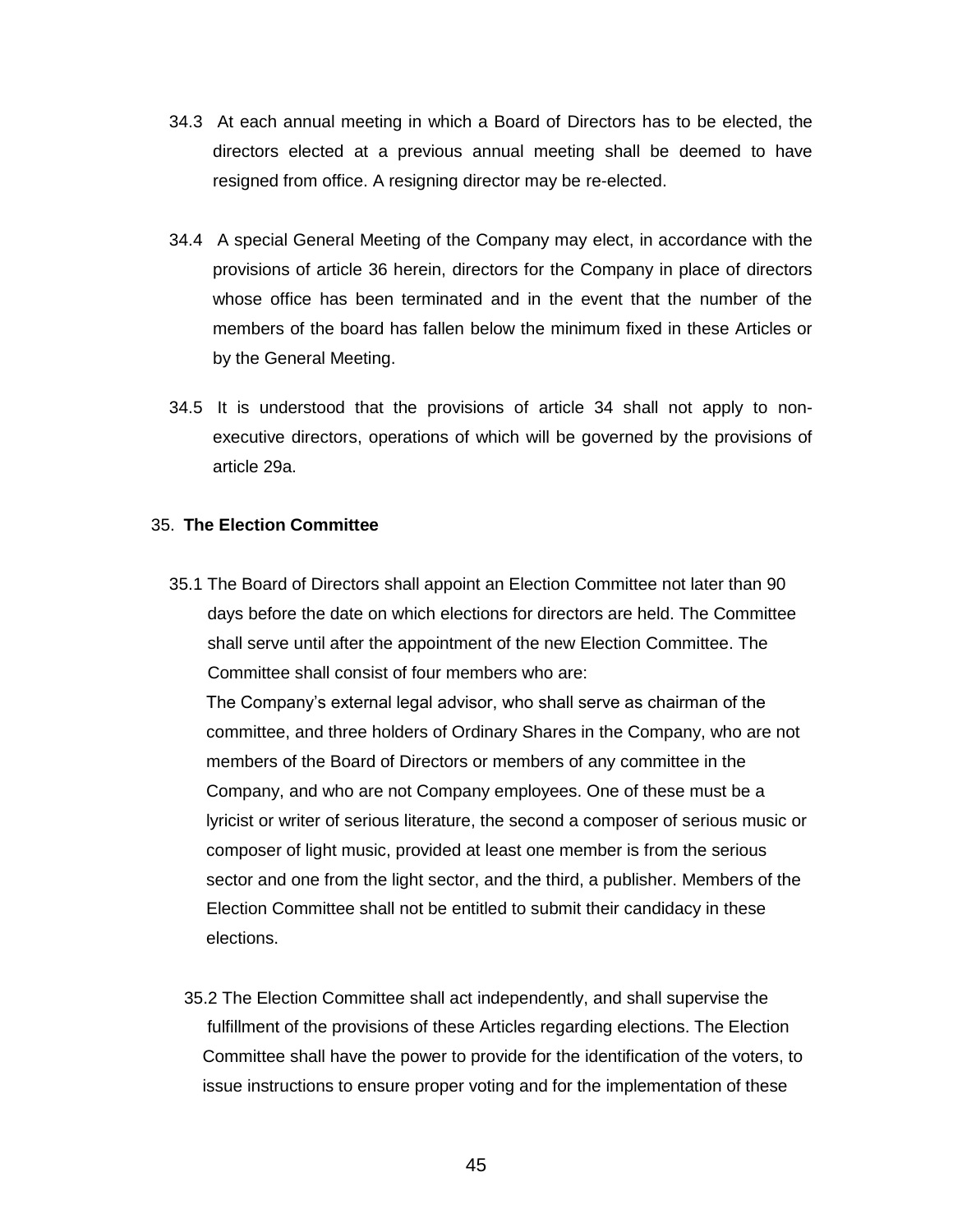34.3 At each annual meeting in which a Board of Directors has to be elected, the directors elected at a previous annual meeting shall be deemed to have resigned from office. A resigning director may be re-elected.

34.4 A special General Meeting of the Company may elect, in accordance with the provisions of article 36 herein, directors for the Company in place of directors whose office has been terminated and in the event that the number of the members of the board has fallen below the minimum fixed in these Articles or by the General Meeting.

34.5 It is understood that the provisions of article 34 shall not apply to non-executive directors, operations of which will be governed by the provisions of article 29a.

35. **The Election Committee**

35.1 The Board of Directors shall appoint an Election Committee not later than 90 days before the date on which elections for directors are held. The Committee shall serve until after the appointment of the new Election Committee. The Committee shall consist of four members who are:

The Company's external legal advisor, who shall serve as chairman of the committee, and three holders of Ordinary Shares in the Company, who are not members of the Board of Directors or members of any committee in the Company, and who are not Company employees. One of these must be a lyricist or writer of serious literature, the second a composer of serious music or composer of light music, provided at least one member is from the serious sector and one from the light sector, and the third, a publisher. Members of the Election Committee shall not be entitled to submit their candidacy in these elections.

35.2 The Election Committee shall act independently, and shall supervise the fulfillment of the provisions of these Articles regarding elections. The Election Committee shall have the power to provide for the identification of the voters, to issue instructions to ensure proper voting and for the implementation of these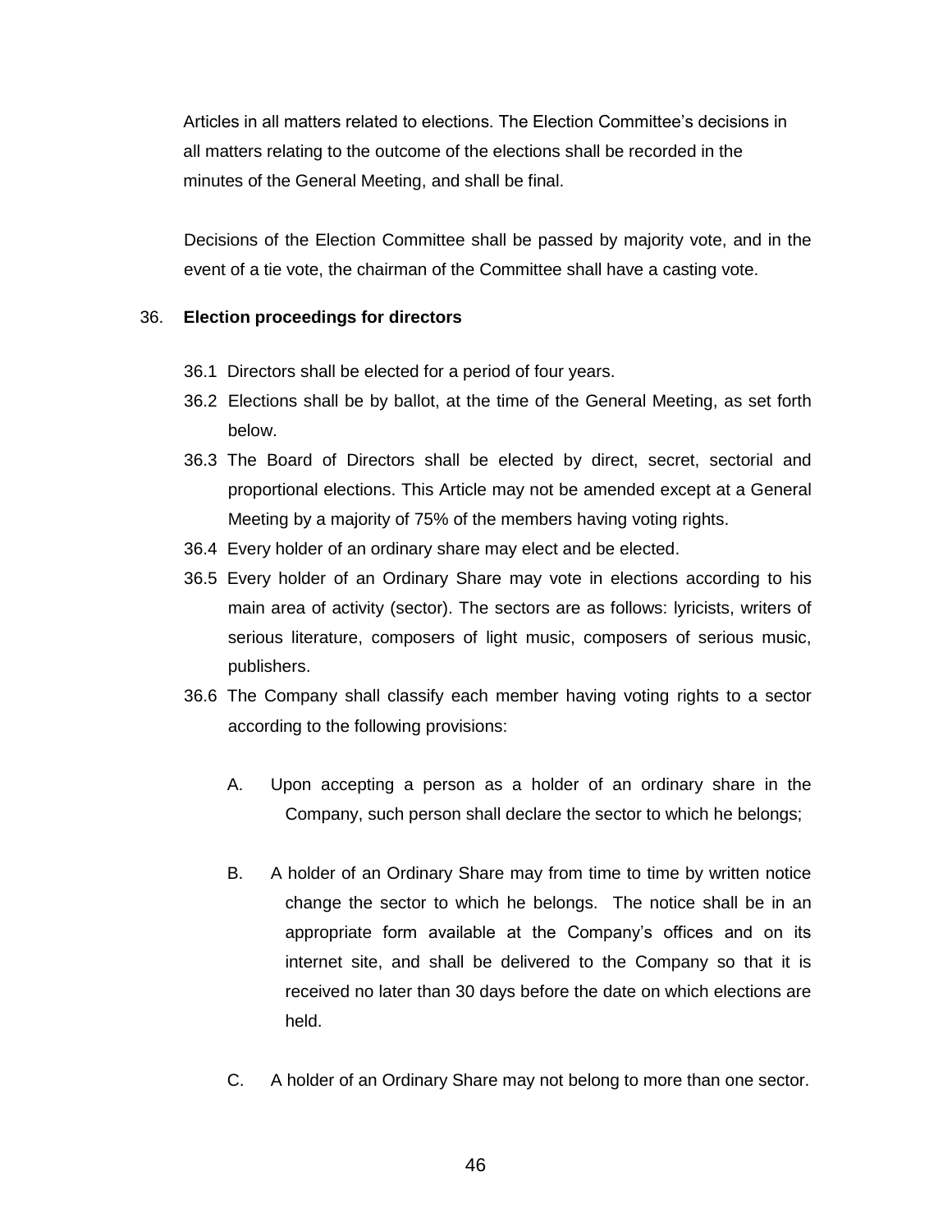Articles in all matters related to elections. The Election Committee's decisions in all matters relating to the outcome of the elections shall be recorded in the minutes of the General Meeting, and shall be final.

Decisions of the Election Committee shall be passed by majority vote, and in the event of a tie vote, the chairman of the Committee shall have a casting vote.

36. **Election proceedings for directors**

36.1 Directors shall be elected for a period of four years.

36.2 Elections shall be by ballot, at the time of the General Meeting, as set forth below.

36.3 The Board of Directors shall be elected by direct, secret, sectorial and proportional elections. This Article may not be amended except at a General Meeting by a majority of 75% of the members having voting rights.

36.4 Every holder of an ordinary share may elect and be elected.

36.5 Every holder of an Ordinary Share may vote in elections according to his main area of activity (sector). The sectors are as follows: lyricists, writers of serious literature, composers of light music, composers of serious music, publishers.

36.6 The Company shall classify each member having voting rights to a sector according to the following provisions:

A. Upon accepting a person as a holder of an ordinary share in the Company, such person shall declare the sector to which he belongs;

B. A holder of an Ordinary Share may from time to time by written notice change the sector to which he belongs. The notice shall be in an appropriate form available at the Company's offices and on its internet site, and shall be delivered to the Company so that it is received no later than 30 days before the date on which elections are held.

C. A holder of an Ordinary Share may not belong to more than one sector.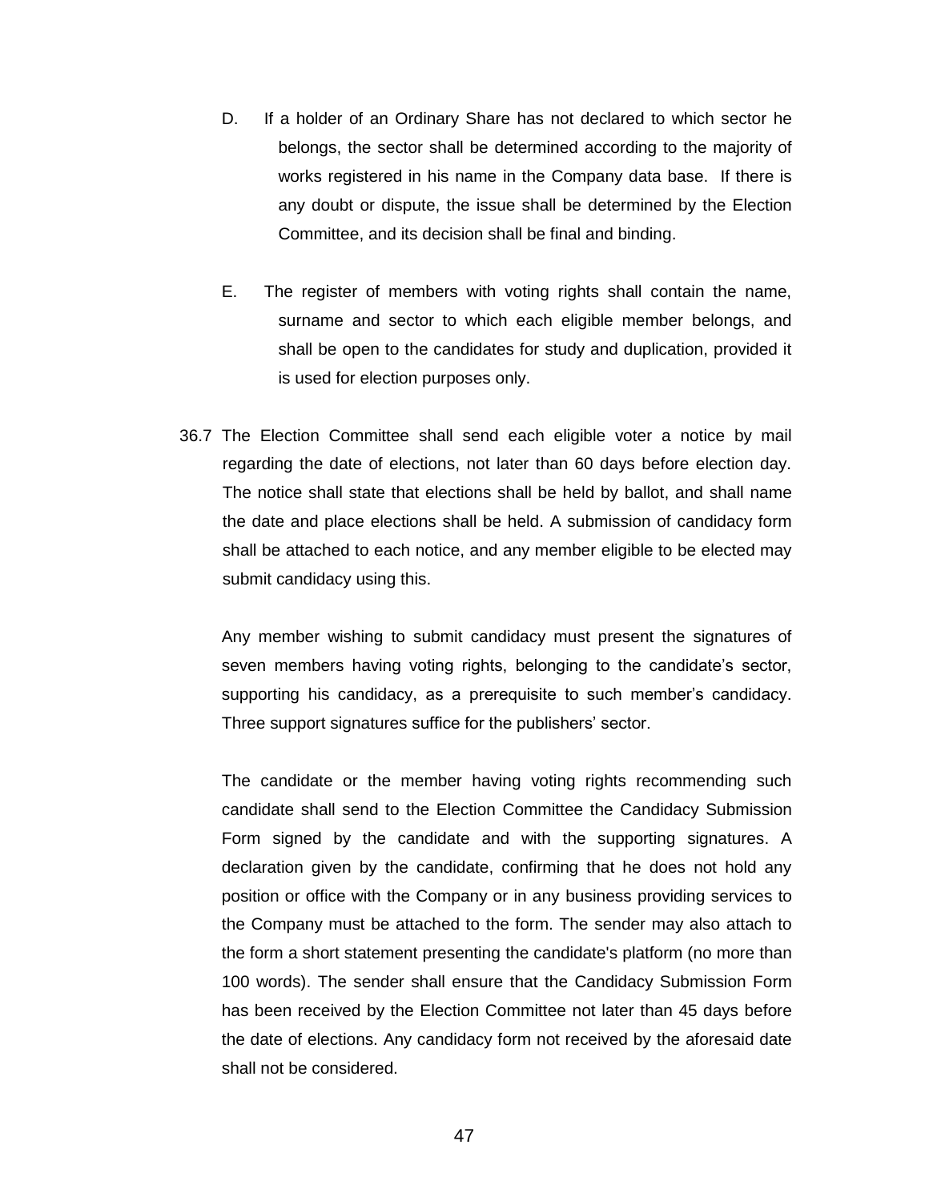D. If a holder of an Ordinary Share has not declared to which sector he belongs, the sector shall be determined according to the majority of works registered in his name in the Company data base. If there is any doubt or dispute, the issue shall be determined by the Election Committee, and its decision shall be final and binding.

E. The register of members with voting rights shall contain the name, surname and sector to which each eligible member belongs, and shall be open to the candidates for study and duplication, provided it is used for election purposes only.

36.7 The Election Committee shall send each eligible voter a notice by mail regarding the date of elections, not later than 60 days before election day. The notice shall state that elections shall be held by ballot, and shall name the date and place elections shall be held. A submission of candidacy form shall be attached to each notice, and any member eligible to be elected may submit candidacy using this.

Any member wishing to submit candidacy must present the signatures of seven members having voting rights, belonging to the candidate's sector, supporting his candidacy, as a prerequisite to such member's candidacy. Three support signatures suffice for the publishers' sector.

The candidate or the member having voting rights recommending such candidate shall send to the Election Committee the Candidacy Submission Form signed by the candidate and with the supporting signatures. A declaration given by the candidate, confirming that he does not hold any position or office with the Company or in any business providing services to the Company must be attached to the form. The sender may also attach to the form a short statement presenting the candidate's platform (no more than 100 words). The sender shall ensure that the Candidacy Submission Form has been received by the Election Committee not later than 45 days before the date of elections. Any candidacy form not received by the aforesaid date shall not be considered.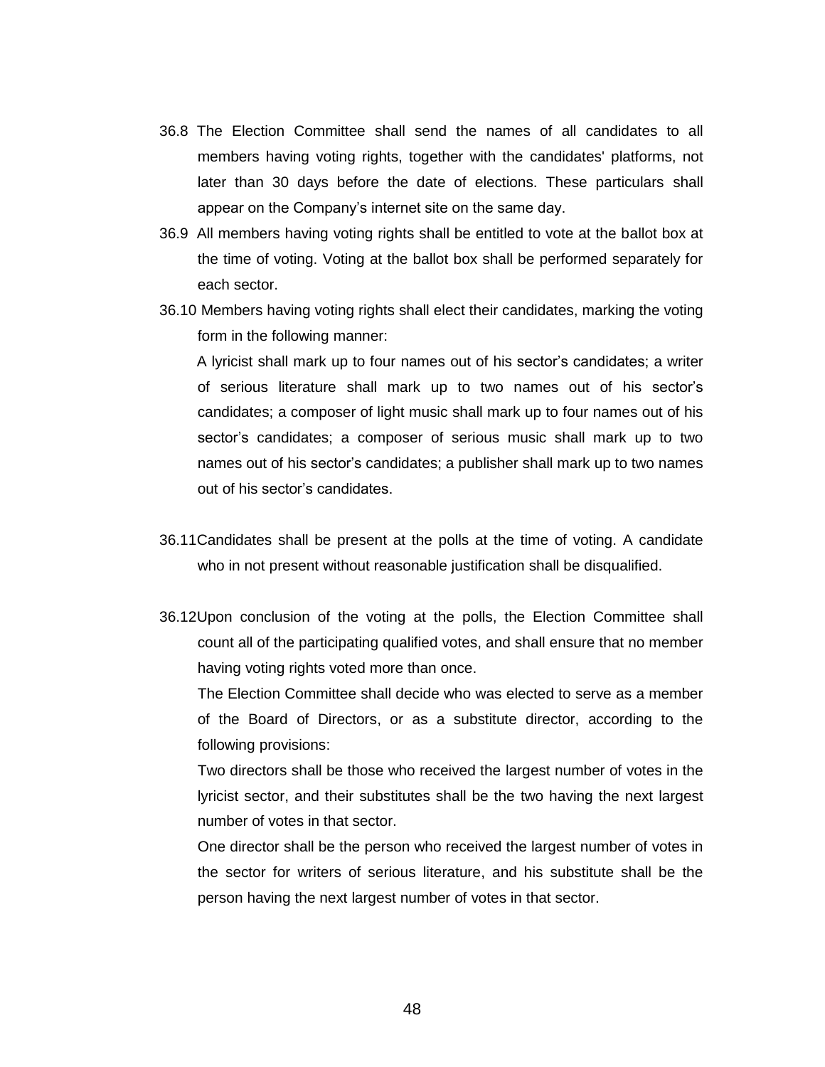36.8 The Election Committee shall send the names of all candidates to all members having voting rights, together with the candidates' platforms, not later than 30 days before the date of elections. These particulars shall appear on the Company's internet site on the same day.

36.9 All members having voting rights shall be entitled to vote at the ballot box at the time of voting. Voting at the ballot box shall be performed separately for each sector.

36.10 Members having voting rights shall elect their candidates, marking the voting form in the following manner:

A lyricist shall mark up to four names out of his sector's candidates; a writer of serious literature shall mark up to two names out of his sector's candidates; a composer of light music shall mark up to four names out of his sector's candidates; a composer of serious music shall mark up to two names out of his sector's candidates; a publisher shall mark up to two names out of his sector's candidates.

36.11 Candidates shall be present at the polls at the time of voting. A candidate who in not present without reasonable justification shall be disqualified.

36.12 Upon conclusion of the voting at the polls, the Election Committee shall count all of the participating qualified votes, and shall ensure that no member having voting rights voted more than once.

The Election Committee shall decide who was elected to serve as a member of the Board of Directors, or as a substitute director, according to the following provisions:

Two directors shall be those who received the largest number of votes in the lyricist sector, and their substitutes shall be the two having the next largest number of votes in that sector.

One director shall be the person who received the largest number of votes in the sector for writers of serious literature, and his substitute shall be the person having the next largest number of votes in that sector.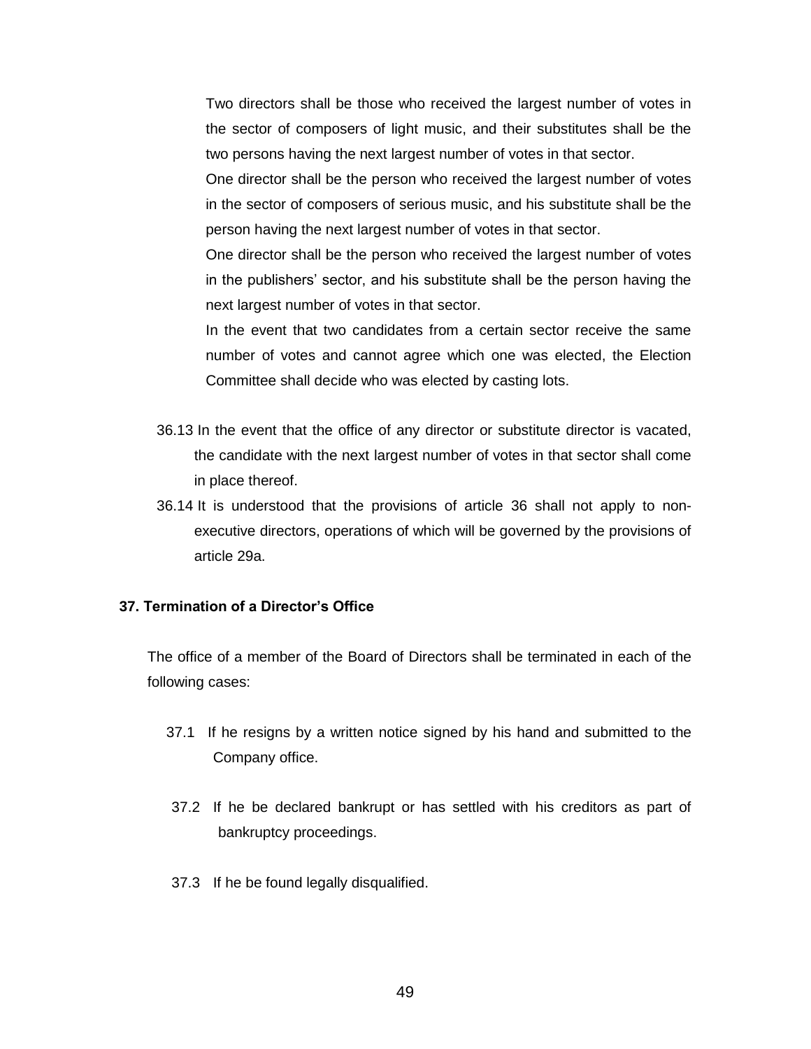Two directors shall be those who received the largest number of votes in the sector of composers of light music, and their substitutes shall be the two persons having the next largest number of votes in that sector.

One director shall be the person who received the largest number of votes in the sector of composers of serious music, and his substitute shall be the person having the next largest number of votes in that sector.

One director shall be the person who received the largest number of votes in the publishers' sector, and his substitute shall be the person having the next largest number of votes in that sector.

In the event that two candidates from a certain sector receive the same number of votes and cannot agree which one was elected, the Election Committee shall decide who was elected by casting lots.

36.13 In the event that the office of any director or substitute director is vacated, the candidate with the next largest number of votes in that sector shall come in place thereof.

36.14 It is understood that the provisions of article 36 shall not apply to non-executive directors, operations of which will be governed by the provisions of article 29a.

### 37. Termination of a Director's Office

The office of a member of the Board of Directors shall be terminated in each of the following cases:

37.1 If he resigns by a written notice signed by his hand and submitted to the Company office.

37.2 If he be declared bankrupt or has settled with his creditors as part of bankruptcy proceedings.

37.3 If he be found legally disqualified.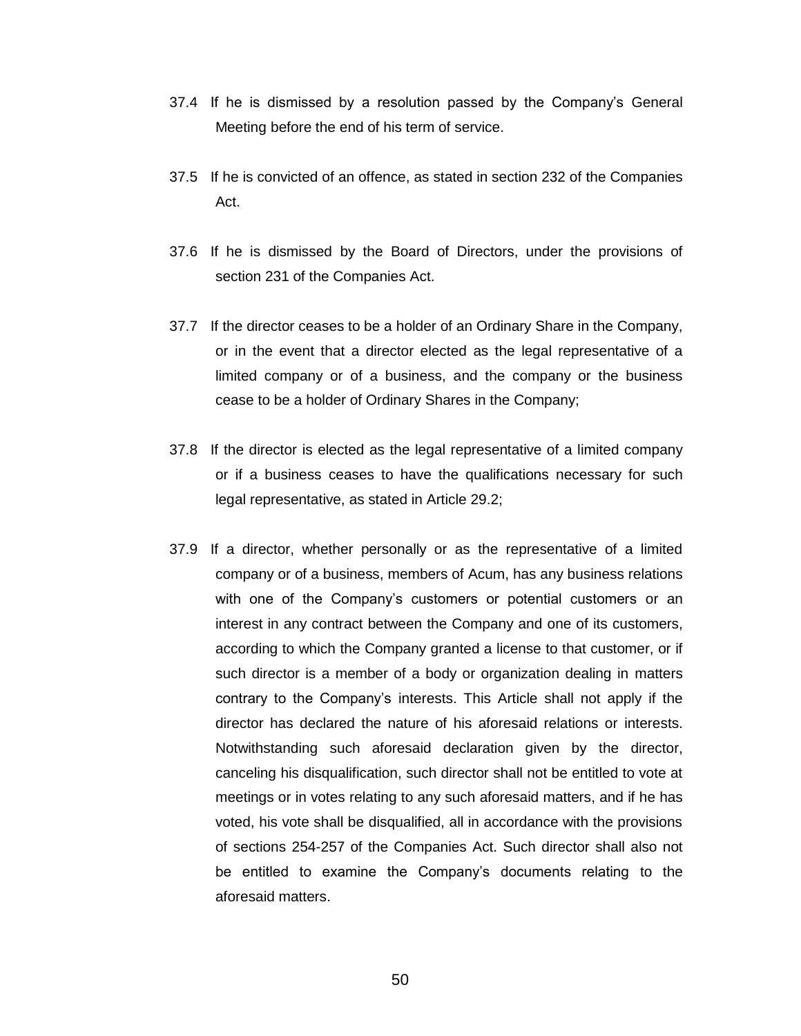37.4 If he is dismissed by a resolution passed by the Company's General Meeting before the end of his term of service.

37.5 If he is convicted of an offence, as stated in section 232 of the Companies Act.

37.6 If he is dismissed by the Board of Directors, under the provisions of section 231 of the Companies Act.

37.7 If the director ceases to be a holder of an Ordinary Share in the Company, or in the event that a director elected as the legal representative of a limited company or of a business, and the company or the business cease to be a holder of Ordinary Shares in the Company;

37.8 If the director is elected as the legal representative of a limited company or if a business ceases to have the qualifications necessary for such legal representative, as stated in Article 29.2;

37.9 If a director, whether personally or as the representative of a limited company or of a business, members of Acum, has any business relations with one of the Company's customers or potential customers or an interest in any contract between the Company and one of its customers, according to which the Company granted a license to that customer, or if such director is a member of a body or organization dealing in matters contrary to the Company's interests. This Article shall not apply if the director has declared the nature of his aforesaid relations or interests. Notwithstanding such aforesaid declaration given by the director, canceling his disqualification, such director shall not be entitled to vote at meetings or in votes relating to any such aforesaid matters, and if he has voted, his vote shall be disqualified, all in accordance with the provisions of sections 254-257 of the Companies Act. Such director shall also not be entitled to examine the Company's documents relating to the aforesaid matters.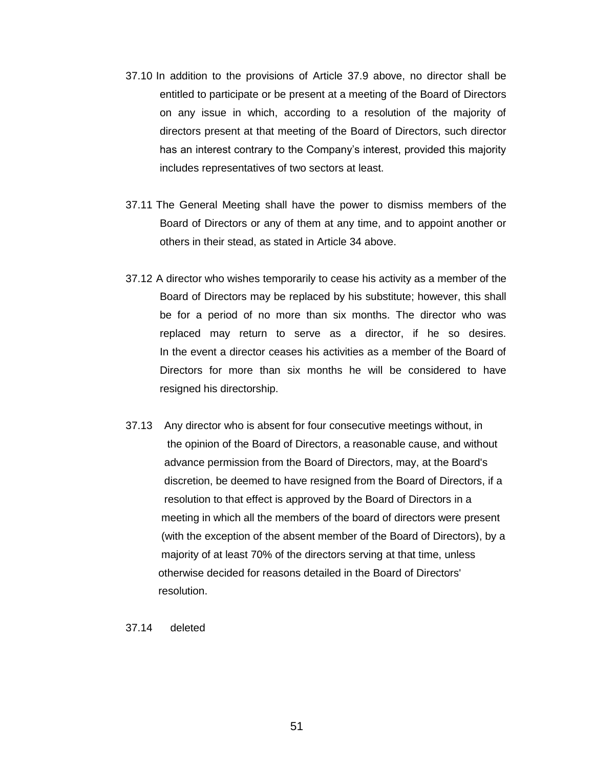37.10 In addition to the provisions of Article 37.9 above, no director shall be entitled to participate or be present at a meeting of the Board of Directors on any issue in which, according to a resolution of the majority of directors present at that meeting of the Board of Directors, such director has an interest contrary to the Company's interest, provided this majority includes representatives of two sectors at least.

37.11 The General Meeting shall have the power to dismiss members of the Board of Directors or any of them at any time, and to appoint another or others in their stead, as stated in Article 34 above.

37.12 A director who wishes temporarily to cease his activity as a member of the Board of Directors may be replaced by his substitute; however, this shall be for a period of no more than six months. The director who was replaced may return to serve as a director, if he so desires. In the event a director ceases his activities as a member of the Board of Directors for more than six months he will be considered to have resigned his directorship.

37.13 Any director who is absent for four consecutive meetings without, in the opinion of the Board of Directors, a reasonable cause, and without advance permission from the Board of Directors, may, at the Board's discretion, be deemed to have resigned from the Board of Directors, if a resolution to that effect is approved by the Board of Directors in a meeting in which all the members of the board of directors were present (with the exception of the absent member of the Board of Directors), by a majority of at least 70% of the directors serving at that time, unless otherwise decided for reasons detailed in the Board of Directors' resolution.

37.14 deleted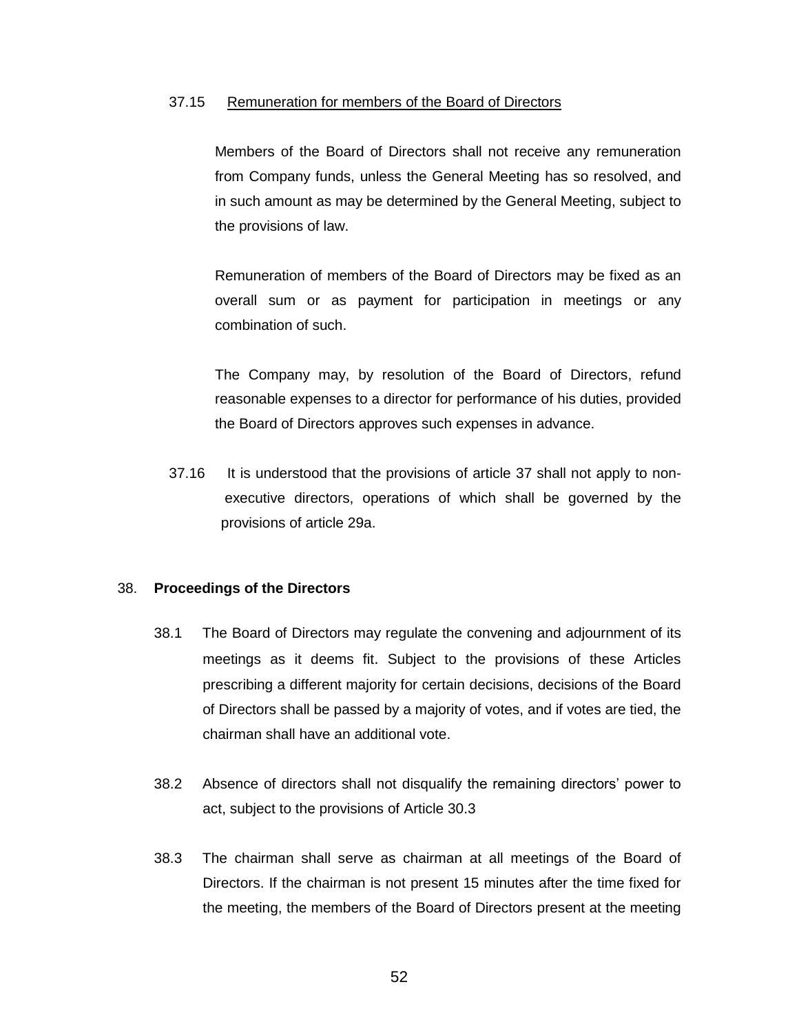37.15 Remunеration for members of the Board of Directors

Members of the Board of Directors shall not receive any remuneration from Company funds, unless the General Meeting has so resolved, and in such amount as may be determined by the General Meeting, subject to the provisions of law.

Remuneration of members of the Board of Directors may be fixed as an overall sum or as payment for participation in meetings or any combination of such.

The Company may, by resolution of the Board of Directors, refund reasonable expenses to a director for performance of his duties, provided the Board of Directors approves such expenses in advance.

37.16 It is understood that the provisions of article 37 shall not apply to non-executive directors, operations of which shall be governed by the provisions of article 29a.

## 38. Proceedings of the Directors

38.1 The Board of Directors may regulate the convening and adjournment of its meetings as it deems fit. Subject to the provisions of these Articles prescribing a different majority for certain decisions, decisions of the Board of Directors shall be passed by a majority of votes, and if votes are tied, the chairman shall have an additional vote.

38.2 Absence of directors shall not disqualify the remaining directors' power to act, subject to the provisions of Article 30.3

38.3 The chairman shall serve as chairman at all meetings of the Board of Directors. If the chairman is not present 15 minutes after the time fixed for the meeting, the members of the Board of Directors present at the meeting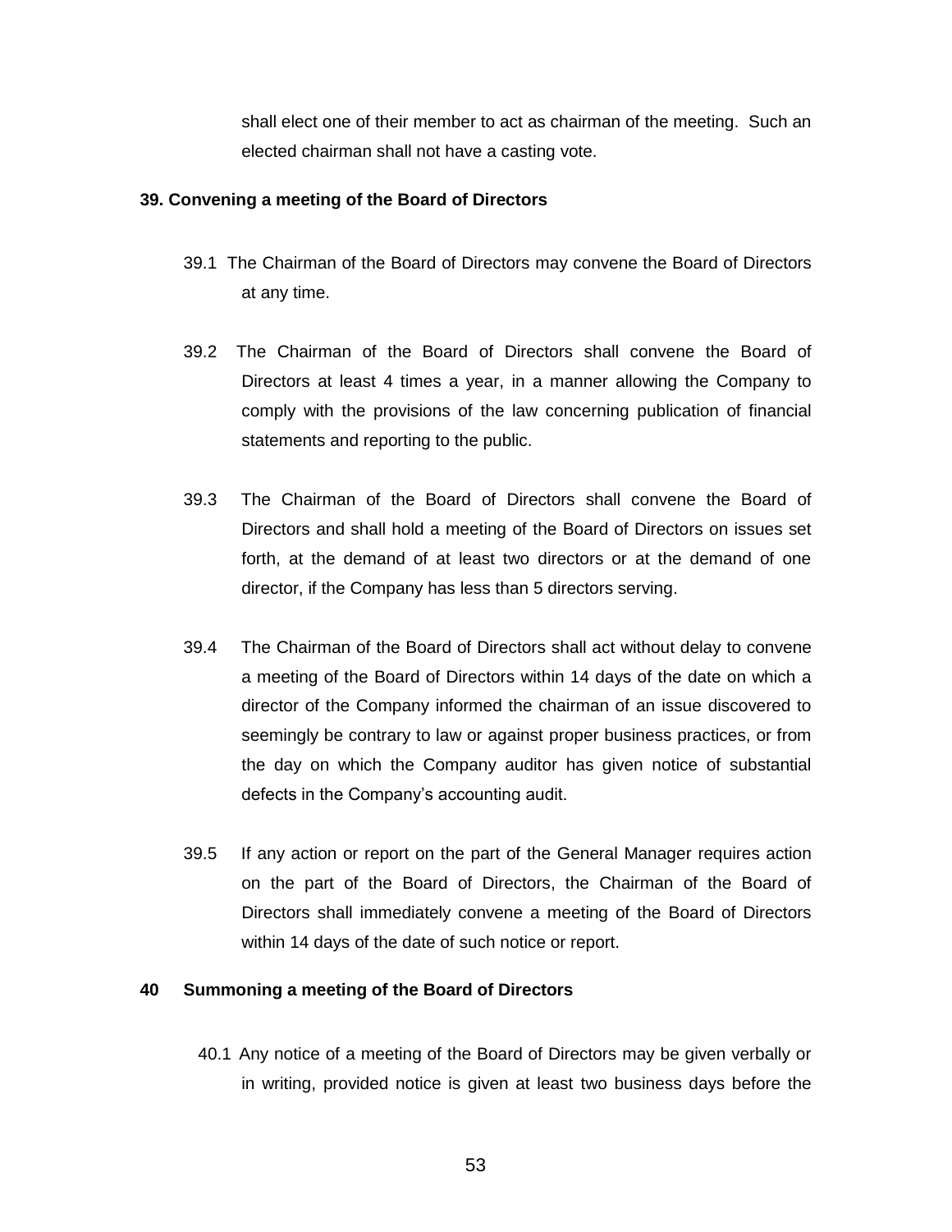shall elect one of their member to act as chairman of the meeting. Such an elected chairman shall not have a casting vote.

**39. Convening a meeting of the Board of Directors**

39.1 The Chairman of the Board of Directors may convene the Board of Directors at any time.

39.2 The Chairman of the Board of Directors shall convene the Board of Directors at least 4 times a year, in a manner allowing the Company to comply with the provisions of the law concerning publication of financial statements and reporting to the public.

39.3 The Chairman of the Board of Directors shall convene the Board of Directors and shall hold a meeting of the Board of Directors on issues set forth, at the demand of at least two directors or at the demand of one director, if the Company has less than 5 directors serving.

39.4 The Chairman of the Board of Directors shall act without delay to convene a meeting of the Board of Directors within 14 days of the date on which a director of the Company informed the chairman of an issue discovered to seemingly be contrary to law or against proper business practices, or from the day on which the Company auditor has given notice of substantial defects in the Company's accounting audit.

39.5 If any action or report on the part of the General Manager requires action on the part of the Board of Directors, the Chairman of the Board of Directors shall immediately convene a meeting of the Board of Directors within 14 days of the date of such notice or report.

**40 Summoning a meeting of the Board of Directors**

40.1 Any notice of a meeting of the Board of Directors may be given verbally or in writing, provided notice is given at least two business days before the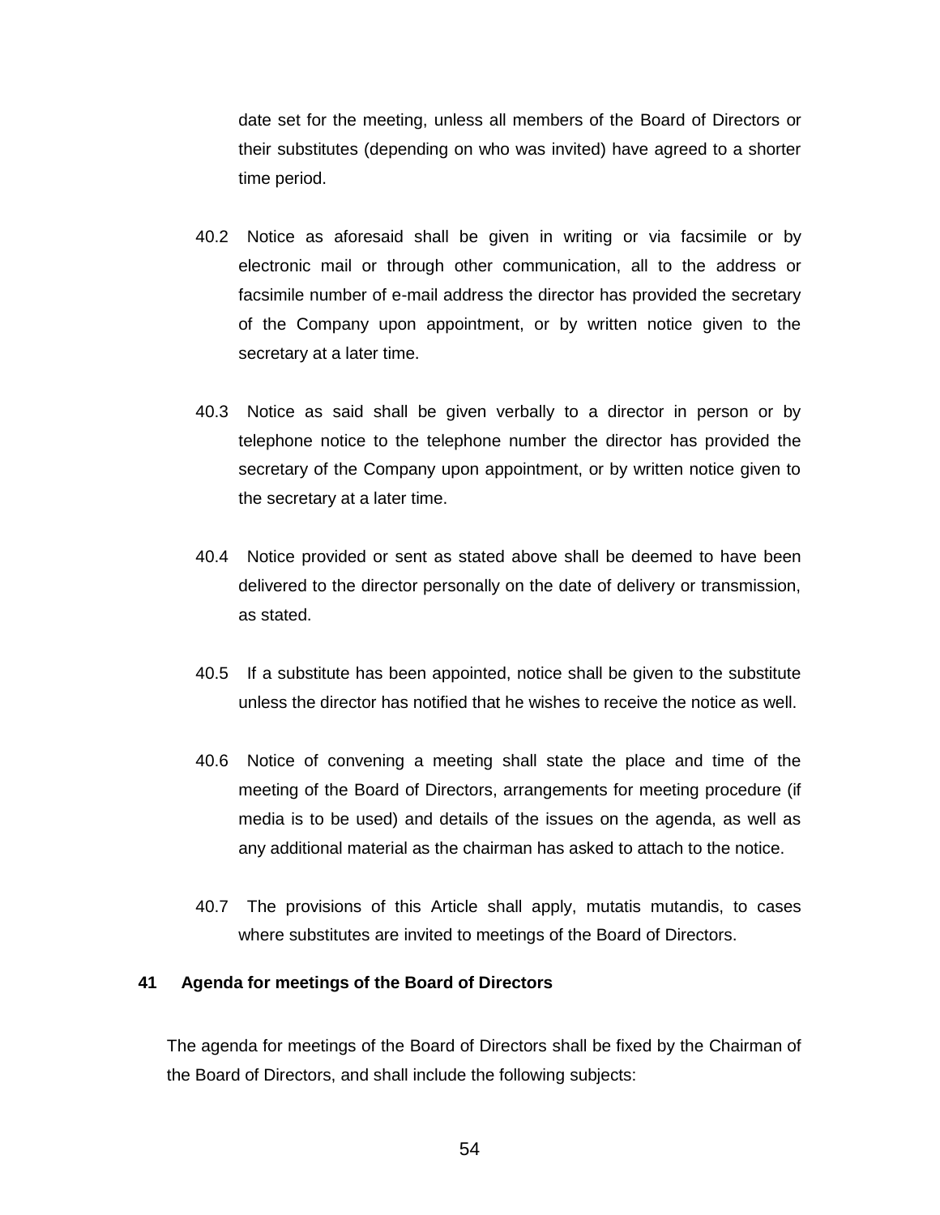date set for the meeting, unless all members of the Board of Directors or their substitutes (depending on who was invited) have agreed to a shorter time period.

40.2 Notice as aforesaid shall be given in writing or via facsimile or by electronic mail or through other communication, all to the address or facsimile number of e-mail address the director has provided the secretary of the Company upon appointment, or by written notice given to the secretary at a later time.

40.3 Notice as said shall be given verbally to a director in person or by telephone notice to the telephone number the director has provided the secretary of the Company upon appointment, or by written notice given to the secretary at a later time.

40.4 Notice provided or sent as stated above shall be deemed to have been delivered to the director personally on the date of delivery or transmission, as stated.

40.5 If a substitute has been appointed, notice shall be given to the substitute unless the director has notified that he wishes to receive the notice as well.

40.6 Notice of convening a meeting shall state the place and time of the meeting of the Board of Directors, arrangements for meeting procedure (if media is to be used) and details of the issues on the agenda, as well as any additional material as the chairman has asked to attach to the notice.

40.7 The provisions of this Article shall apply, mutatis mutandis, to cases where substitutes are invited to meetings of the Board of Directors.

**41 Agenda for meetings of the Board of Directors**

The agenda for meetings of the Board of Directors shall be fixed by the Chairman of the Board of Directors, and shall include the following subjects: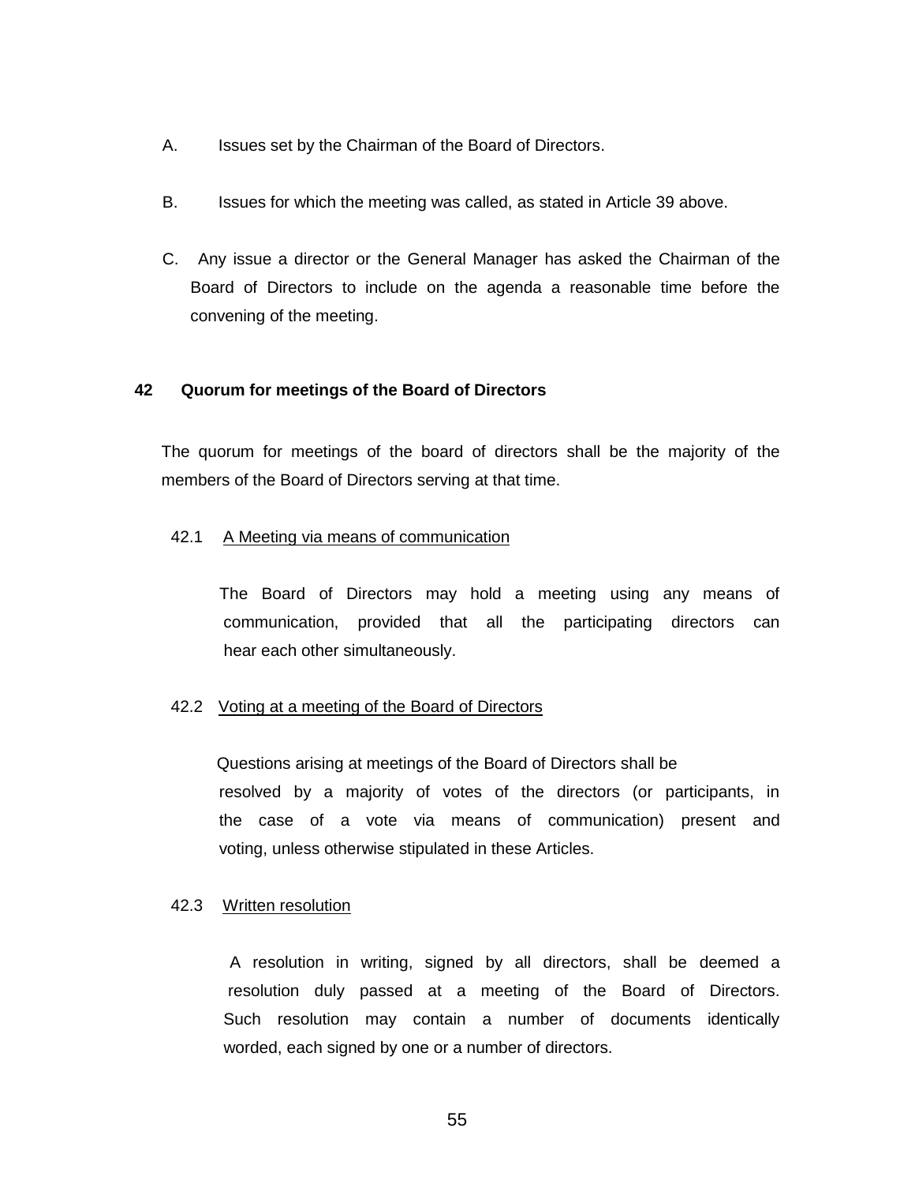A. Issues set by the Chairman of the Board of Directors.

B. Issues for which the meeting was called, as stated in Article 39 above.

C. Any issue a director or the General Manager has asked the Chairman of the Board of Directors to include on the agenda a reasonable time before the convening of the meeting.

## 42 Quorum for meetings of the Board of Directors

The quorum for meetings of the board of directors shall be the majority of the members of the Board of Directors serving at that time.

### 42.1 A Meeting via means of communication

The Board of Directors may hold a meeting using any means of communication, provided that all the participating directors can hear each other simultaneously.

### 42.2 Voting at a meeting of the Board of Directors

Questions arising at meetings of the Board of Directors shall be resolved by a majority of votes of the directors (or participants, in the case of a vote via means of communication) present and voting, unless otherwise stipulated in these Articles.

### 42.3 Written resolution

A resolution in writing, signed by all directors, shall be deemed a resolution duly passed at a meeting of the Board of Directors. Such resolution may contain a number of documents identically worded, each signed by one or a number of directors.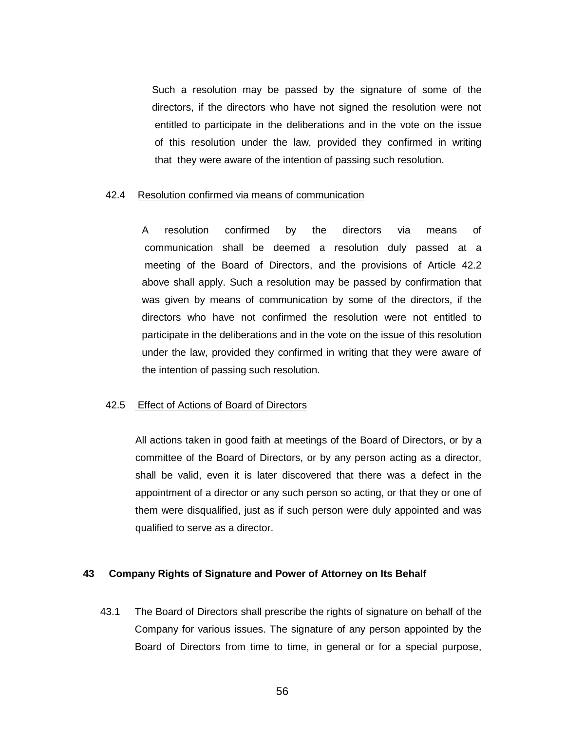Such a resolution may be passed by the signature of some of the directors, if the directors who have not signed the resolution were not entitled to participate in the deliberations and in the vote on the issue of this resolution under the law, provided they confirmed in writing that they were aware of the intention of passing such resolution.

42.4 Resolution confirmed via means of communication

A resolution confirmed by the directors via means of communication shall be deemed a resolution duly passed at a meeting of the Board of Directors, and the provisions of Article 42.2 above shall apply. Such a resolution may be passed by confirmation that was given by means of communication by some of the directors, if the directors who have not confirmed the resolution were not entitled to participate in the deliberations and in the vote on the issue of this resolution under the law, provided they confirmed in writing that they were aware of the intention of passing such resolution.

42.5 Effect of Actions of Board of Directors

All actions taken in good faith at meetings of the Board of Directors, or by a committee of the Board of Directors, or by any person acting as a director, shall be valid, even it is later discovered that there was a defect in the appointment of a director or any such person so acting, or that they or one of them were disqualified, just as if such person were duly appointed and was qualified to serve as a director.

## 43 Company Rights of Signature and Power of Attorney on Its Behalf

43.1 The Board of Directors shall prescribe the rights of signature on behalf of the Company for various issues. The signature of any person appointed by the Board of Directors from time to time, in general or for a special purpose,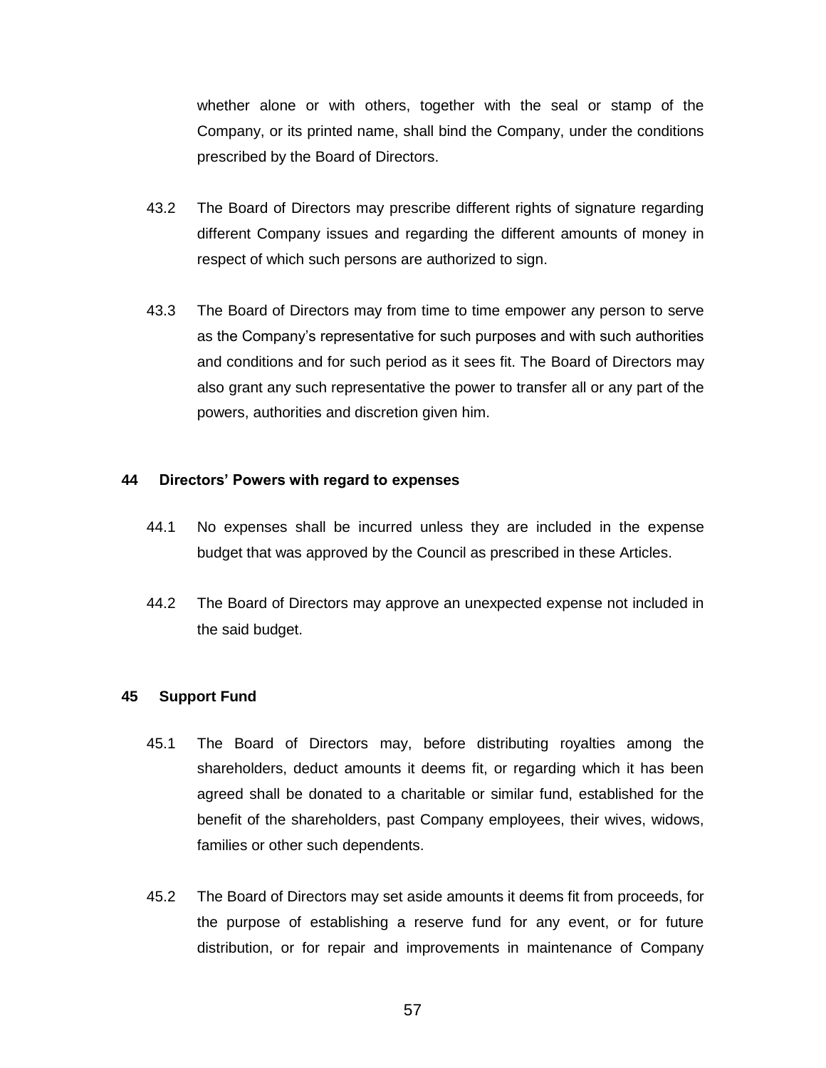whether alone or with others, together with the seal or stamp of the Company, or its printed name, shall bind the Company, under the conditions prescribed by the Board of Directors.

43.2 The Board of Directors may prescribe different rights of signature regarding different Company issues and regarding the different amounts of money in respect of which such persons are authorized to sign.

43.3 The Board of Directors may from time to time empower any person to serve as the Company's representative for such purposes and with such authorities and conditions and for such period as it sees fit. The Board of Directors may also grant any such representative the power to transfer all or any part of the powers, authorities and discretion given him.

## 44 Directors' Powers with regard to expenses

44.1 No expenses shall be incurred unless they are included in the expense budget that was approved by the Council as prescribed in these Articles.

44.2 The Board of Directors may approve an unexpected expense not included in the said budget.

## 45 Support Fund

45.1 The Board of Directors may, before distributing royalties among the shareholders, deduct amounts it deems fit, or regarding which it has been agreed shall be donated to a charitable or similar fund, established for the benefit of the shareholders, past Company employees, their wives, widows, families or other such dependents.

45.2 The Board of Directors may set aside amounts it deems fit from proceeds, for the purpose of establishing a reserve fund for any event, or for future distribution, or for repair and improvements in maintenance of Company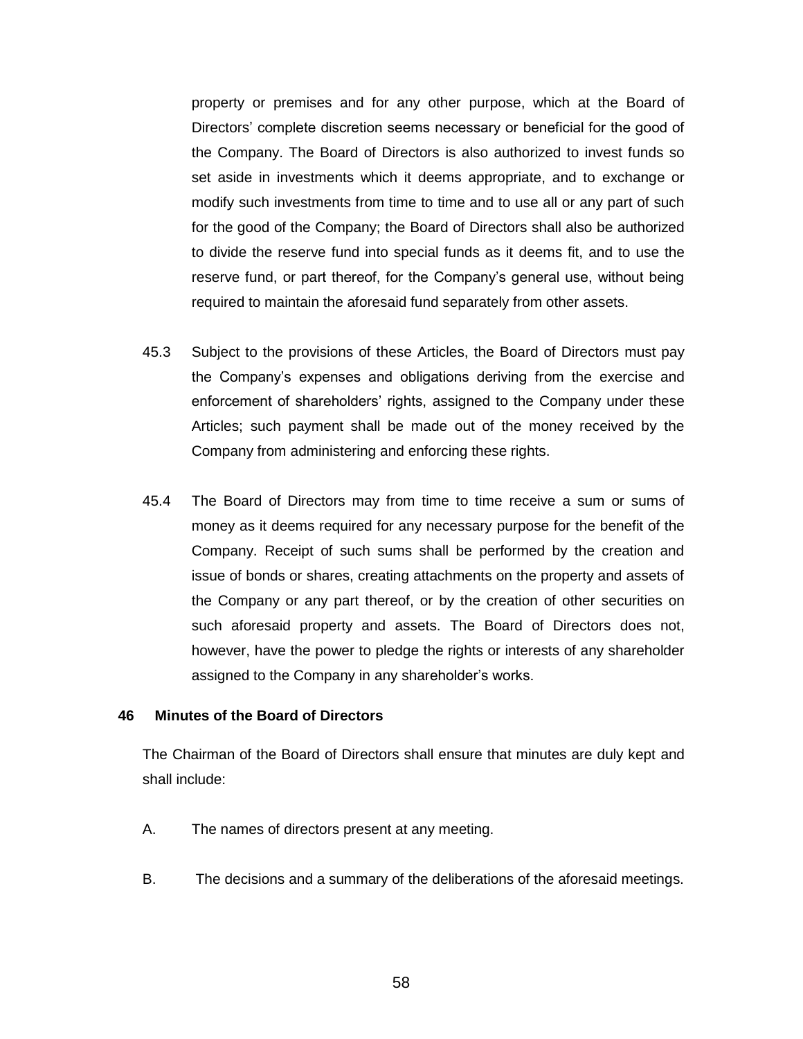property or premises and for any other purpose, which at the Board of Directors' complete discretion seems necessary or beneficial for the good of the Company. The Board of Directors is also authorized to invest funds so set aside in investments which it deems appropriate, and to exchange or modify such investments from time to time and to use all or any part of such for the good of the Company; the Board of Directors shall also be authorized to divide the reserve fund into special funds as it deems fit, and to use the reserve fund, or part thereof, for the Company's general use, without being required to maintain the aforesaid fund separately from other assets.

45.3 Subject to the provisions of these Articles, the Board of Directors must pay the Company's expenses and obligations deriving from the exercise and enforcement of shareholders' rights, assigned to the Company under these Articles; such payment shall be made out of the money received by the Company from administering and enforcing these rights.

45.4 The Board of Directors may from time to time receive a sum or sums of money as it deems required for any necessary purpose for the benefit of the Company. Receipt of such sums shall be performed by the creation and issue of bonds or shares, creating attachments on the property and assets of the Company or any part thereof, or by the creation of other securities on such aforesaid property and assets. The Board of Directors does not, however, have the power to pledge the rights or interests of any shareholder assigned to the Company in any shareholder's works.

### 46 Minutes of the Board of Directors

The Chairman of the Board of Directors shall ensure that minutes are duly kept and shall include:

A. The names of directors present at any meeting.

B. The decisions and a summary of the deliberations of the aforesaid meetings.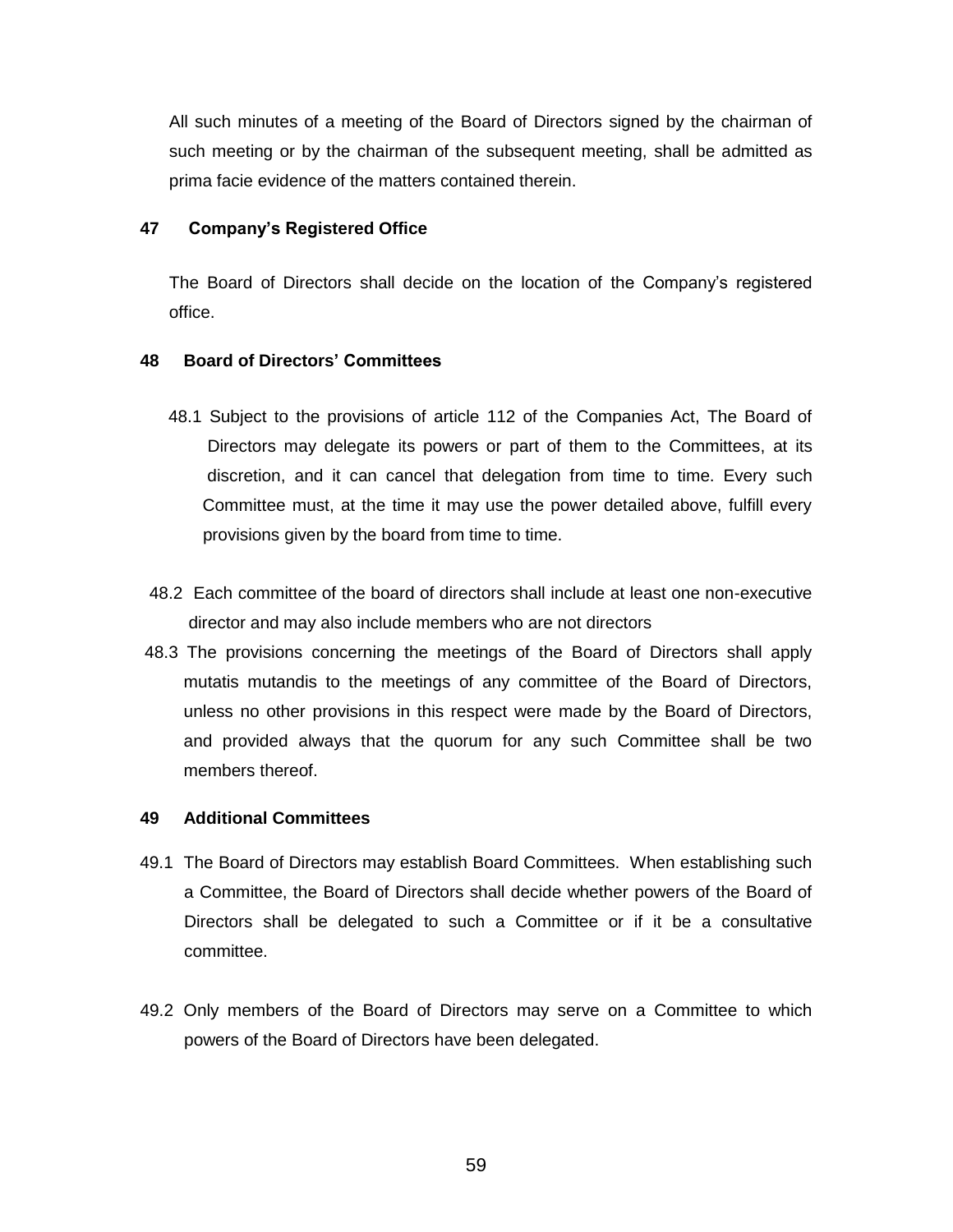All such minutes of a meeting of the Board of Directors signed by the chairman of such meeting or by the chairman of the subsequent meeting, shall be admitted as prima facie evidence of the matters contained therein.

**47 Company's Registered Office**

The Board of Directors shall decide on the location of the Company's registered office.

**48 Board of Directors' Committees**

48.1 Subject to the provisions of article 112 of the Companies Act, The Board of Directors may delegate its powers or part of them to the Committees, at its discretion, and it can cancel that delegation from time to time. Every such Committee must, at the time it may use the power detailed above, fulfill every provisions given by the board from time to time.

48.2 Each committee of the board of directors shall include at least one non-executive director and may also include members who are not directors

48.3 The provisions concerning the meetings of the Board of Directors shall apply mutatis mutandis to the meetings of any committee of the Board of Directors, unless no other provisions in this respect were made by the Board of Directors, and provided always that the quorum for any such Committee shall be two members thereof.

**49 Additional Committees**

49.1 The Board of Directors may establish Board Committees. When establishing such a Committee, the Board of Directors shall decide whether powers of the Board of Directors shall be delegated to such a Committee or if it be a consultative committee.

49.2 Only members of the Board of Directors may serve on a Committee to which powers of the Board of Directors have been delegated.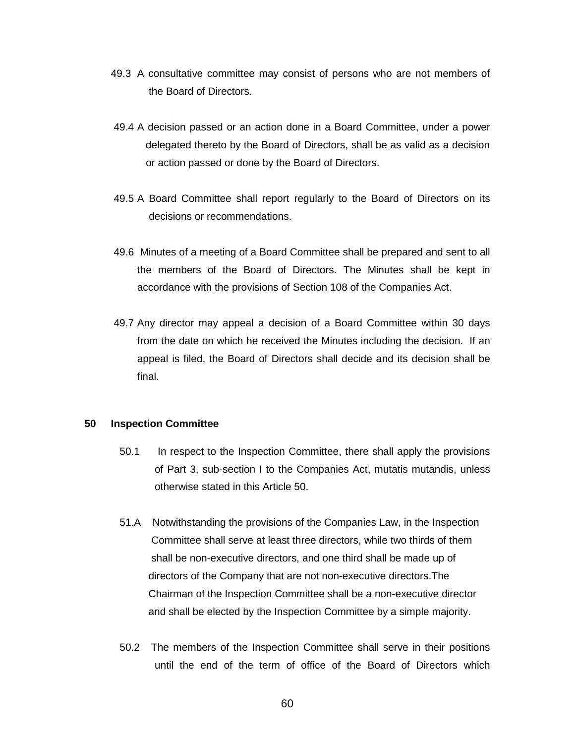49.3 A consultative committee may consist of persons who are not members of the Board of Directors.

49.4 A decision passed or an action done in a Board Committee, under a power delegated thereto by the Board of Directors, shall be as valid as a decision or action passed or done by the Board of Directors.

49.5 A Board Committee shall report regularly to the Board of Directors on its decisions or recommendations.

49.6 Minutes of a meeting of a Board Committee shall be prepared and sent to all the members of the Board of Directors. The Minutes shall be kept in accordance with the provisions of Section 108 of the Companies Act.

49.7 Any director may appeal a decision of a Board Committee within 30 days from the date on which he received the Minutes including the decision. If an appeal is filed, the Board of Directors shall decide and its decision shall be final.

**50 Inspection Committee**

50.1 In respect to the Inspection Committee, there shall apply the provisions of Part 3, sub-section I to the Companies Act, mutatis mutandis, unless otherwise stated in this Article 50.

51.A Notwithstanding the provisions of the Companies Law, in the Inspection Committee shall serve at least three directors, while two thirds of them shall be non-executive directors, and one third shall be made up of directors of the Company that are not non-executive directors.The Chairman of the Inspection Committee shall be a non-executive director and shall be elected by the Inspection Committee by a simple majority.

50.2 The members of the Inspection Committee shall serve in their positions until the end of the term of office of the Board of Directors which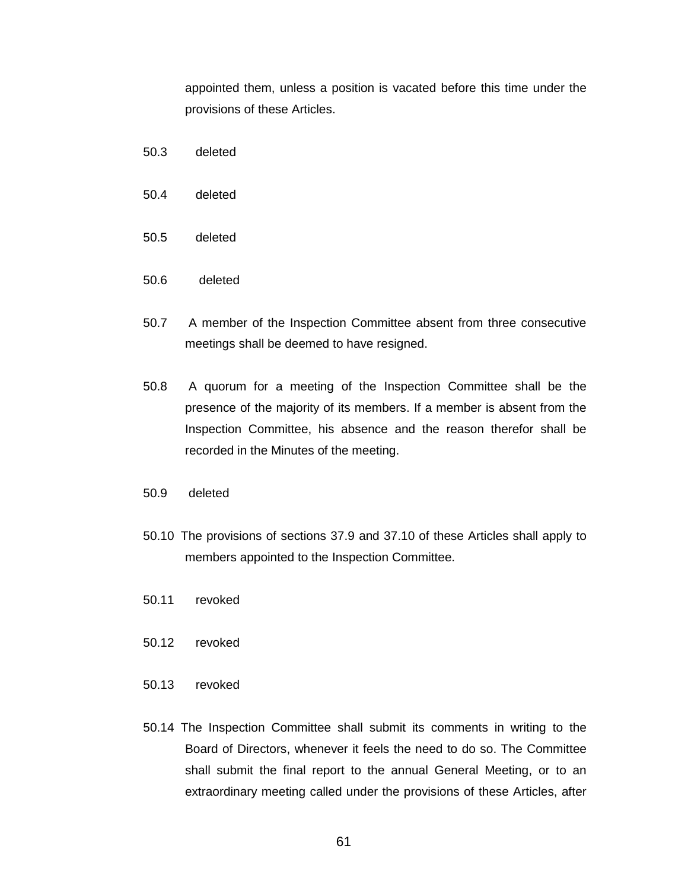appointed them, unless a position is vacated before this time under the provisions of these Articles.

50.3 deleted

50.4 deleted

50.5 deleted

50.6 deleted

50.7 A member of the Inspection Committee absent from three consecutive meetings shall be deemed to have resigned.

50.8 A quorum for a meeting of the Inspection Committee shall be the presence of the majority of its members. If a member is absent from the Inspection Committee, his absence and the reason therefor shall be recorded in the Minutes of the meeting.

50.9 deleted

50.10 The provisions of sections 37.9 and 37.10 of these Articles shall apply to members appointed to the Inspection Committee.

50.11 revoked

50.12 revoked

50.13 revoked

50.14 The Inspection Committee shall submit its comments in writing to the Board of Directors, whenever it feels the need to do so. The Committee shall submit the final report to the annual General Meeting, or to an extraordinary meeting called under the provisions of these Articles, after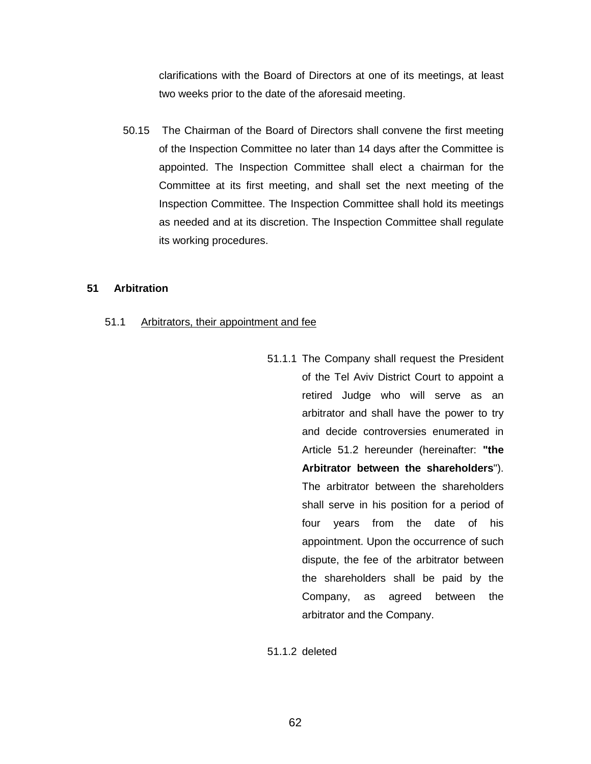clarifications with the Board of Directors at one of its meetings, at least two weeks prior to the date of the aforesaid meeting.

50.15 The Chairman of the Board of Directors shall convene the first meeting of the Inspection Committee no later than 14 days after the Committee is appointed. The Inspection Committee shall elect a chairman for the Committee at its first meeting, and shall set the next meeting of the Inspection Committee. The Inspection Committee shall hold its meetings as needed and at its discretion. The Inspection Committee shall regulate its working procedures.

## 51 Arbitration

51.1 Arbitrators, their appointment and fee

51.1.1 The Company shall request the President of the Tel Aviv District Court to appoint a retired Judge who will serve as an arbitrator and shall have the power to try and decide controversies enumerated in Article 51.2 hereunder (hereinafter: **"the Arbitrator between the shareholders**"). The arbitrator between the shareholders shall serve in his position for a period of four years from the date of his appointment. Upon the occurrence of such dispute, the fee of the arbitrator between the shareholders shall be paid by the Company, as agreed between the arbitrator and the Company.

51.1.2 deleted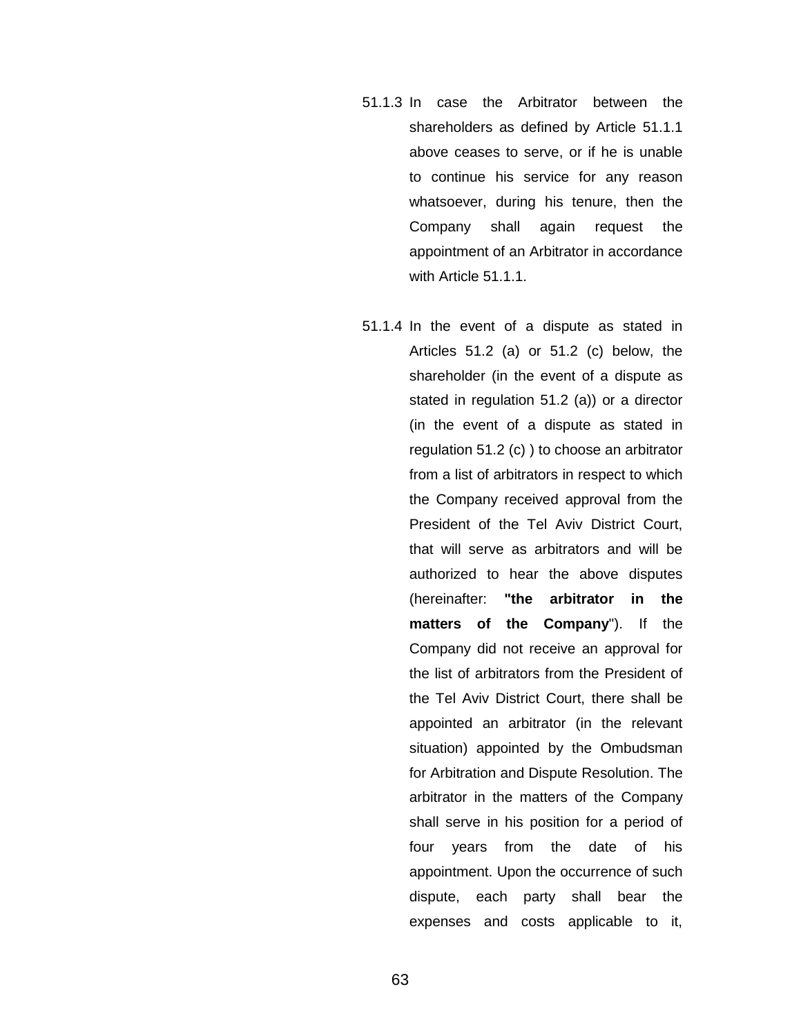51.1.3 In case the Arbitrator between the shareholders as defined by Article 51.1.1 above ceases to serve, or if he is unable to continue his service for any reason whatsoever, during his tenure, then the Company shall again request the appointment of an Arbitrator in accordance with Article 51.1.1.

51.1.4 In the event of a dispute as stated in Articles 51.2 (a) or 51.2 (c) below, the shareholder (in the event of a dispute as stated in regulation 51.2 (a)) or a director (in the event of a dispute as stated in regulation 51.2 (c) ) to choose an arbitrator from a list of arbitrators in respect to which the Company received approval from the President of the Tel Aviv District Court, that will serve as arbitrators and will be authorized to hear the above disputes (hereinafter: **"the arbitrator in the matters of the Company**"). If the Company did not receive an approval for the list of arbitrators from the President of the Tel Aviv District Court, there shall be appointed an arbitrator (in the relevant situation) appointed by the Ombudsman for Arbitration and Dispute Resolution. The arbitrator in the matters of the Company shall serve in his position for a period of four years from the date of his appointment. Upon the occurrence of such dispute, each party shall bear the expenses and costs applicable to it,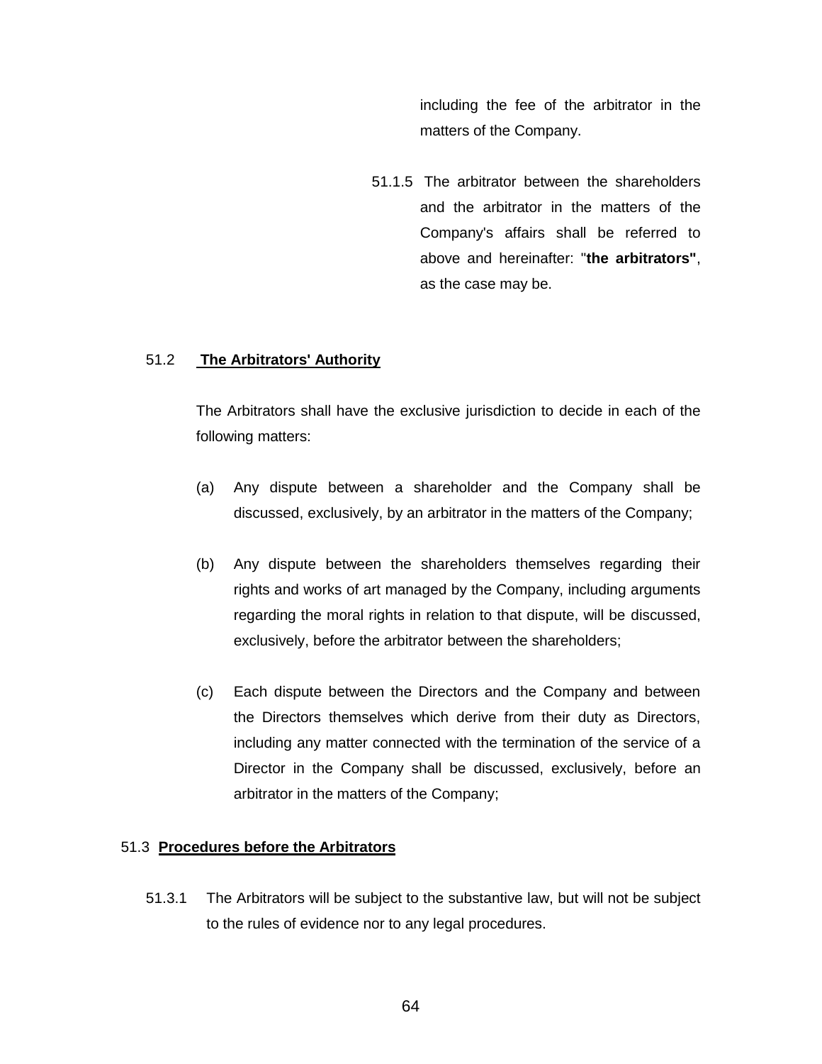including the fee of the arbitrator in the matters of the Company.

51.1.5 The arbitrator between the shareholders and the arbitrator in the matters of the Company's affairs shall be referred to above and hereinafter: "**the arbitrators"**, as the case may be.

51.2 **The Arbitrators' Authority**

The Arbitrators shall have the exclusive jurisdiction to decide in each of the following matters:

(a) Any dispute between a shareholder and the Company shall be discussed, exclusively, by an arbitrator in the matters of the Company;

(b) Any dispute between the shareholders themselves regarding their rights and works of art managed by the Company, including arguments regarding the moral rights in relation to that dispute, will be discussed, exclusively, before the arbitrator between the shareholders;

(c) Each dispute between the Directors and the Company and between the Directors themselves which derive from their duty as Directors, including any matter connected with the termination of the service of a Director in the Company shall be discussed, exclusively, before an arbitrator in the matters of the Company;

51.3 **Procedures before the Arbitrators**

51.3.1 The Arbitrators will be subject to the substantive law, but will not be subject to the rules of evidence nor to any legal procedures.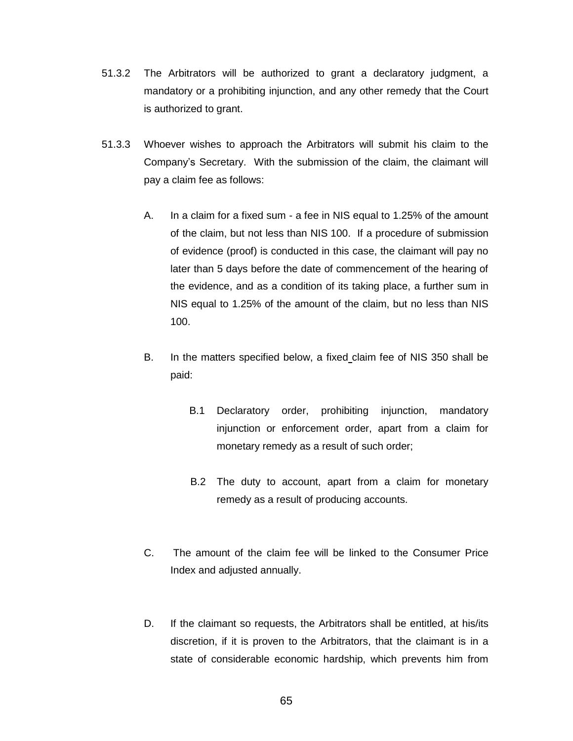51.3.2 The Arbitrators will be authorized to grant a declaratory judgment, a mandatory or a prohibiting injunction, and any other remedy that the Court is authorized to grant.

51.3.3 Whoever wishes to approach the Arbitrators will submit his claim to the Company's Secretary. With the submission of the claim, the claimant will pay a claim fee as follows:

A. In a claim for a fixed sum - a fee in NIS equal to 1.25% of the amount of the claim, but not less than NIS 100. If a procedure of submission of evidence (proof) is conducted in this case, the claimant will pay no later than 5 days before the date of commencement of the hearing of the evidence, and as a condition of its taking place, a further sum in NIS equal to 1.25% of the amount of the claim, but no less than NIS 100.

B. In the matters specified below, a fixed claim fee of NIS 350 shall be paid:

B.1 Declaratory order, prohibiting injunction, mandatory injunction or enforcement order, apart from a claim for monetary remedy as a result of such order;

B.2 The duty to account, apart from a claim for monetary remedy as a result of producing accounts.

C. The amount of the claim fee will be linked to the Consumer Price Index and adjusted annually.

D. If the claimant so requests, the Arbitrators shall be entitled, at his/its discretion, if it is proven to the Arbitrators, that the claimant is in a state of considerable economic hardship, which prevents him from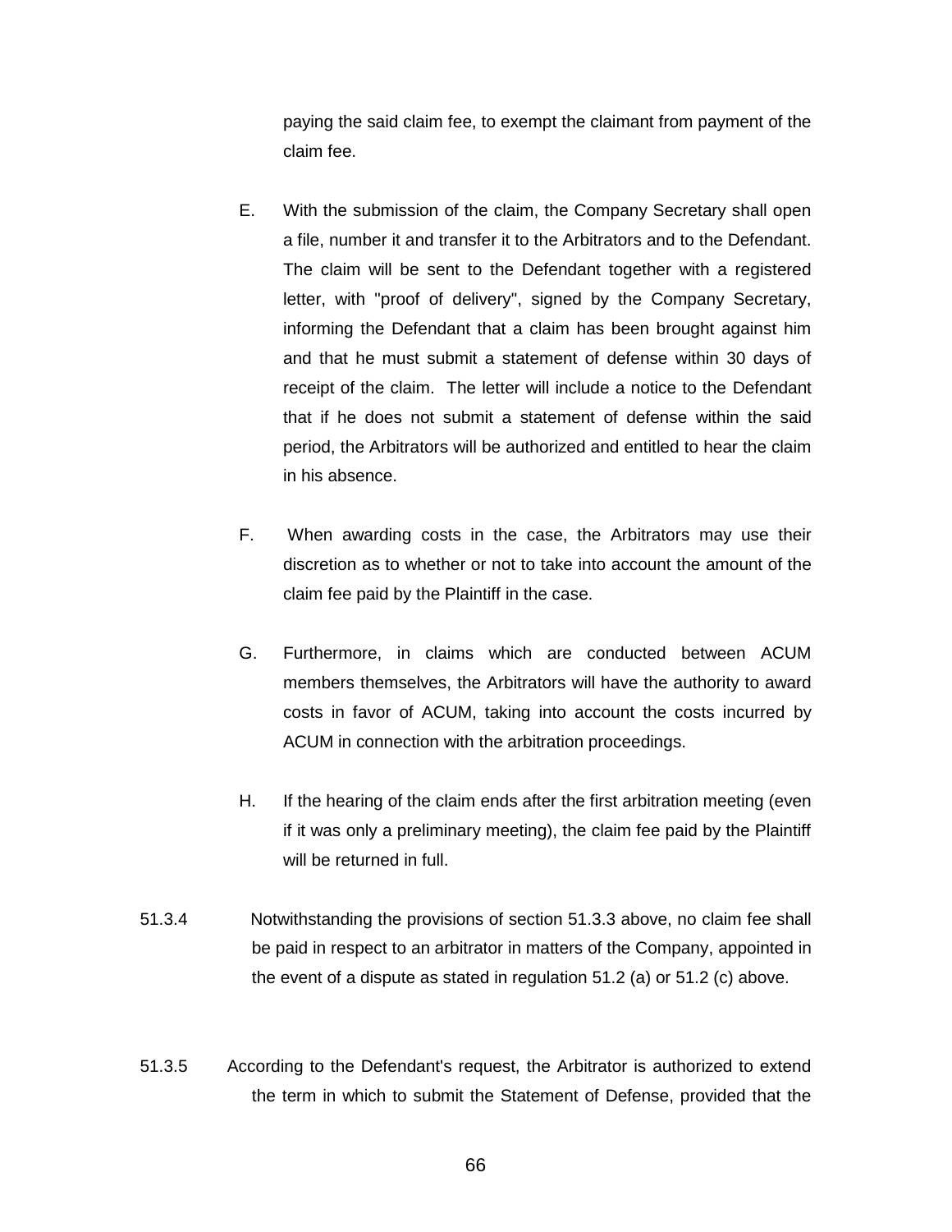paying the said claim fee, to exempt the claimant from payment of the claim fee.

E. With the submission of the claim, the Company Secretary shall open a file, number it and transfer it to the Arbitrators and to the Defendant. The claim will be sent to the Defendant together with a registered letter, with "proof of delivery", signed by the Company Secretary, informing the Defendant that a claim has been brought against him and that he must submit a statement of defense within 30 days of receipt of the claim. The letter will include a notice to the Defendant that if he does not submit a statement of defense within the said period, the Arbitrators will be authorized and entitled to hear the claim in his absence.

F. When awarding costs in the case, the Arbitrators may use their discretion as to whether or not to take into account the amount of the claim fee paid by the Plaintiff in the case.

G. Furthermore, in claims which are conducted between ACUM members themselves, the Arbitrators will have the authority to award costs in favor of ACUM, taking into account the costs incurred by ACUM in connection with the arbitration proceedings.

H. If the hearing of the claim ends after the first arbitration meeting (even if it was only a preliminary meeting), the claim fee paid by the Plaintiff will be returned in full.

51.3.4 Notwithstanding the provisions of section 51.3.3 above, no claim fee shall be paid in respect to an arbitrator in matters of the Company, appointed in the event of a dispute as stated in regulation 51.2 (a) or 51.2 (c) above.

51.3.5 According to the Defendant's request, the Arbitrator is authorized to extend the term in which to submit the Statement of Defense, provided that the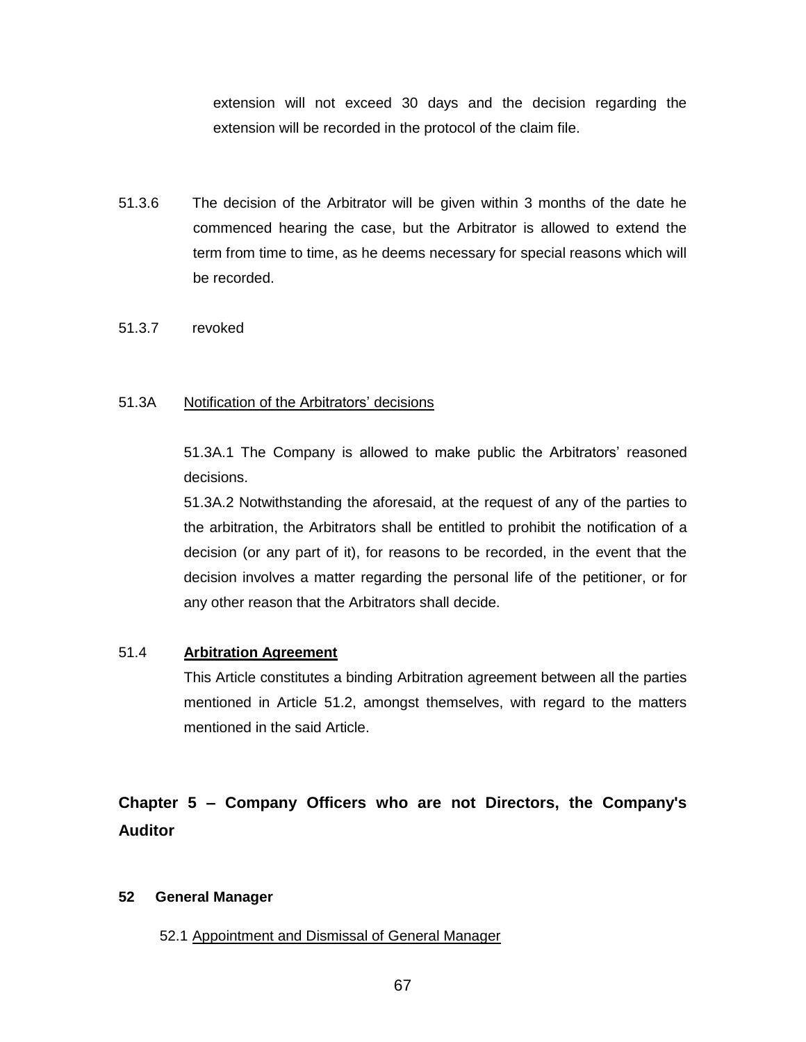extension will not exceed 30 days and the decision regarding the extension will be recorded in the protocol of the claim file.

51.3.6 The decision of the Arbitrator will be given within 3 months of the date he commenced hearing the case, but the Arbitrator is allowed to extend the term from time to time, as he deems necessary for special reasons which will be recorded.

51.3.7 revoked

51.3A <u>Notification of the Arbitrators' decisions</u>

51.3A.1 The Company is allowed to make public the Arbitrators' reasoned decisions.

51.3A.2 Notwithstanding the aforesaid, at the request of any of the parties to the arbitration, the Arbitrators shall be entitled to prohibit the notification of a decision (or any part of it), for reasons to be recorded, in the event that the decision involves a matter regarding the personal life of the petitioner, or for any other reason that the Arbitrators shall decide.

51.4 **<u>Arbitration Agreement</u>**

This Article constitutes a binding Arbitration agreement between all the parties mentioned in Article 51.2, amongst themselves, with regard to the matters mentioned in the said Article.

## Chapter 5 – Company Officers who are not Directors, the Company's Auditor

### 52 General Manager

52.1 <u>Appointment and Dismissal of General Manager</u>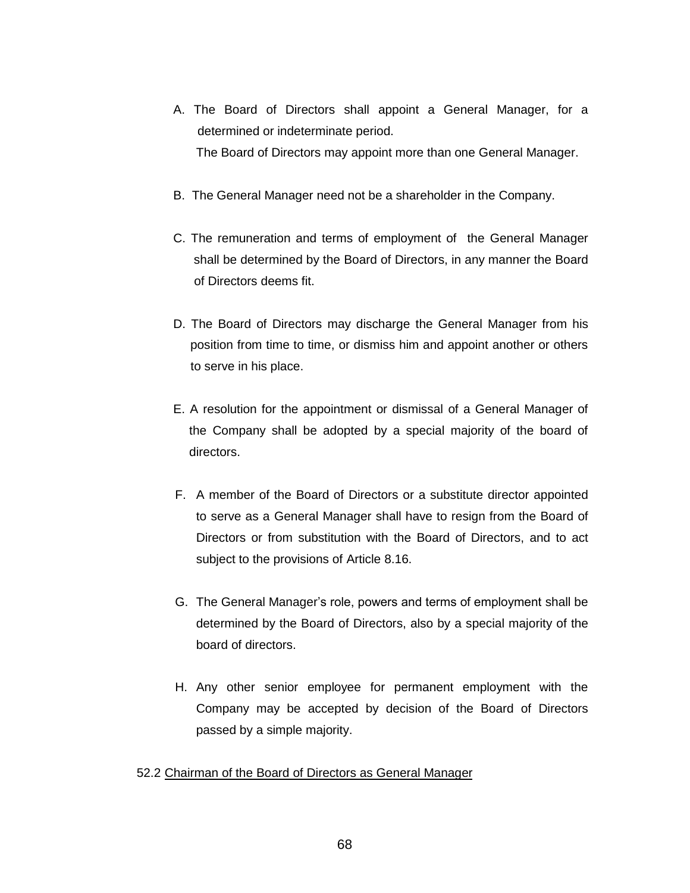A. The Board of Directors shall appoint a General Manager, for a determined or indeterminate period.
   The Board of Directors may appoint more than one General Manager.

B. The General Manager need not be a shareholder in the Company.

C. The remuneration and terms of employment of the General Manager shall be determined by the Board of Directors, in any manner the Board of Directors deems fit.

D. The Board of Directors may discharge the General Manager from his position from time to time, or dismiss him and appoint another or others to serve in his place.

E. A resolution for the appointment or dismissal of a General Manager of the Company shall be adopted by a special majority of the board of directors.

F. A member of the Board of Directors or a substitute director appointed to serve as a General Manager shall have to resign from the Board of Directors or from substitution with the Board of Directors, and to act subject to the provisions of Article 8.16.

G. The General Manager's role, powers and terms of employment shall be determined by the Board of Directors, also by a special majority of the board of directors.

H. Any other senior employee for permanent employment with the Company may be accepted by decision of the Board of Directors passed by a simple majority.

52.2 <u>Chairman of the Board of Directors as General Manager</u>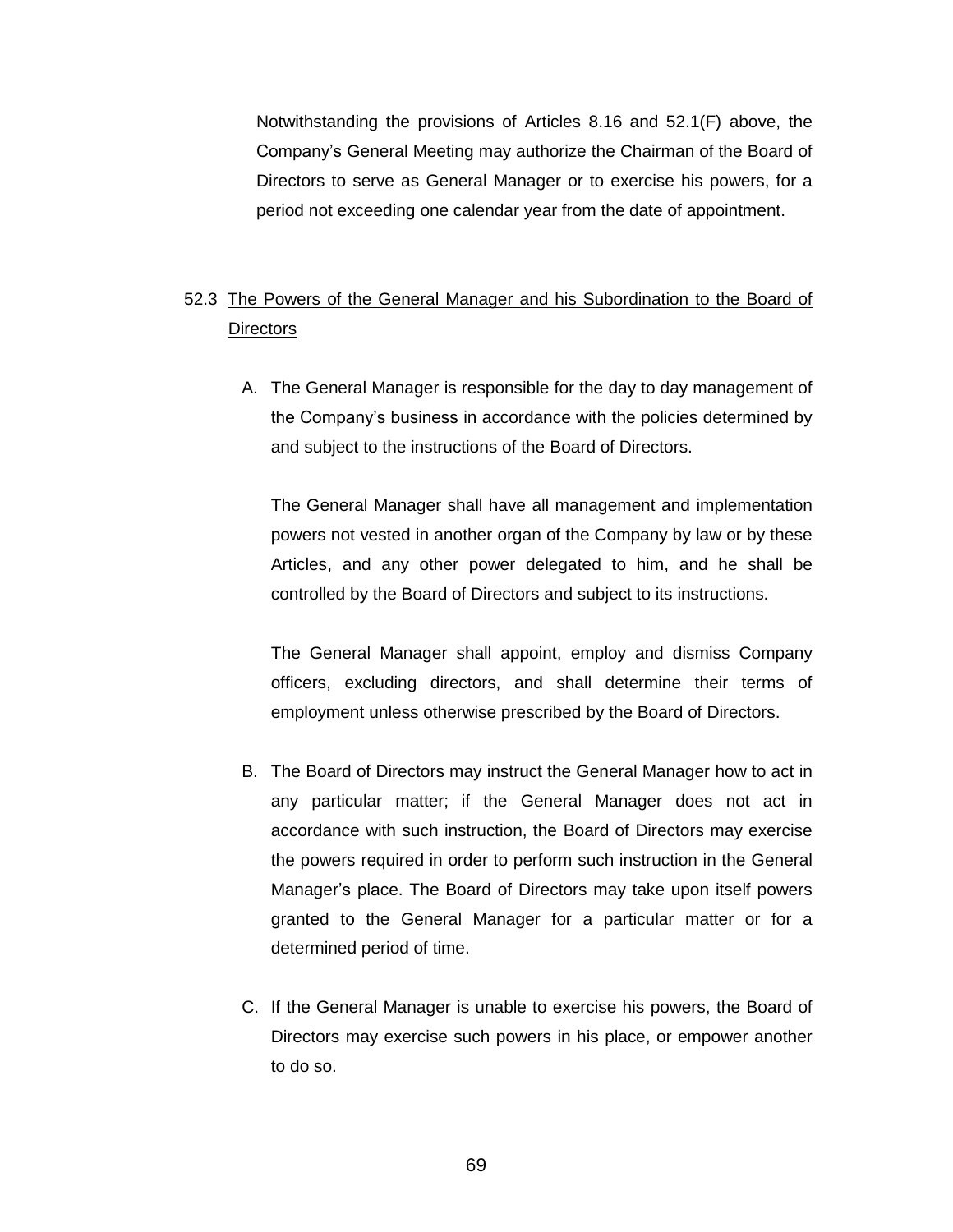Notwithstanding the provisions of Articles 8.16 and 52.1(F) above, the Company's General Meeting may authorize the Chairman of the Board of Directors to serve as General Manager or to exercise his powers, for a period not exceeding one calendar year from the date of appointment.

52.3 <u>The Powers of the General Manager and his Subordination to the Board of Directors</u>

A. The General Manager is responsible for the day to day management of the Company's business in accordance with the policies determined by and subject to the instructions of the Board of Directors.

   The General Manager shall have all management and implementation powers not vested in another organ of the Company by law or by these Articles, and any other power delegated to him, and he shall be controlled by the Board of Directors and subject to its instructions.

   The General Manager shall appoint, employ and dismiss Company officers, excluding directors, and shall determine their terms of employment unless otherwise prescribed by the Board of Directors.

B. The Board of Directors may instruct the General Manager how to act in any particular matter; if the General Manager does not act in accordance with such instruction, the Board of Directors may exercise the powers required in order to perform such instruction in the General Manager's place. The Board of Directors may take upon itself powers granted to the General Manager for a particular matter or for a determined period of time.

C. If the General Manager is unable to exercise his powers, the Board of Directors may exercise such powers in his place, or empower another to do so.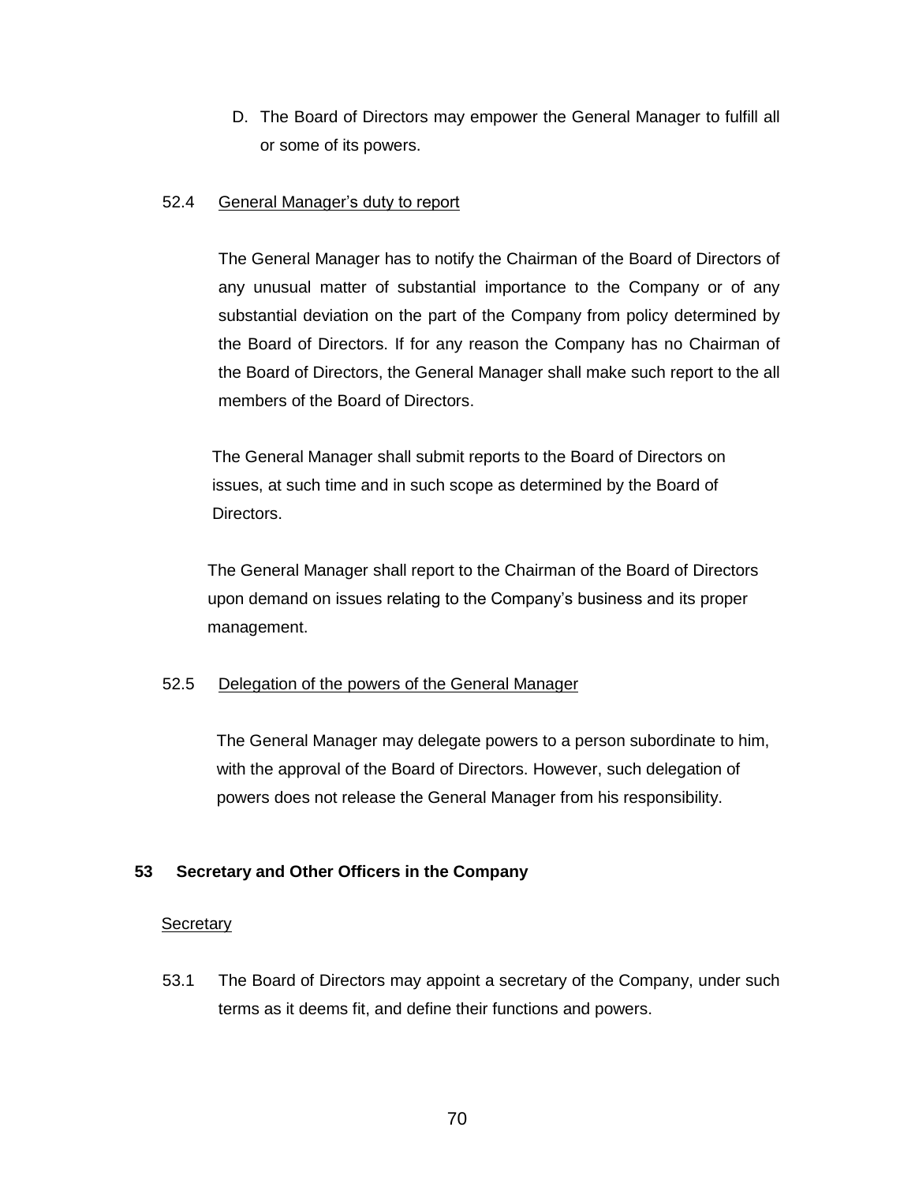D. The Board of Directors may empower the General Manager to fulfill all or some of its powers.

52.4 <u>General Manager's duty to report</u>

The General Manager has to notify the Chairman of the Board of Directors of any unusual matter of substantial importance to the Company or of any substantial deviation on the part of the Company from policy determined by the Board of Directors. If for any reason the Company has no Chairman of the Board of Directors, the General Manager shall make such report to the all members of the Board of Directors.

The General Manager shall submit reports to the Board of Directors on issues, at such time and in such scope as determined by the Board of Directors.

The General Manager shall report to the Chairman of the Board of Directors upon demand on issues relating to the Company's business and its proper management.

52.5 <u>Delegation of the powers of the General Manager</u>

The General Manager may delegate powers to a person subordinate to him, with the approval of the Board of Directors. However, such delegation of powers does not release the General Manager from his responsibility.

**53 Secretary and Other Officers in the Company**

<u>Secretary</u>

53.1 The Board of Directors may appoint a secretary of the Company, under such terms as it deems fit, and define their functions and powers.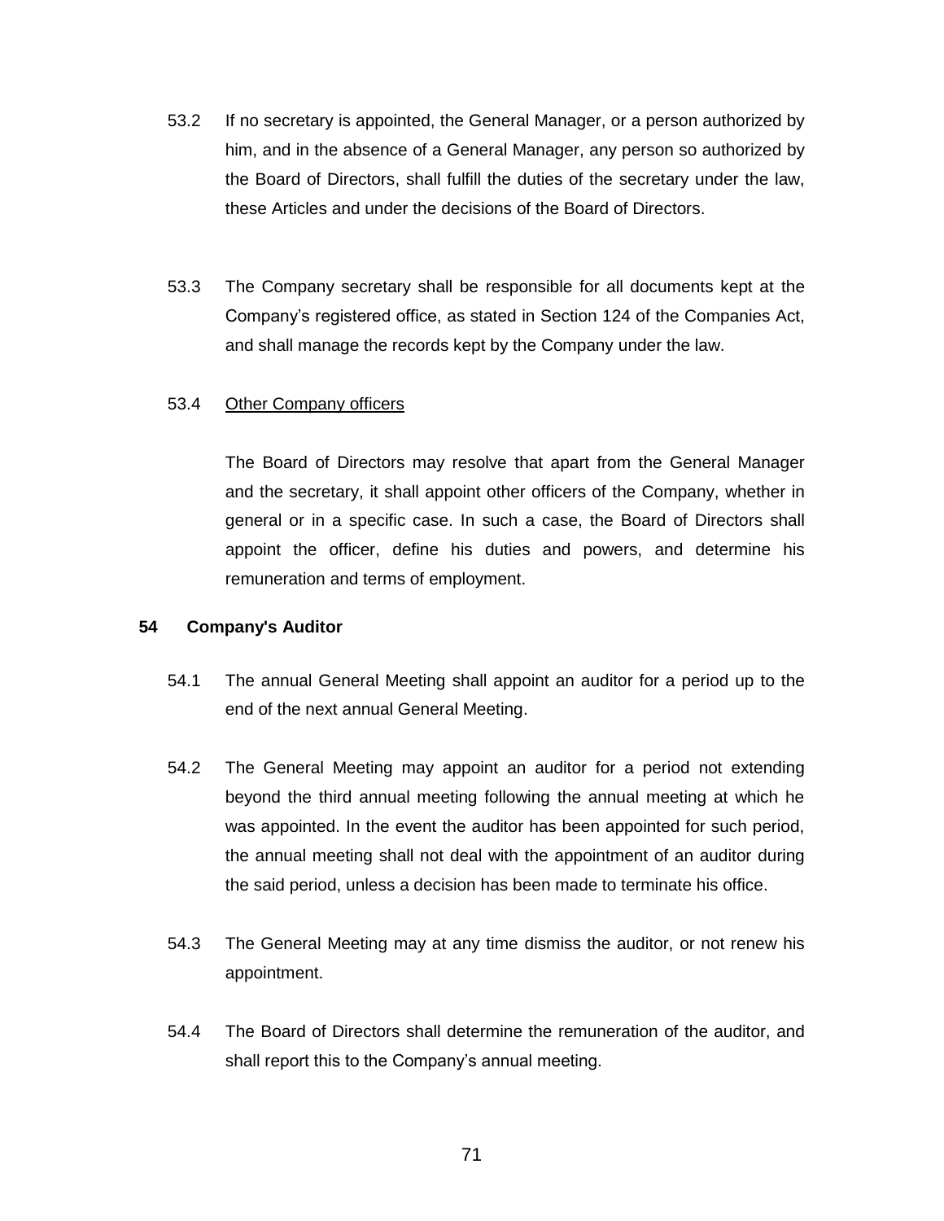53.2 If no secretary is appointed, the General Manager, or a person authorized by him, and in the absence of a General Manager, any person so authorized by the Board of Directors, shall fulfill the duties of the secretary under the law, these Articles and under the decisions of the Board of Directors.

53.3 The Company secretary shall be responsible for all documents kept at the Company's registered office, as stated in Section 124 of the Companies Act, and shall manage the records kept by the Company under the law.

53.4 Other Company officers

The Board of Directors may resolve that apart from the General Manager and the secretary, it shall appoint other officers of the Company, whether in general or in a specific case. In such a case, the Board of Directors shall appoint the officer, define his duties and powers, and determine his remuneration and terms of employment.

**54 Company's Auditor**

54.1 The annual General Meeting shall appoint an auditor for a period up to the end of the next annual General Meeting.

54.2 The General Meeting may appoint an auditor for a period not extending beyond the third annual meeting following the annual meeting at which he was appointed. In the event the auditor has been appointed for such period, the annual meeting shall not deal with the appointment of an auditor during the said period, unless a decision has been made to terminate his office.

54.3 The General Meeting may at any time dismiss the auditor, or not renew his appointment.

54.4 The Board of Directors shall determine the remuneration of the auditor, and shall report this to the Company's annual meeting.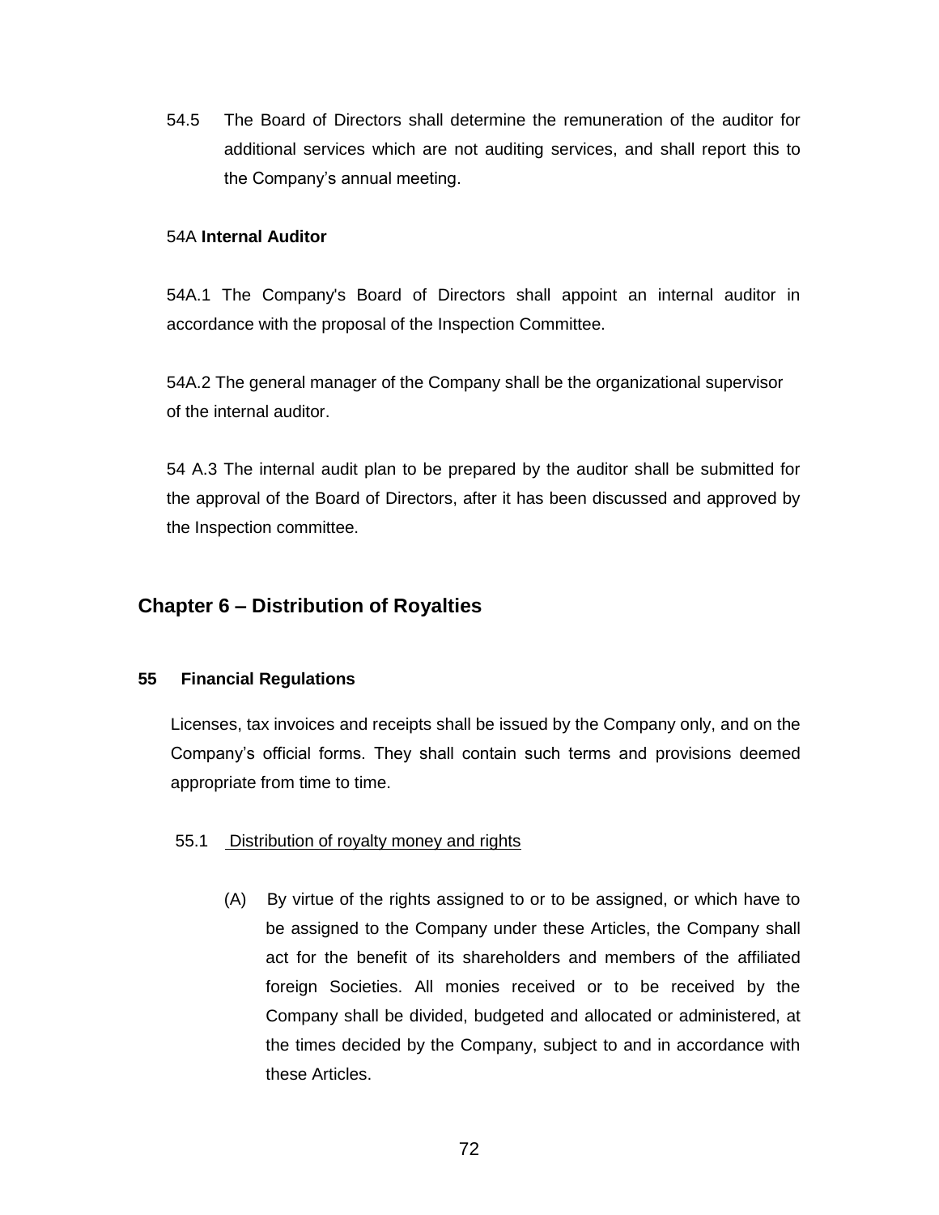54.5 The Board of Directors shall determine the remuneration of the auditor for additional services which are not auditing services, and shall report this to the Company's annual meeting.

54A **Internal Auditor**

54A.1 The Company's Board of Directors shall appoint an internal auditor in accordance with the proposal of the Inspection Committee.

54A.2 The general manager of the Company shall be the organizational supervisor of the internal auditor.

54 A.3 The internal audit plan to be prepared by the auditor shall be submitted for the approval of the Board of Directors, after it has been discussed and approved by the Inspection committee.

## Chapter 6 – Distribution of Royalties

### 55 Financial Regulations

Licenses, tax invoices and receipts shall be issued by the Company only, and on the Company's official forms. They shall contain such terms and provisions deemed appropriate from time to time.

55.1 <u>Distribution of royalty money and rights</u>

(A) By virtue of the rights assigned to or to be assigned, or which have to be assigned to the Company under these Articles, the Company shall act for the benefit of its shareholders and members of the affiliated foreign Societies. All monies received or to be received by the Company shall be divided, budgeted and allocated or administered, at the times decided by the Company, subject to and in accordance with these Articles.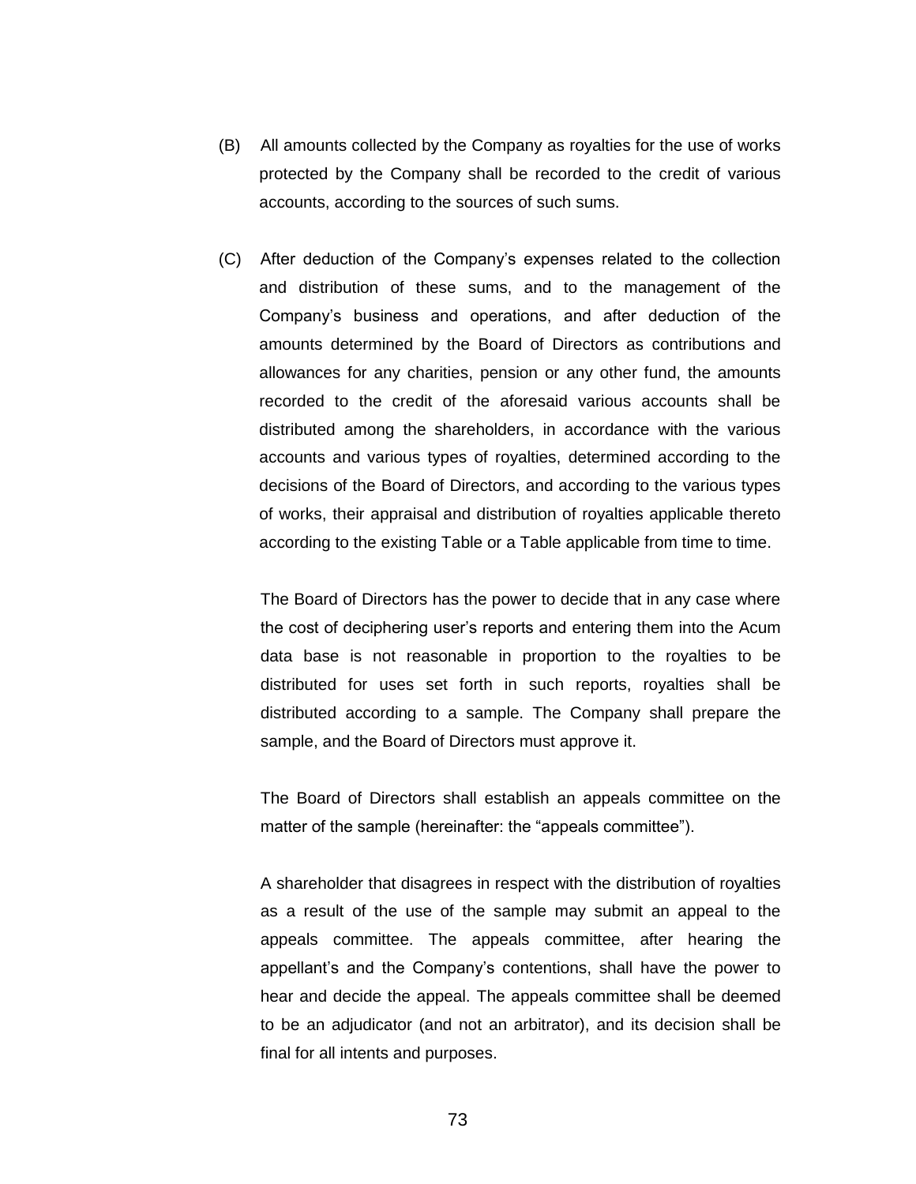(B) All amounts collected by the Company as royalties for the use of works protected by the Company shall be recorded to the credit of various accounts, according to the sources of such sums.

(C) After deduction of the Company's expenses related to the collection and distribution of these sums, and to the management of the Company's business and operations, and after deduction of the amounts determined by the Board of Directors as contributions and allowances for any charities, pension or any other fund, the amounts recorded to the credit of the aforesaid various accounts shall be distributed among the shareholders, in accordance with the various accounts and various types of royalties, determined according to the decisions of the Board of Directors, and according to the various types of works, their appraisal and distribution of royalties applicable thereto according to the existing Table or a Table applicable from time to time.

The Board of Directors has the power to decide that in any case where the cost of deciphering user's reports and entering them into the Acum data base is not reasonable in proportion to the royalties to be distributed for uses set forth in such reports, royalties shall be distributed according to a sample. The Company shall prepare the sample, and the Board of Directors must approve it.

The Board of Directors shall establish an appeals committee on the matter of the sample (hereinafter: the "appeals committee").

A shareholder that disagrees in respect with the distribution of royalties as a result of the use of the sample may submit an appeal to the appeals committee. The appeals committee, after hearing the appellant's and the Company's contentions, shall have the power to hear and decide the appeal. The appeals committee shall be deemed to be an adjudicator (and not an arbitrator), and its decision shall be final for all intents and purposes.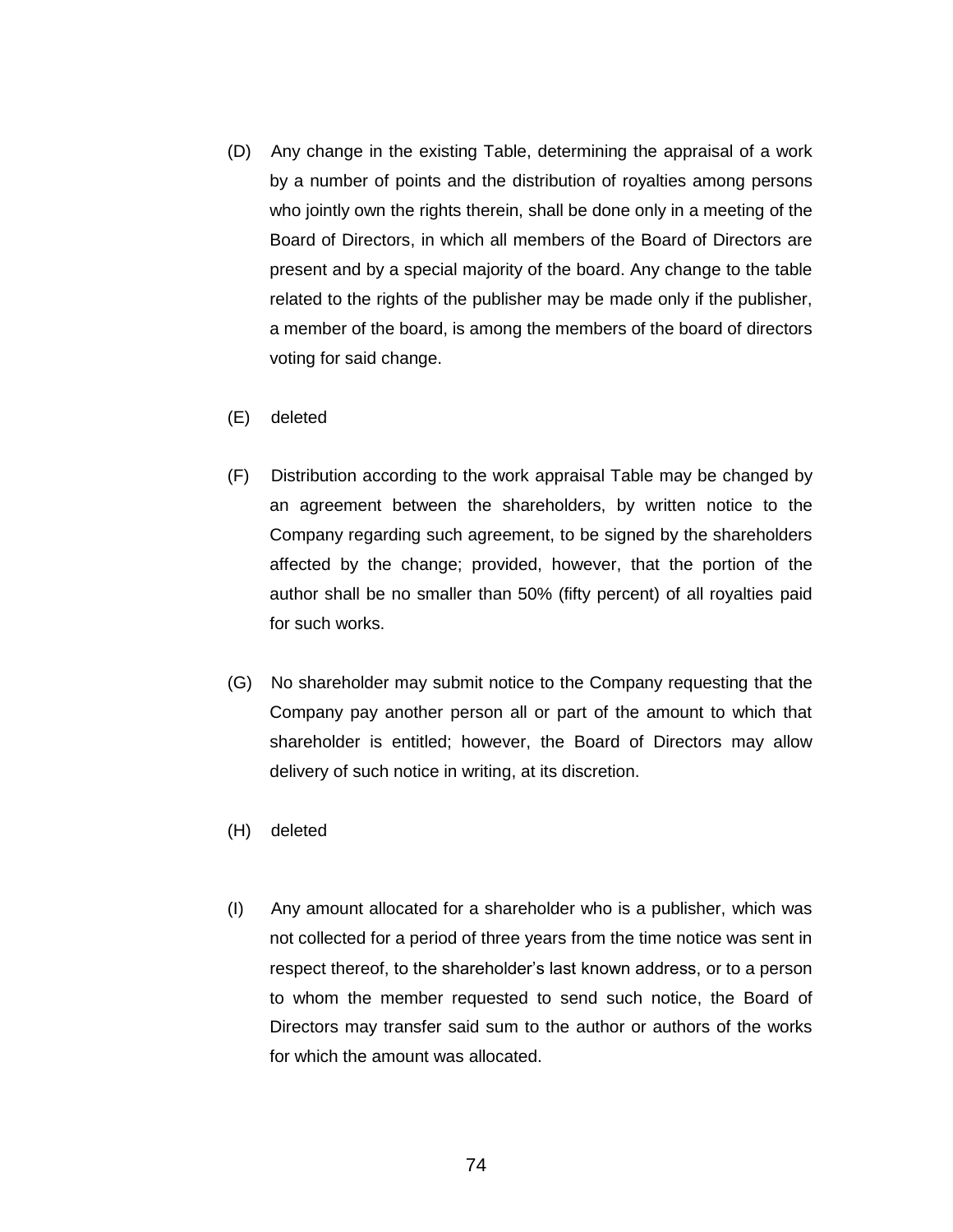(D) Any change in the existing Table, determining the appraisal of a work by a number of points and the distribution of royalties among persons who jointly own the rights therein, shall be done only in a meeting of the Board of Directors, in which all members of the Board of Directors are present and by a special majority of the board. Any change to the table related to the rights of the publisher may be made only if the publisher, a member of the board, is among the members of the board of directors voting for said change.

(E) deleted

(F) Distribution according to the work appraisal Table may be changed by an agreement between the shareholders, by written notice to the Company regarding such agreement, to be signed by the shareholders affected by the change; provided, however, that the portion of the author shall be no smaller than 50% (fifty percent) of all royalties paid for such works.

(G) No shareholder may submit notice to the Company requesting that the Company pay another person all or part of the amount to which that shareholder is entitled; however, the Board of Directors may allow delivery of such notice in writing, at its discretion.

(H) deleted

(I) Any amount allocated for a shareholder who is a publisher, which was not collected for a period of three years from the time notice was sent in respect thereof, to the shareholder's last known address, or to a person to whom the member requested to send such notice, the Board of Directors may transfer said sum to the author or authors of the works for which the amount was allocated.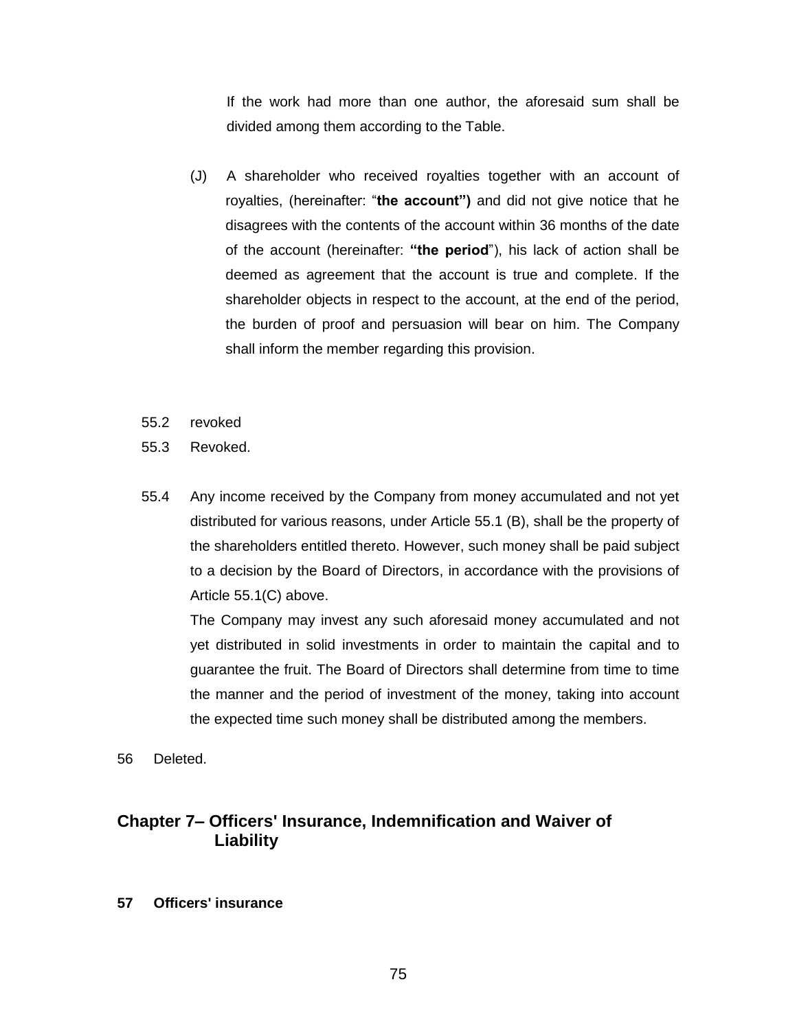If the work had more than one author, the aforesaid sum shall be divided among them according to the Table.

(J) A shareholder who received royalties together with an account of royalties, (hereinafter: "**the account")** and did not give notice that he disagrees with the contents of the account within 36 months of the date of the account (hereinafter: **"the period**"), his lack of action shall be deemed as agreement that the account is true and complete. If the shareholder objects in respect to the account, at the end of the period, the burden of proof and persuasion will bear on him. The Company shall inform the member regarding this provision.

55.2 revoked

55.3 Revoked.

55.4 Any income received by the Company from money accumulated and not yet distributed for various reasons, under Article 55.1 (B), shall be the property of the shareholders entitled thereto. However, such money shall be paid subject to a decision by the Board of Directors, in accordance with the provisions of Article 55.1(C) above.

The Company may invest any such aforesaid money accumulated and not yet distributed in solid investments in order to maintain the capital and to guarantee the fruit. The Board of Directors shall determine from time to time the manner and the period of investment of the money, taking into account the expected time such money shall be distributed among the members.

56 Deleted.

## Chapter 7– Officers' Insurance, Indemnification and Waiver of Liability

**57 Officers' insurance**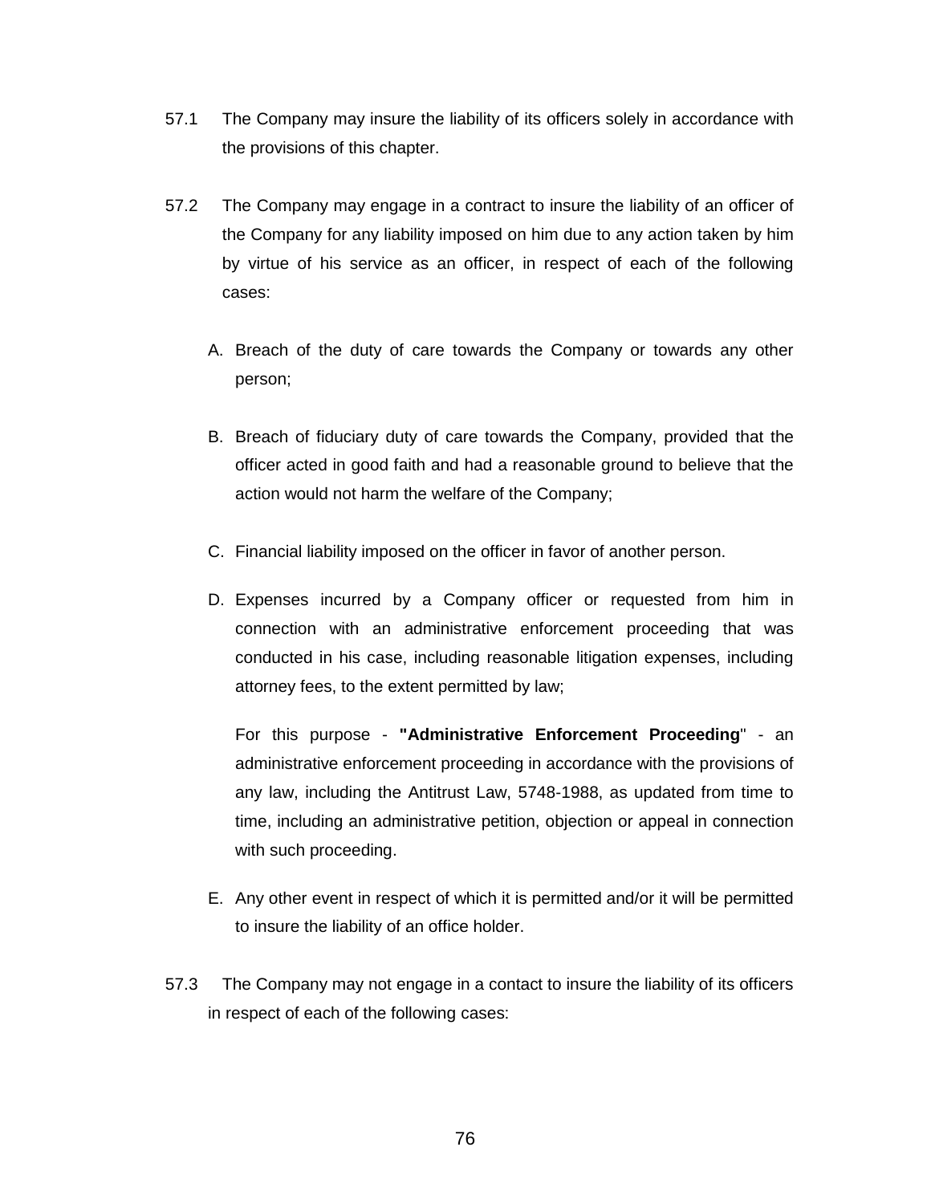57.1 The Company may insure the liability of its officers solely in accordance with the provisions of this chapter.

57.2 The Company may engage in a contract to insure the liability of an officer of the Company for any liability imposed on him due to any action taken by him by virtue of his service as an officer, in respect of each of the following cases:

A. Breach of the duty of care towards the Company or towards any other person;

B. Breach of fiduciary duty of care towards the Company, provided that the officer acted in good faith and had a reasonable ground to believe that the action would not harm the welfare of the Company;

C. Financial liability imposed on the officer in favor of another person.

D. Expenses incurred by a Company officer or requested from him in connection with an administrative enforcement proceeding that was conducted in his case, including reasonable litigation expenses, including attorney fees, to the extent permitted by law;

For this purpose - **"Administrative Enforcement Proceeding**" - an administrative enforcement proceeding in accordance with the provisions of any law, including the Antitrust Law, 5748-1988, as updated from time to time, including an administrative petition, objection or appeal in connection with such proceeding.

E. Any other event in respect of which it is permitted and/or it will be permitted to insure the liability of an office holder.

57.3 The Company may not engage in a contact to insure the liability of its officers in respect of each of the following cases: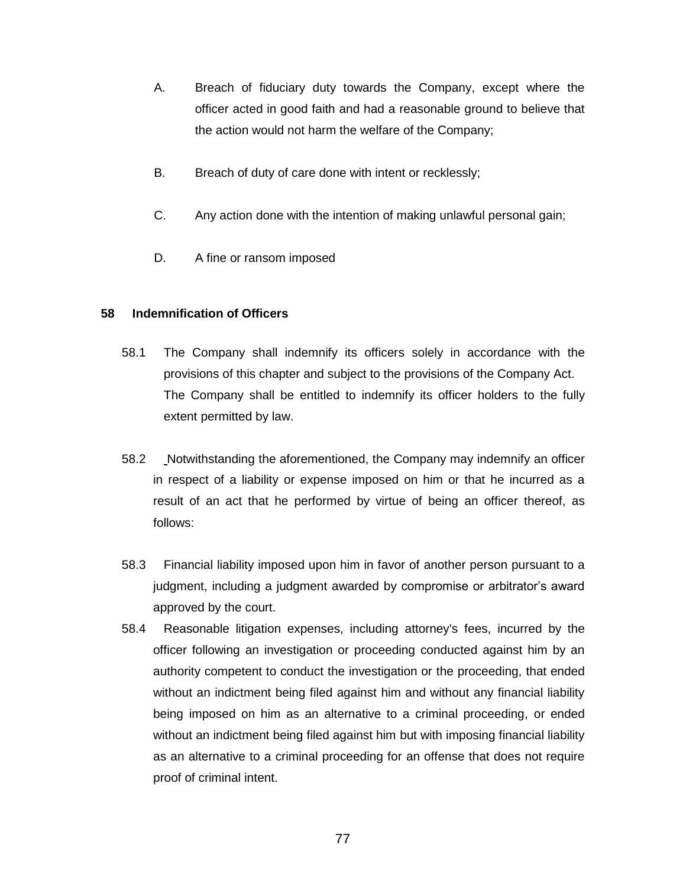A. Breach of fiduciary duty towards the Company, except where the officer acted in good faith and had a reasonable ground to believe that the action would not harm the welfare of the Company;

B. Breach of duty of care done with intent or recklessly;

C. Any action done with the intention of making unlawful personal gain;

D. A fine or ransom imposed

## 58 Indemnification of Officers

58.1 The Company shall indemnify its officers solely in accordance with the provisions of this chapter and subject to the provisions of the Company Act. The Company shall be entitled to indemnify its officer holders to the fully extent permitted by law.

58.2 Notwithstanding the aforementioned, the Company may indemnify an officer in respect of a liability or expense imposed on him or that he incurred as a result of an act that he performed by virtue of being an officer thereof, as follows:

58.3 Financial liability imposed upon him in favor of another person pursuant to a judgment, including a judgment awarded by compromise or arbitrator's award approved by the court.

58.4 Reasonable litigation expenses, including attorney's fees, incurred by the officer following an investigation or proceeding conducted against him by an authority competent to conduct the investigation or the proceeding, that ended without an indictment being filed against him and without any financial liability being imposed on him as an alternative to a criminal proceeding, or ended without an indictment being filed against him but with imposing financial liability as an alternative to a criminal proceeding for an offense that does not require proof of criminal intent.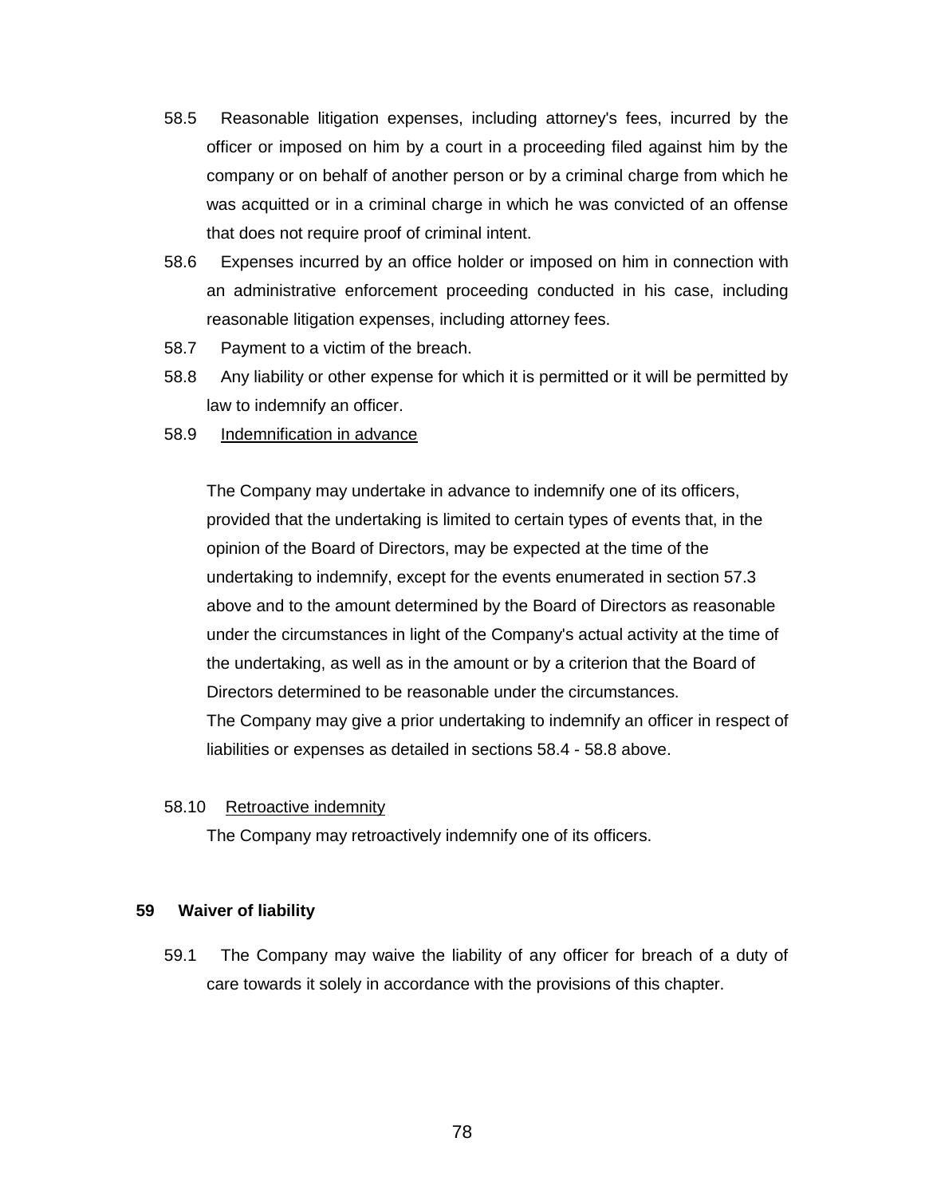58.5 Reasonable litigation expenses, including attorney's fees, incurred by the officer or imposed on him by a court in a proceeding filed against him by the company or on behalf of another person or by a criminal charge from which he was acquitted or in a criminal charge in which he was convicted of an offense that does not require proof of criminal intent.

58.6 Expenses incurred by an office holder or imposed on him in connection with an administrative enforcement proceeding conducted in his case, including reasonable litigation expenses, including attorney fees.

58.7 Payment to a victim of the breach.

58.8 Any liability or other expense for which it is permitted or it will be permitted by law to indemnify an officer.

58.9 <u>Indemnification in advance</u>

The Company may undertake in advance to indemnify one of its officers, provided that the undertaking is limited to certain types of events that, in the opinion of the Board of Directors, may be expected at the time of the undertaking to indemnify, except for the events enumerated in section 57.3 above and to the amount determined by the Board of Directors as reasonable under the circumstances in light of the Company's actual activity at the time of the undertaking, as well as in the amount or by a criterion that the Board of Directors determined to be reasonable under the circumstances.

The Company may give a prior undertaking to indemnify an officer in respect of liabilities or expenses as detailed in sections 58.4 - 58.8 above.

58.10 <u>Retroactive indemnity</u>

The Company may retroactively indemnify one of its officers.

## 59 Waiver of liability

59.1 The Company may waive the liability of any officer for breach of a duty of care towards it solely in accordance with the provisions of this chapter.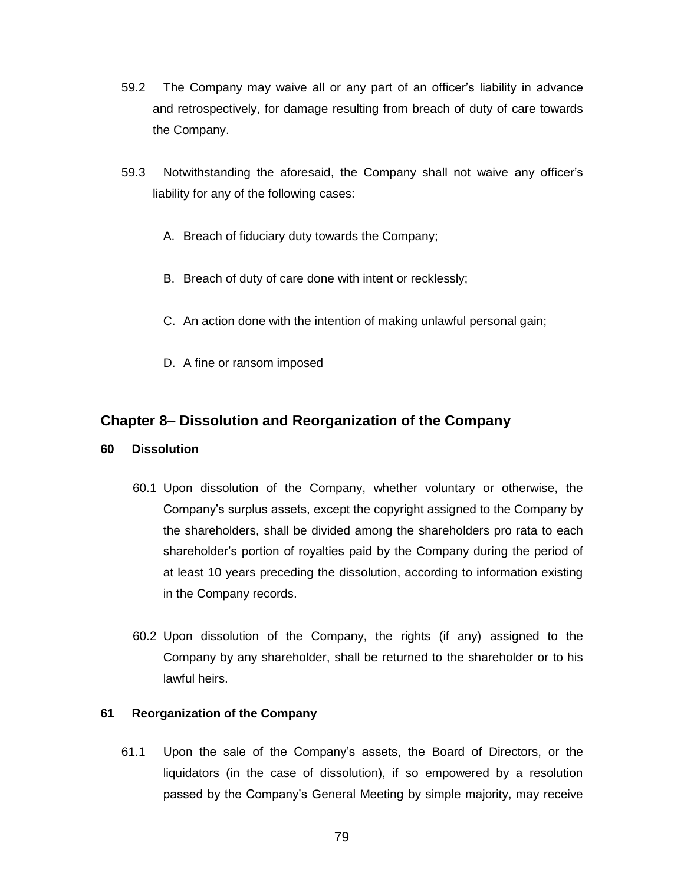59.2 The Company may waive all or any part of an officer's liability in advance and retrospectively, for damage resulting from breach of duty of care towards the Company.

59.3 Notwithstanding the aforesaid, the Company shall not waive any officer's liability for any of the following cases:

A. Breach of fiduciary duty towards the Company;

B. Breach of duty of care done with intent or recklessly;

C. An action done with the intention of making unlawful personal gain;

D. A fine or ransom imposed

## Chapter 8– Dissolution and Reorganization of the Company

### 60 Dissolution

60.1 Upon dissolution of the Company, whether voluntary or otherwise, the Company's surplus assets, except the copyright assigned to the Company by the shareholders, shall be divided among the shareholders pro rata to each shareholder's portion of royalties paid by the Company during the period of at least 10 years preceding the dissolution, according to information existing in the Company records.

60.2 Upon dissolution of the Company, the rights (if any) assigned to the Company by any shareholder, shall be returned to the shareholder or to his lawful heirs.

### 61 Reorganization of the Company

61.1 Upon the sale of the Company's assets, the Board of Directors, or the liquidators (in the case of dissolution), if so empowered by a resolution passed by the Company's General Meeting by simple majority, may receive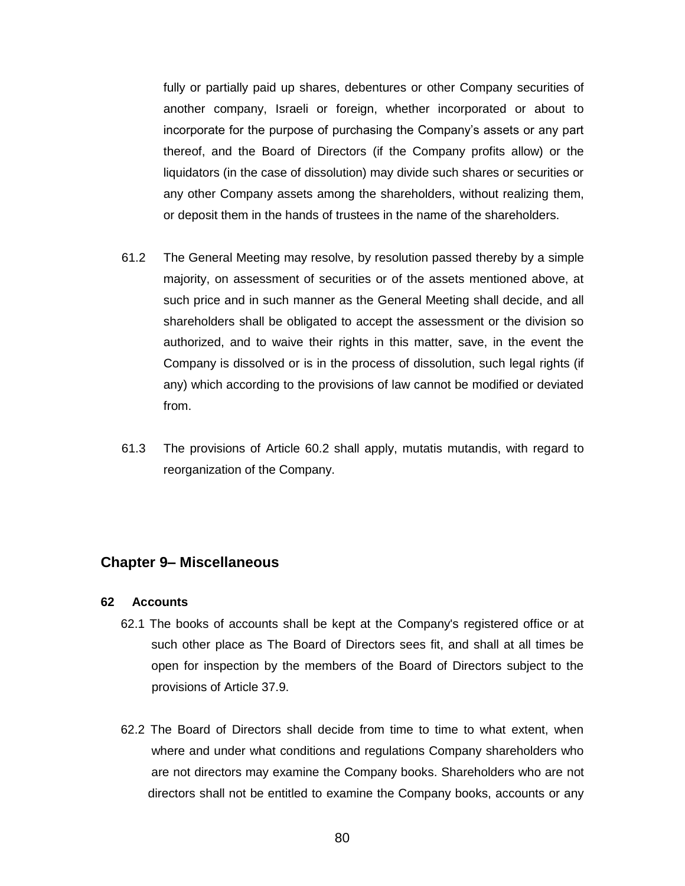fully or partially paid up shares, debentures or other Company securities of another company, Israeli or foreign, whether incorporated or about to incorporate for the purpose of purchasing the Company's assets or any part thereof, and the Board of Directors (if the Company profits allow) or the liquidators (in the case of dissolution) may divide such shares or securities or any other Company assets among the shareholders, without realizing them, or deposit them in the hands of trustees in the name of the shareholders.

61.2 The General Meeting may resolve, by resolution passed thereby by a simple majority, on assessment of securities or of the assets mentioned above, at such price and in such manner as the General Meeting shall decide, and all shareholders shall be obligated to accept the assessment or the division so authorized, and to waive their rights in this matter, save, in the event the Company is dissolved or is in the process of dissolution, such legal rights (if any) which according to the provisions of law cannot be modified or deviated from.

61.3 The provisions of Article 60.2 shall apply, mutatis mutandis, with regard to reorganization of the Company.

## Chapter 9– Miscellaneous

### 62 Accounts

62.1 The books of accounts shall be kept at the Company's registered office or at such other place as The Board of Directors sees fit, and shall at all times be open for inspection by the members of the Board of Directors subject to the provisions of Article 37.9.

62.2 The Board of Directors shall decide from time to time to what extent, when where and under what conditions and regulations Company shareholders who are not directors may examine the Company books. Shareholders who are not directors shall not be entitled to examine the Company books, accounts or any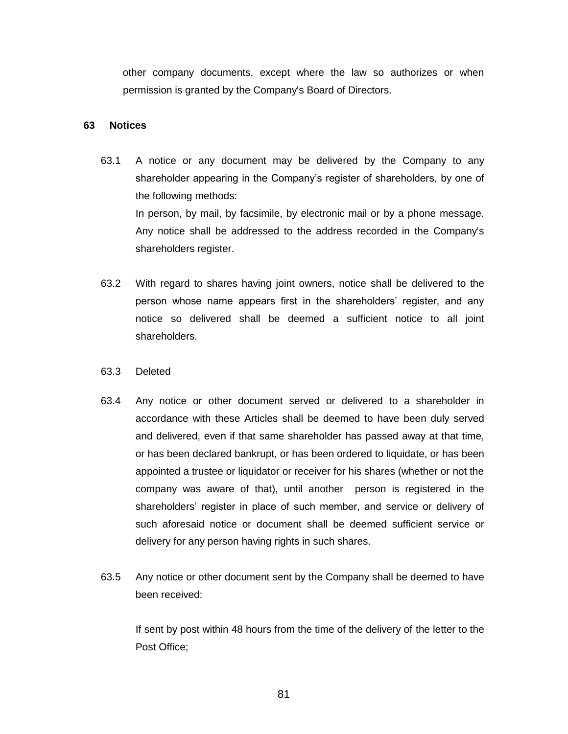other company documents, except where the law so authorizes or when permission is granted by the Company's Board of Directors.

## 63 Notices

63.1 A notice or any document may be delivered by the Company to any shareholder appearing in the Company’s register of shareholders, by one of the following methods:

In person, by mail, by facsimile, by electronic mail or by a phone message. Any notice shall be addressed to the address recorded in the Company's shareholders register.

63.2 With regard to shares having joint owners, notice shall be delivered to the person whose name appears first in the shareholders’ register, and any notice so delivered shall be deemed a sufficient notice to all joint shareholders.

63.3 Deleted

63.4 Any notice or other document served or delivered to a shareholder in accordance with these Articles shall be deemed to have been duly served and delivered, even if that same shareholder has passed away at that time, or has been declared bankrupt, or has been ordered to liquidate, or has been appointed a trustee or liquidator or receiver for his shares (whether or not the company was aware of that), until another person is registered in the shareholders’ register in place of such member, and service or delivery of such aforesaid notice or document shall be deemed sufficient service or delivery for any person having rights in such shares.

63.5 Any notice or other document sent by the Company shall be deemed to have been received:

If sent by post within 48 hours from the time of the delivery of the letter to the Post Office;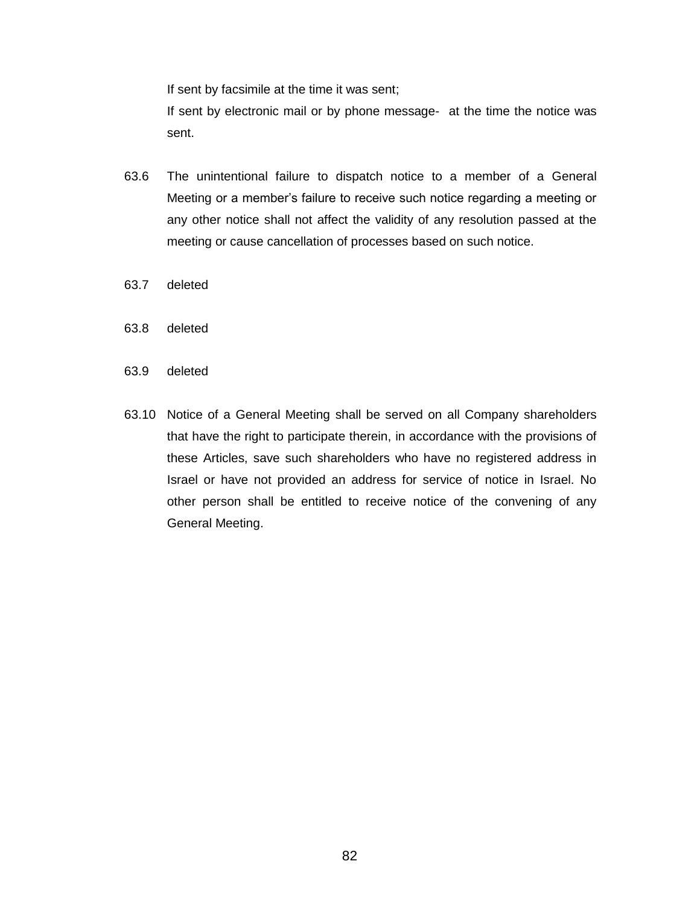If sent by facsimile at the time it was sent;

If sent by electronic mail or by phone message- at the time the notice was sent.

63.6 The unintentional failure to dispatch notice to a member of a General Meeting or a member's failure to receive such notice regarding a meeting or any other notice shall not affect the validity of any resolution passed at the meeting or cause cancellation of processes based on such notice.

63.7 deleted

63.8 deleted

63.9 deleted

63.10 Notice of a General Meeting shall be served on all Company shareholders that have the right to participate therein, in accordance with the provisions of these Articles, save such shareholders who have no registered address in Israel or have not provided an address for service of notice in Israel. No other person shall be entitled to receive notice of the convening of any General Meeting.